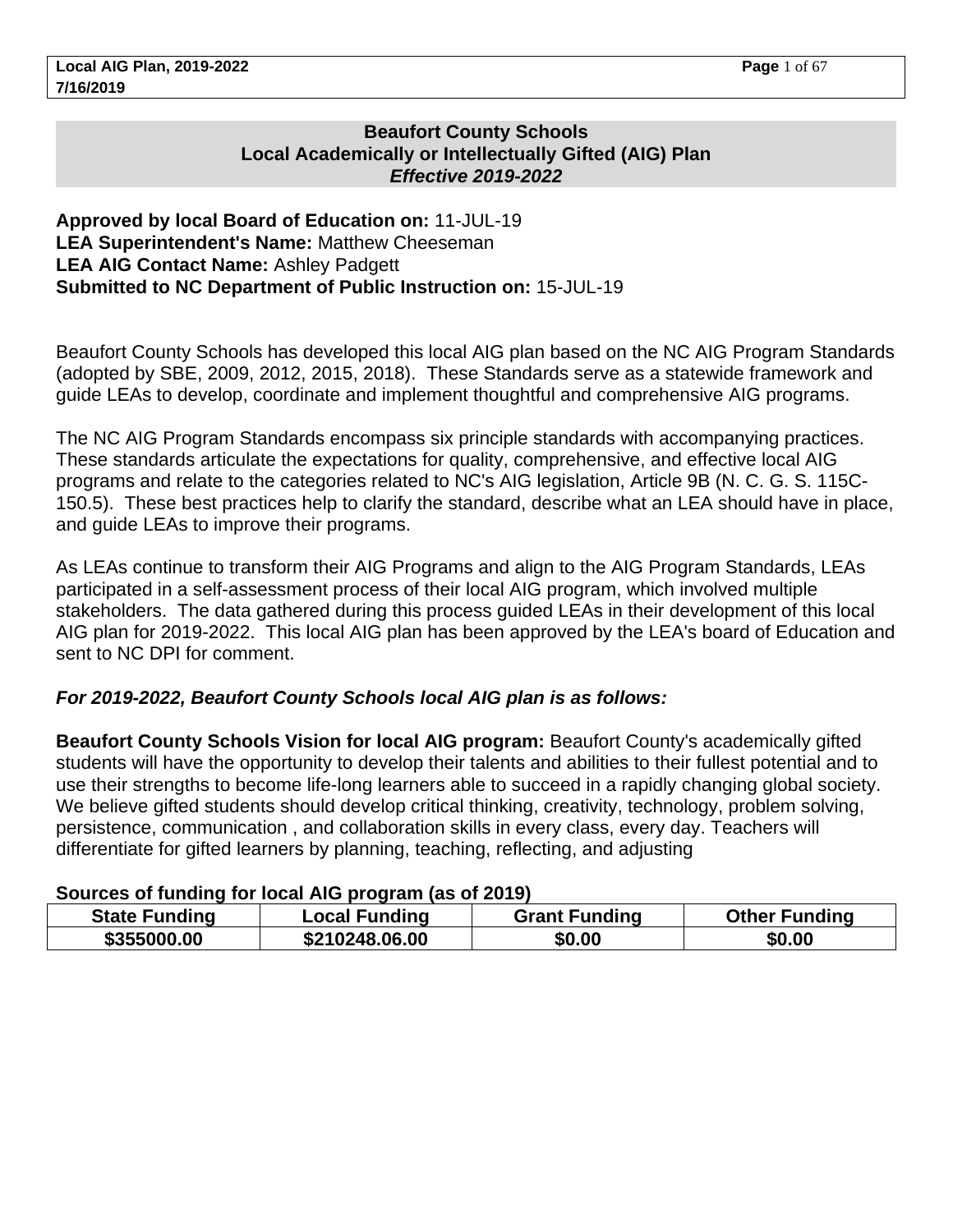# Beaufort County Schools
## Local Academically or Intellectually Gifted (AIG) Plan
### *Effective 2019-2022*

**Approved by local Board of Education on:** 11-JUL-19
**LEA Superintendent's Name:** Matthew Cheeseman
**LEA AIG Contact Name:** Ashley Padgett
**Submitted to NC Department of Public Instruction on:** 15-JUL-19

Beaufort County Schools has developed this local AIG plan based on the NC AIG Program Standards (adopted by SBE, 2009, 2012, 2015, 2018). These Standards serve as a statewide framework and guide LEAs to develop, coordinate and implement thoughtful and comprehensive AIG programs.

The NC AIG Program Standards encompass six principle standards with accompanying practices. These standards articulate the expectations for quality, comprehensive, and effective local AIG programs and relate to the categories related to NC's AIG legislation, Article 9B (N. C. G. S. 115C-150.5). These best practices help to clarify the standard, describe what an LEA should have in place, and guide LEAs to improve their programs.

As LEAs continue to transform their AIG Programs and align to the AIG Program Standards, LEAs participated in a self-assessment process of their local AIG program, which involved multiple stakeholders. The data gathered during this process guided LEAs in their development of this local AIG plan for 2019-2022. This local AIG plan has been approved by the LEA's board of Education and sent to NC DPI for comment.

***For 2019-2022, Beaufort County Schools local AIG plan is as follows:***

**Beaufort County Schools Vision for local AIG program:** Beaufort County's academically gifted students will have the opportunity to develop their talents and abilities to their fullest potential and to use their strengths to become life-long learners able to succeed in a rapidly changing global society. We believe gifted students should develop critical thinking, creativity, technology, problem solving, persistence, communication , and collaboration skills in every class, every day. Teachers will differentiate for gifted learners by planning, teaching, reflecting, and adjusting

**Sources of funding for local AIG program (as of 2019)**

| State Funding | Local Funding | Grant Funding | Other Funding |
|---|---|---|---|
| $355000.00 | $210248.06.00 | $0.00 | $0.00 |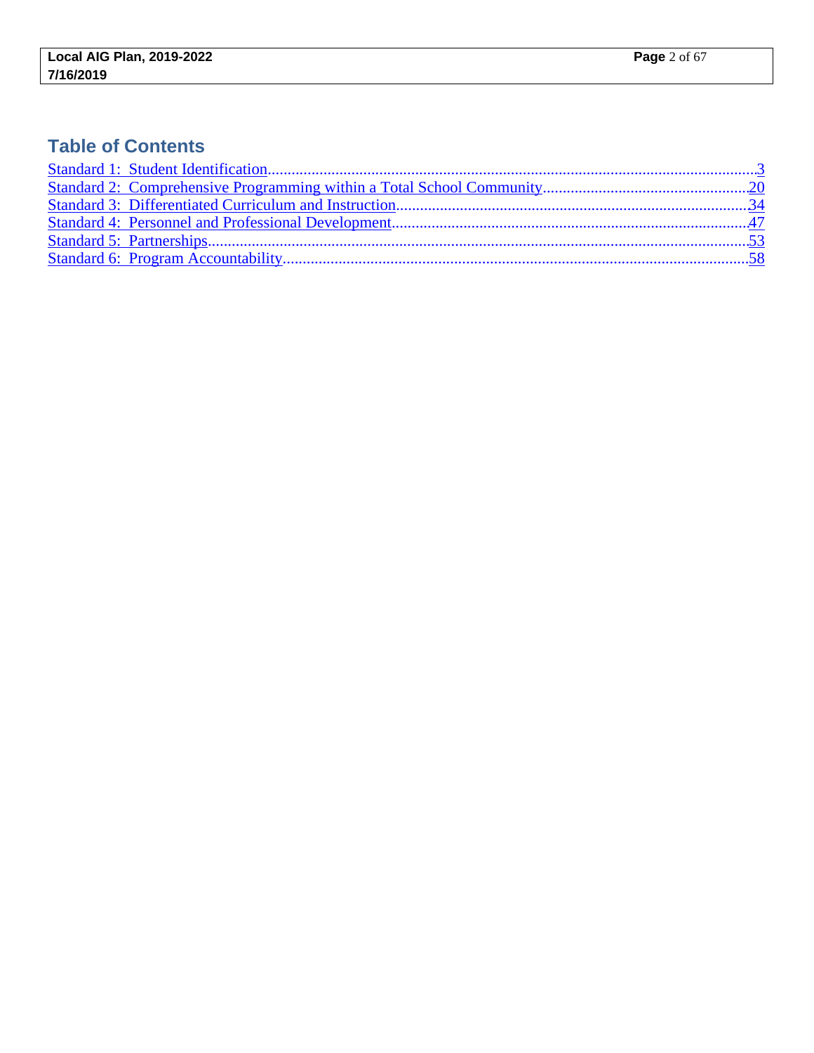## Table of Contents

Standard 1: Student Identification....................................3
Standard 2: Comprehensive Programming within a Total School Community....................................20
Standard 3: Differentiated Curriculum and Instruction....................................34
Standard 4: Personnel and Professional Development....................................47
Standard 5: Partnerships....................................53
Standard 6: Program Accountability....................................58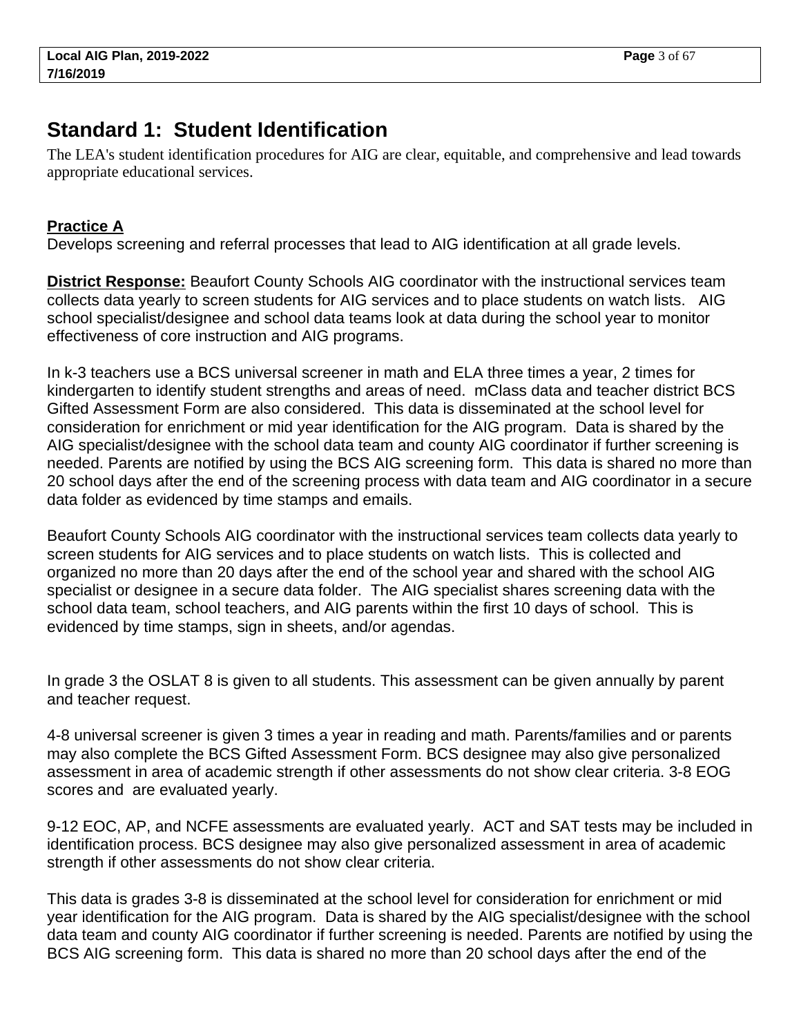## Standard 1: Student Identification

The LEA's student identification procedures for AIG are clear, equitable, and comprehensive and lead towards appropriate educational services.

**Practice A**

Develops screening and referral processes that lead to AIG identification at all grade levels.

**District Response:** Beaufort County Schools AIG coordinator with the instructional services team collects data yearly to screen students for AIG services and to place students on watch lists. AIG school specialist/designee and school data teams look at data during the school year to monitor effectiveness of core instruction and AIG programs.

In k-3 teachers use a BCS universal screener in math and ELA three times a year, 2 times for kindergarten to identify student strengths and areas of need. mClass data and teacher district BCS Gifted Assessment Form are also considered. This data is disseminated at the school level for consideration for enrichment or mid year identification for the AIG program. Data is shared by the AIG specialist/designee with the school data team and county AIG coordinator if further screening is needed. Parents are notified by using the BCS AIG screening form. This data is shared no more than 20 school days after the end of the screening process with data team and AIG coordinator in a secure data folder as evidenced by time stamps and emails.

Beaufort County Schools AIG coordinator with the instructional services team collects data yearly to screen students for AIG services and to place students on watch lists. This is collected and organized no more than 20 days after the end of the school year and shared with the school AIG specialist or designee in a secure data folder. The AIG specialist shares screening data with the school data team, school teachers, and AIG parents within the first 10 days of school. This is evidenced by time stamps, sign in sheets, and/or agendas.

In grade 3 the OSLAT 8 is given to all students. This assessment can be given annually by parent and teacher request.

4-8 universal screener is given 3 times a year in reading and math. Parents/families and or parents may also complete the BCS Gifted Assessment Form. BCS designee may also give personalized assessment in area of academic strength if other assessments do not show clear criteria. 3-8 EOG scores and are evaluated yearly.

9-12 EOC, AP, and NCFE assessments are evaluated yearly. ACT and SAT tests may be included in identification process. BCS designee may also give personalized assessment in area of academic strength if other assessments do not show clear criteria.

This data is grades 3-8 is disseminated at the school level for consideration for enrichment or mid year identification for the AIG program. Data is shared by the AIG specialist/designee with the school data team and county AIG coordinator if further screening is needed. Parents are notified by using the BCS AIG screening form. This data is shared no more than 20 school days after the end of the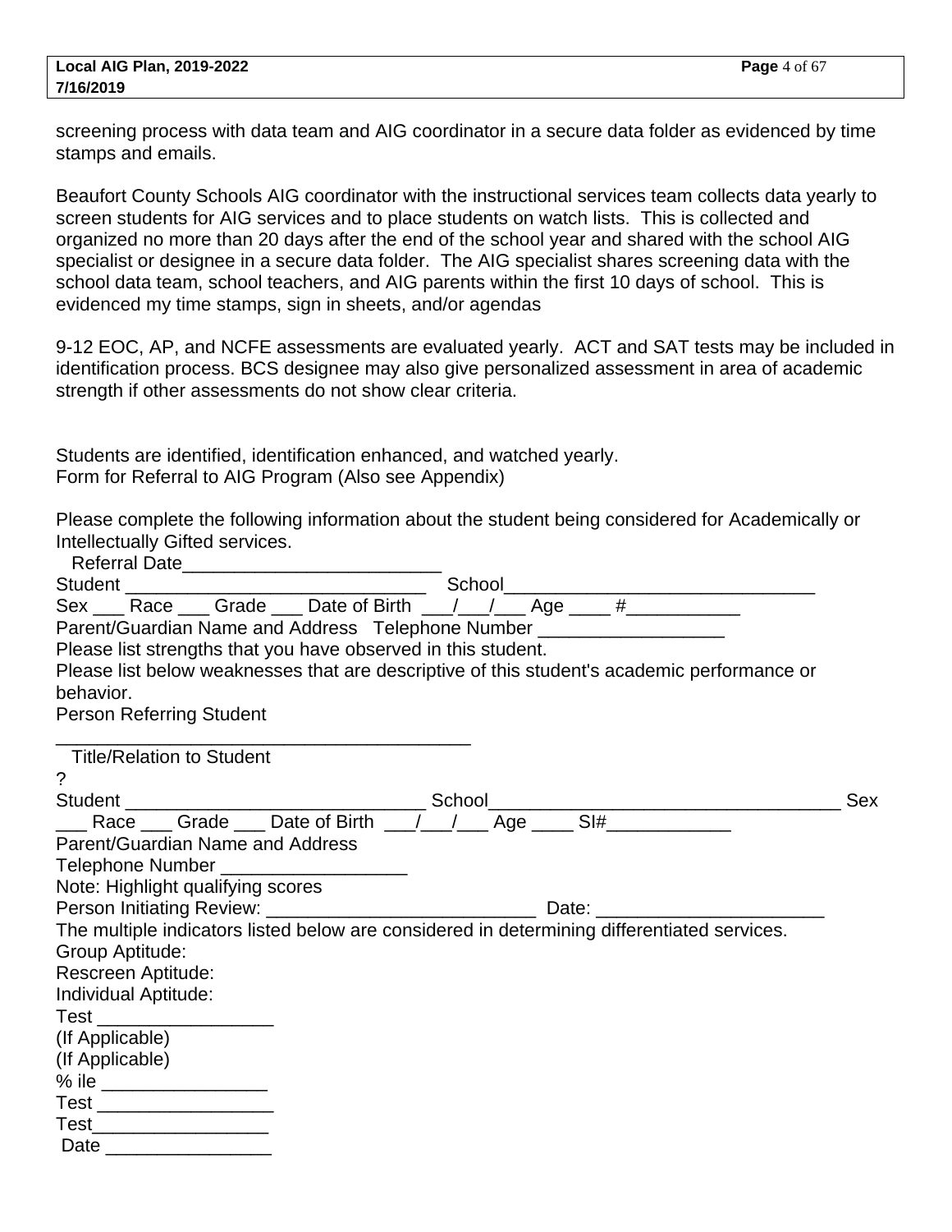screening process with data team and AIG coordinator in a secure data folder as evidenced by time stamps and emails.

Beaufort County Schools AIG coordinator with the instructional services team collects data yearly to screen students for AIG services and to place students on watch lists. This is collected and organized no more than 20 days after the end of the school year and shared with the school AIG specialist or designee in a secure data folder. The AIG specialist shares screening data with the school data team, school teachers, and AIG parents within the first 10 days of school. This is evidenced my time stamps, sign in sheets, and/or agendas

9-12 EOC, AP, and NCFE assessments are evaluated yearly. ACT and SAT tests may be included in identification process. BCS designee may also give personalized assessment in area of academic strength if other assessments do not show clear criteria.

Students are identified, identification enhanced, and watched yearly.
Form for Referral to AIG Program (Also see Appendix)

Please complete the following information about the student being considered for Academically or Intellectually Gifted services.
Referral Date_________________________
Student _____________________________ School_______________________________
Sex ___ Race ___ Grade ___ Date of Birth ___/___/___ Age ____ #___________
Parent/Guardian Name and Address Telephone Number __________________
Please list strengths that you have observed in this student.
Please list below weaknesses that are descriptive of this student's academic performance or behavior.
Person Referring Student
________________________________________
Title/Relation to Student
?
Student _____________________________ School__________________________________ Sex ___ Race ___ Grade ___ Date of Birth ___/___/___ Age ____ SI#____________
Parent/Guardian Name and Address
Telephone Number __________________
Note: Highlight qualifying scores
Person Initiating Review: __________________________ Date: ______________________
The multiple indicators listed below are considered in determining differentiated services.
Group Aptitude:
Rescreen Aptitude:
Individual Aptitude:
Test _________________
(If Applicable)
(If Applicable)
% ile ________________
Test _________________
Test_________________
Date ________________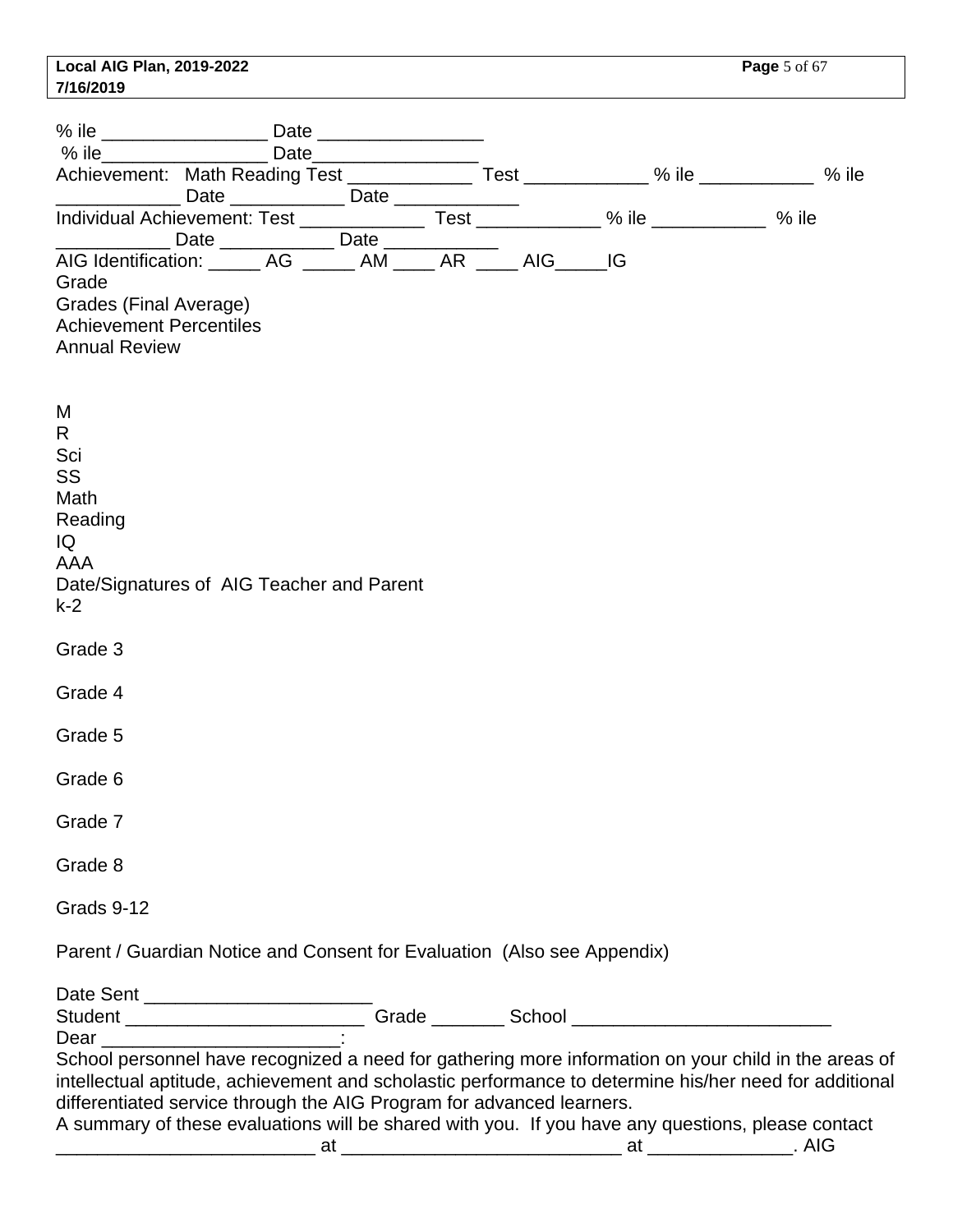% ile ________________ Date ________________
% ile________________ Date________________
Achievement: Math Reading Test ____________ Test ____________ % ile ___________ % ile ____________ Date ___________ Date ____________
Individual Achievement: Test ____________ Test ____________ % ile ___________ % ile ___________ Date ___________ Date ___________
AIG Identification: _____ AG _____ AM ____ AR ____ AIG_____IG
Grade
Grades (Final Average)
Achievement Percentiles
Annual Review

M
R
Sci
SS
Math
Reading
IQ
AAA
Date/Signatures of AIG Teacher and Parent
k-2

Grade 3

Grade 4

Grade 5

Grade 6

Grade 7

Grade 8

Grads 9-12

Parent / Guardian Notice and Consent for Evaluation (Also see Appendix)

Date Sent ______________________
Student _______________________ Grade _______ School _________________________
Dear _______________________:
School personnel have recognized a need for gathering more information on your child in the areas of intellectual aptitude, achievement and scholastic performance to determine his/her need for additional differentiated service through the AIG Program for advanced learners.
A summary of these evaluations will be shared with you. If you have any questions, please contact _________________________ at ___________________________ at ______________. AIG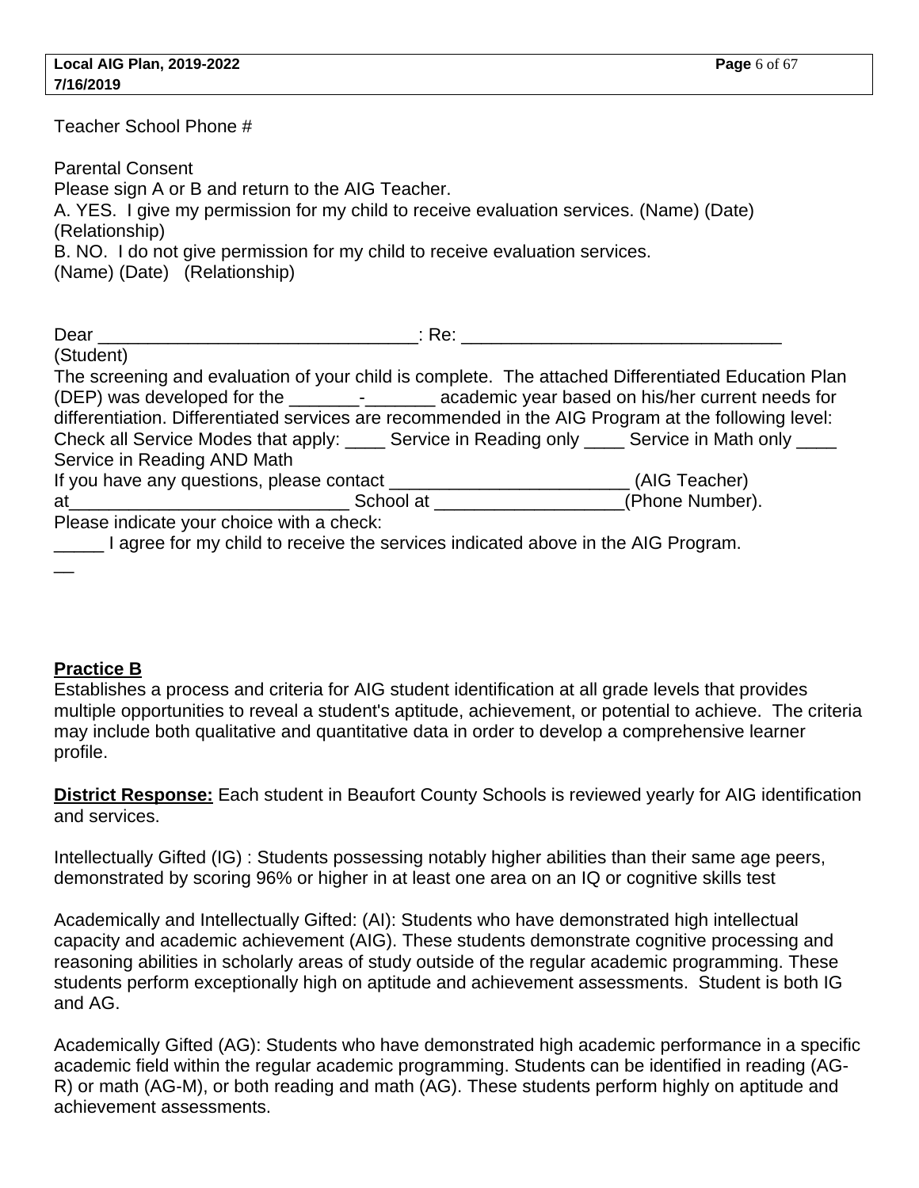Teacher School Phone #

Parental Consent
Please sign A or B and return to the AIG Teacher.
A. YES. I give my permission for my child to receive evaluation services. (Name) (Date) (Relationship)
B. NO. I do not give permission for my child to receive evaluation services.
(Name) (Date) (Relationship)

Dear ________________________________: Re: ________________________________
(Student)
The screening and evaluation of your child is complete. The attached Differentiated Education Plan (DEP) was developed for the _______-_______ academic year based on his/her current needs for differentiation. Differentiated services are recommended in the AIG Program at the following level:
Check all Service Modes that apply: ____ Service in Reading only ____ Service in Math only ____ Service in Reading AND Math
If you have any questions, please contact ________________________ (AIG Teacher) at____________________________ School at ___________________(Phone Number).
Please indicate your choice with a check:
_____ I agree for my child to receive the services indicated above in the AIG Program.
__

**Practice B**
Establishes a process and criteria for AIG student identification at all grade levels that provides multiple opportunities to reveal a student's aptitude, achievement, or potential to achieve. The criteria may include both qualitative and quantitative data in order to develop a comprehensive learner profile.

**District Response:** Each student in Beaufort County Schools is reviewed yearly for AIG identification and services.

Intellectually Gifted (IG) : Students possessing notably higher abilities than their same age peers, demonstrated by scoring 96% or higher in at least one area on an IQ or cognitive skills test

Academically and Intellectually Gifted: (AI): Students who have demonstrated high intellectual capacity and academic achievement (AIG). These students demonstrate cognitive processing and reasoning abilities in scholarly areas of study outside of the regular academic programming. These students perform exceptionally high on aptitude and achievement assessments. Student is both IG and AG.

Academically Gifted (AG): Students who have demonstrated high academic performance in a specific academic field within the regular academic programming. Students can be identified in reading (AG-R) or math (AG-M), or both reading and math (AG). These students perform highly on aptitude and achievement assessments.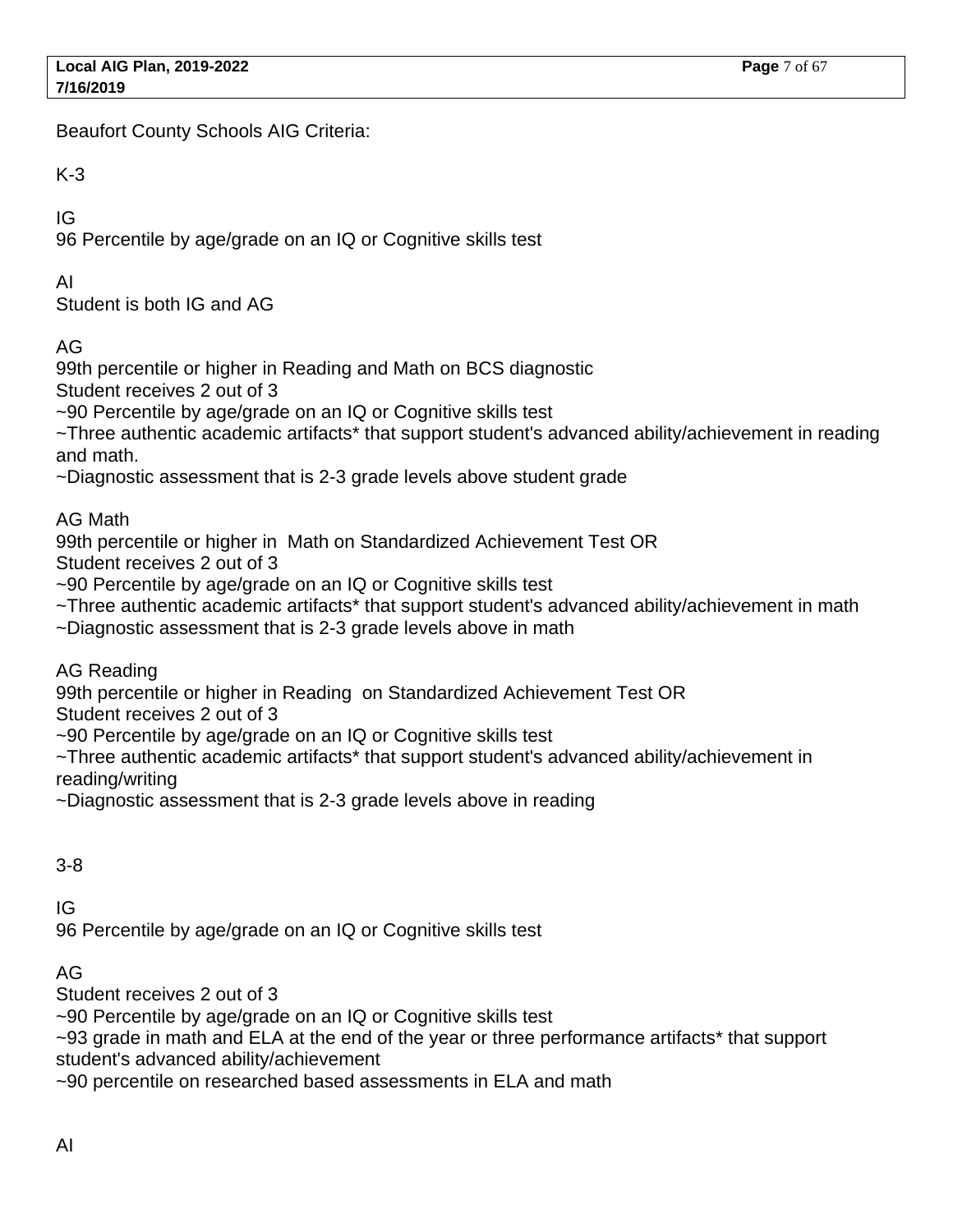Beaufort County Schools AIG Criteria:

K-3

IG
96 Percentile by age/grade on an IQ or Cognitive skills test

AI
Student is both IG and AG

AG
99th percentile or higher in Reading and Math on BCS diagnostic
Student receives 2 out of 3
~90 Percentile by age/grade on an IQ or Cognitive skills test
~Three authentic academic artifacts* that support student's advanced ability/achievement in reading and math.
~Diagnostic assessment that is 2-3 grade levels above student grade

AG Math
99th percentile or higher in Math on Standardized Achievement Test OR
Student receives 2 out of 3
~90 Percentile by age/grade on an IQ or Cognitive skills test
~Three authentic academic artifacts* that support student's advanced ability/achievement in math
~Diagnostic assessment that is 2-3 grade levels above in math

AG Reading
99th percentile or higher in Reading on Standardized Achievement Test OR
Student receives 2 out of 3
~90 Percentile by age/grade on an IQ or Cognitive skills test
~Three authentic academic artifacts* that support student's advanced ability/achievement in reading/writing
~Diagnostic assessment that is 2-3 grade levels above in reading

3-8

IG
96 Percentile by age/grade on an IQ or Cognitive skills test

AG
Student receives 2 out of 3
~90 Percentile by age/grade on an IQ or Cognitive skills test
~93 grade in math and ELA at the end of the year or three performance artifacts* that support student's advanced ability/achievement
~90 percentile on researched based assessments in ELA and math

AI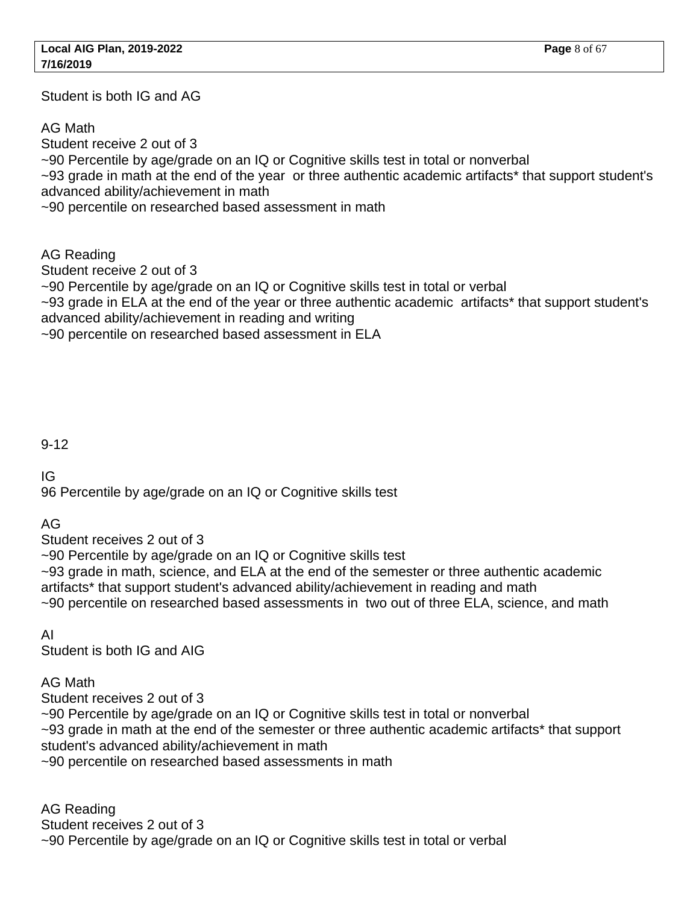Student is both IG and AG

AG Math
Student receive 2 out of 3
~90 Percentile by age/grade on an IQ or Cognitive skills test in total or nonverbal
~93 grade in math at the end of the year or three authentic academic artifacts* that support student's advanced ability/achievement in math
~90 percentile on researched based assessment in math

AG Reading
Student receive 2 out of 3
~90 Percentile by age/grade on an IQ or Cognitive skills test in total or verbal
~93 grade in ELA at the end of the year or three authentic academic artifacts* that support student's advanced ability/achievement in reading and writing
~90 percentile on researched based assessment in ELA

9-12

IG
96 Percentile by age/grade on an IQ or Cognitive skills test

AG
Student receives 2 out of 3
~90 Percentile by age/grade on an IQ or Cognitive skills test
~93 grade in math, science, and ELA at the end of the semester or three authentic academic artifacts* that support student's advanced ability/achievement in reading and math
~90 percentile on researched based assessments in two out of three ELA, science, and math

AI
Student is both IG and AIG

AG Math
Student receives 2 out of 3
~90 Percentile by age/grade on an IQ or Cognitive skills test in total or nonverbal
~93 grade in math at the end of the semester or three authentic academic artifacts* that support student's advanced ability/achievement in math
~90 percentile on researched based assessments in math

AG Reading
Student receives 2 out of 3
~90 Percentile by age/grade on an IQ or Cognitive skills test in total or verbal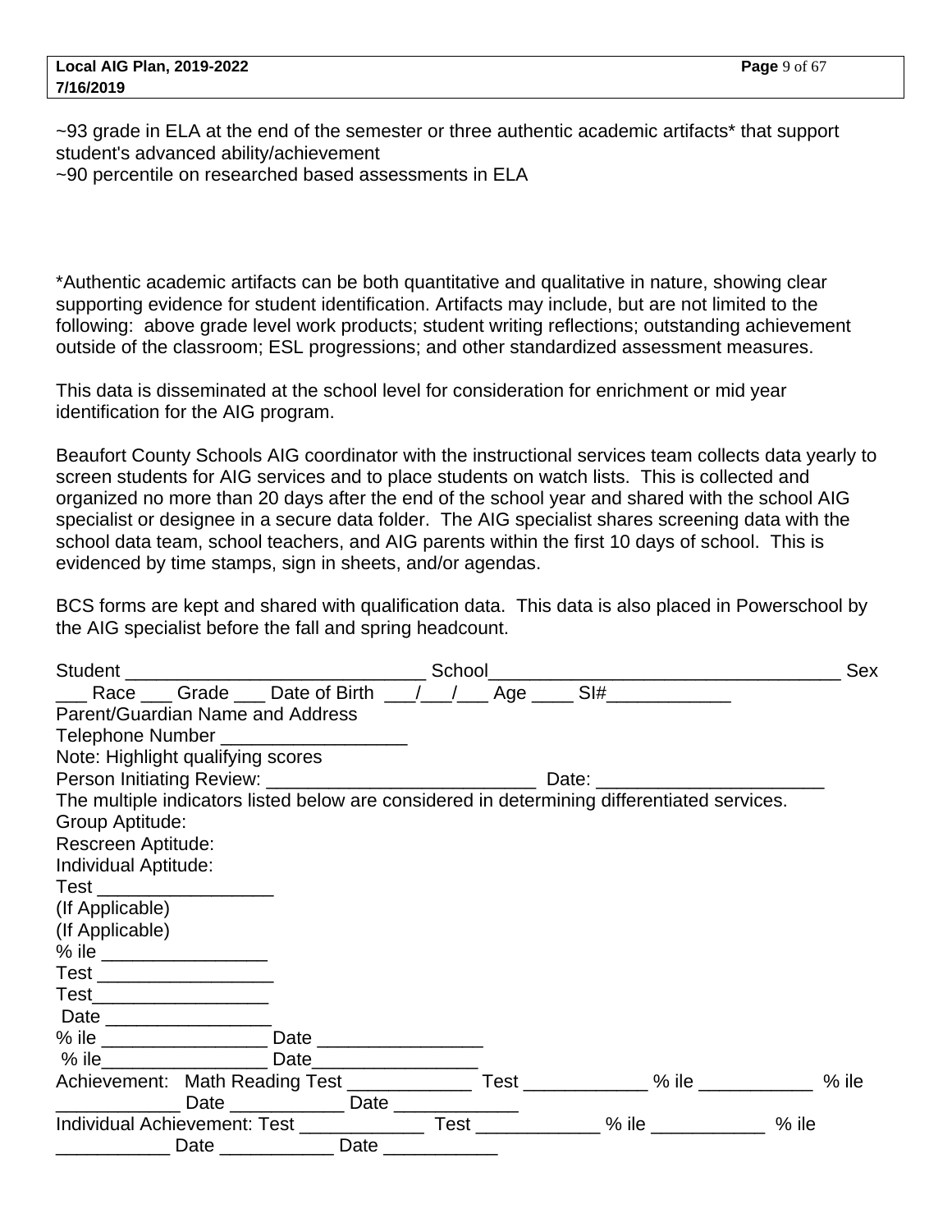~93 grade in ELA at the end of the semester or three authentic academic artifacts* that support student's advanced ability/achievement
~90 percentile on researched based assessments in ELA

*Authentic academic artifacts can be both quantitative and qualitative in nature, showing clear supporting evidence for student identification. Artifacts may include, but are not limited to the following: above grade level work products; student writing reflections; outstanding achievement outside of the classroom; ESL progressions; and other standardized assessment measures.

This data is disseminated at the school level for consideration for enrichment or mid year identification for the AIG program.

Beaufort County Schools AIG coordinator with the instructional services team collects data yearly to screen students for AIG services and to place students on watch lists. This is collected and organized no more than 20 days after the end of the school year and shared with the school AIG specialist or designee in a secure data folder. The AIG specialist shares screening data with the school data team, school teachers, and AIG parents within the first 10 days of school. This is evidenced by time stamps, sign in sheets, and/or agendas.

BCS forms are kept and shared with qualification data. This data is also placed in Powerschool by the AIG specialist before the fall and spring headcount.

Student ______________________________ School___________________________________ Sex ___ Race ___ Grade ___ Date of Birth ___/___/___ Age ____ SI#____________
Parent/Guardian Name and Address
Telephone Number __________________
Note: Highlight qualifying scores
Person Initiating Review: __________________________ Date: ______________________
The multiple indicators listed below are considered in determining differentiated services.
Group Aptitude:
Rescreen Aptitude:
Individual Aptitude:
Test _________________
(If Applicable)
(If Applicable)
% ile ________________
Test _________________
Test_________________
Date ________________
% ile ________________ Date ________________
% ile________________ Date________________
Achievement: Math Reading Test ____________ Test ____________ % ile ___________ % ile ____________ Date ___________ Date ____________
Individual Achievement: Test ____________ Test ____________ % ile ___________ % ile ___________ Date ___________ Date ___________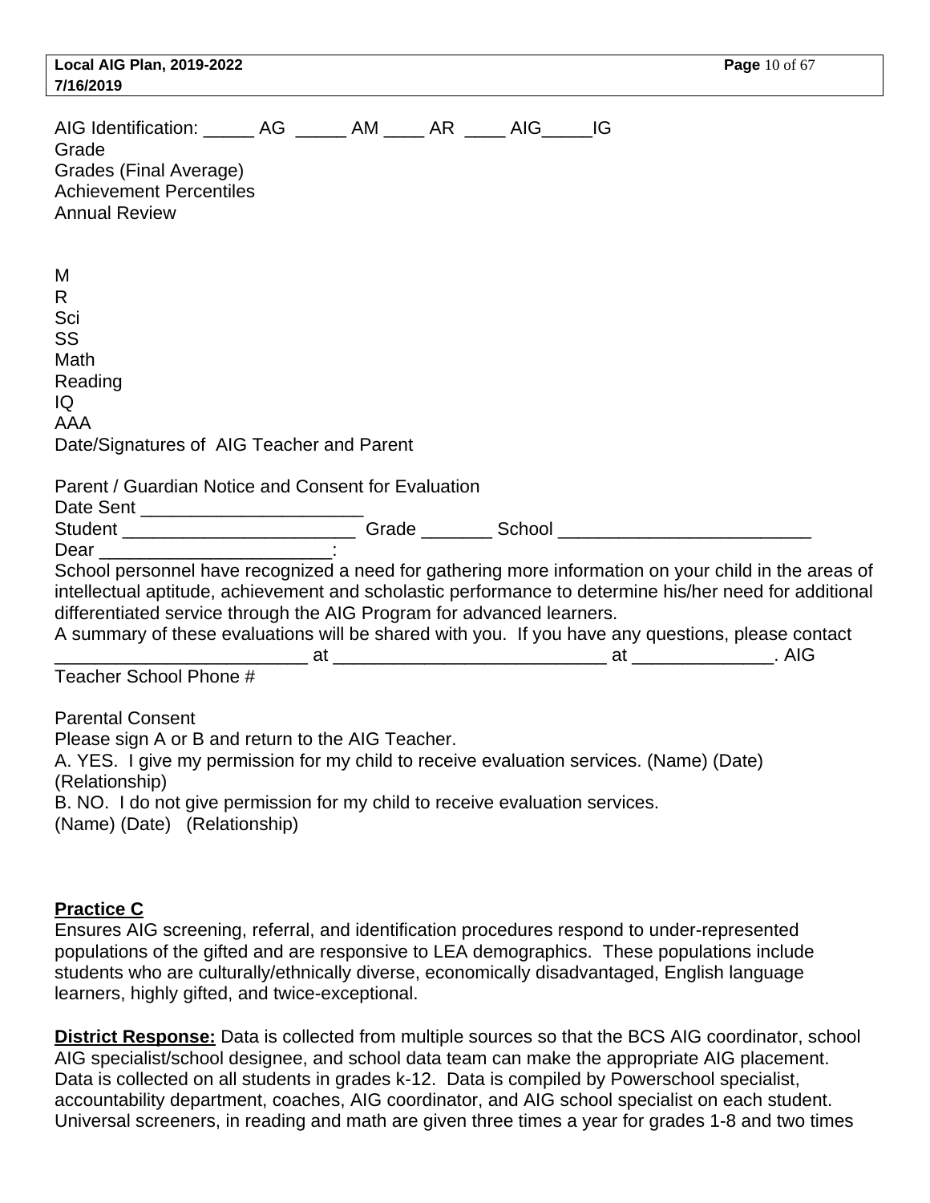AIG Identification: _____ AG _____ AM ____ AR ____ AIG_____IG
Grade
Grades (Final Average)
Achievement Percentiles
Annual Review

M
R
Sci
SS
Math
Reading
IQ
AAA
Date/Signatures of AIG Teacher and Parent

Parent / Guardian Notice and Consent for Evaluation
Date Sent ______________________
Student _______________________ Grade _______ School _________________________
Dear _______________________:
School personnel have recognized a need for gathering more information on your child in the areas of intellectual aptitude, achievement and scholastic performance to determine his/her need for additional differentiated service through the AIG Program for advanced learners.
A summary of these evaluations will be shared with you. If you have any questions, please contact _________________________ at ___________________________ at ______________. AIG Teacher School Phone #

Parental Consent
Please sign A or B and return to the AIG Teacher.
A. YES. I give my permission for my child to receive evaluation services. (Name) (Date) (Relationship)
B. NO. I do not give permission for my child to receive evaluation services.
(Name) (Date) (Relationship)

**Practice C**
Ensures AIG screening, referral, and identification procedures respond to under-represented populations of the gifted and are responsive to LEA demographics. These populations include students who are culturally/ethnically diverse, economically disadvantaged, English language learners, highly gifted, and twice-exceptional.

**District Response:** Data is collected from multiple sources so that the BCS AIG coordinator, school AIG specialist/school designee, and school data team can make the appropriate AIG placement. Data is collected on all students in grades k-12. Data is compiled by Powerschool specialist, accountability department, coaches, AIG coordinator, and AIG school specialist on each student. Universal screeners, in reading and math are given three times a year for grades 1-8 and two times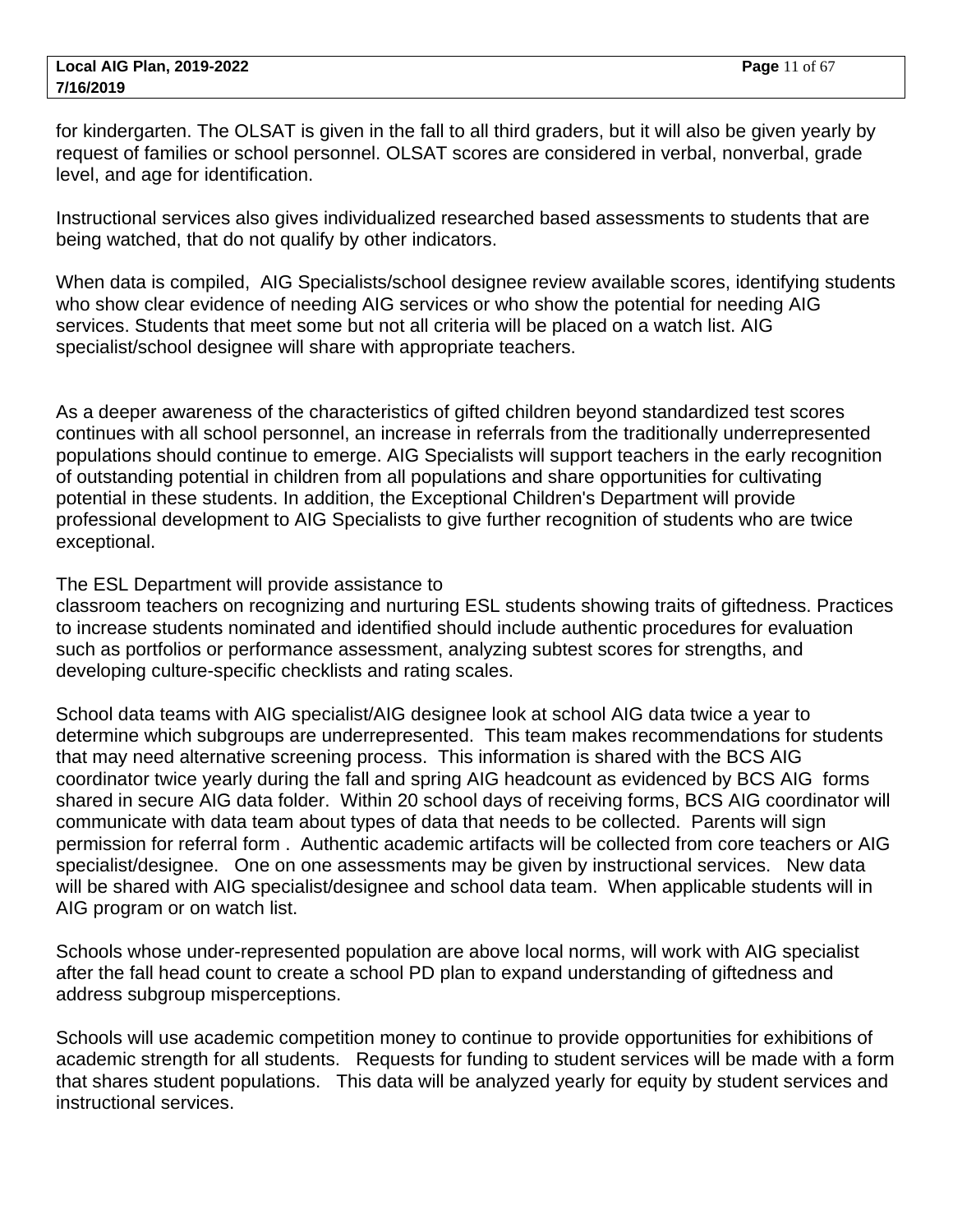for kindergarten. The OLSAT is given in the fall to all third graders, but it will also be given yearly by request of families or school personnel. OLSAT scores are considered in verbal, nonverbal, grade level, and age for identification.

Instructional services also gives individualized researched based assessments to students that are being watched, that do not qualify by other indicators.

When data is compiled, AIG Specialists/school designee review available scores, identifying students who show clear evidence of needing AIG services or who show the potential for needing AIG services. Students that meet some but not all criteria will be placed on a watch list. AIG specialist/school designee will share with appropriate teachers.

As a deeper awareness of the characteristics of gifted children beyond standardized test scores continues with all school personnel, an increase in referrals from the traditionally underrepresented populations should continue to emerge. AIG Specialists will support teachers in the early recognition of outstanding potential in children from all populations and share opportunities for cultivating potential in these students. In addition, the Exceptional Children's Department will provide professional development to AIG Specialists to give further recognition of students who are twice exceptional.

The ESL Department will provide assistance to classroom teachers on recognizing and nurturing ESL students showing traits of giftedness. Practices to increase students nominated and identified should include authentic procedures for evaluation such as portfolios or performance assessment, analyzing subtest scores for strengths, and developing culture-specific checklists and rating scales.

School data teams with AIG specialist/AIG designee look at school AIG data twice a year to determine which subgroups are underrepresented. This team makes recommendations for students that may need alternative screening process. This information is shared with the BCS AIG coordinator twice yearly during the fall and spring AIG headcount as evidenced by BCS AIG forms shared in secure AIG data folder. Within 20 school days of receiving forms, BCS AIG coordinator will communicate with data team about types of data that needs to be collected. Parents will sign permission for referral form . Authentic academic artifacts will be collected from core teachers or AIG specialist/designee. One on one assessments may be given by instructional services. New data will be shared with AIG specialist/designee and school data team. When applicable students will in AIG program or on watch list.

Schools whose under-represented population are above local norms, will work with AIG specialist after the fall head count to create a school PD plan to expand understanding of giftedness and address subgroup misperceptions.

Schools will use academic competition money to continue to provide opportunities for exhibitions of academic strength for all students. Requests for funding to student services will be made with a form that shares student populations. This data will be analyzed yearly for equity by student services and instructional services.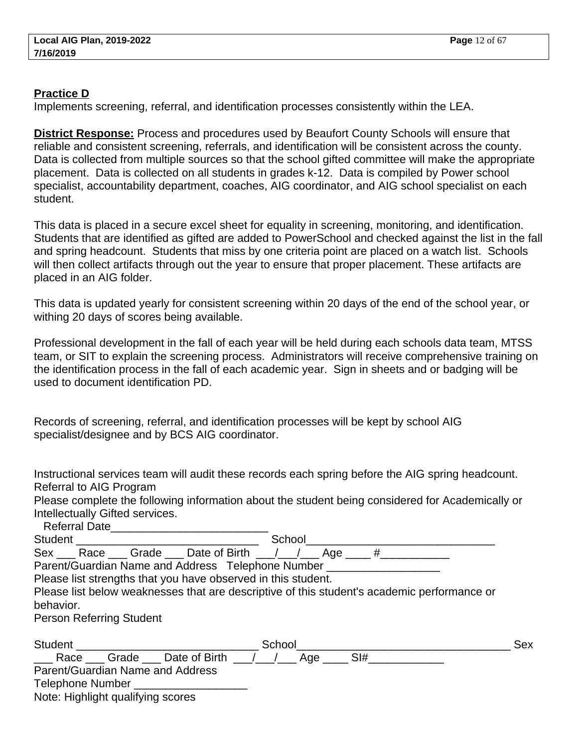**Practice D**
Implements screening, referral, and identification processes consistently within the LEA.

**District Response:** Process and procedures used by Beaufort County Schools will ensure that reliable and consistent screening, referrals, and identification will be consistent across the county. Data is collected from multiple sources so that the school gifted committee will make the appropriate placement. Data is collected on all students in grades k-12. Data is compiled by Power school specialist, accountability department, coaches, AIG coordinator, and AIG school specialist on each student.

This data is placed in a secure excel sheet for equality in screening, monitoring, and identification. Students that are identified as gifted are added to PowerSchool and checked against the list in the fall and spring headcount. Students that miss by one criteria point are placed on a watch list. Schools will then collect artifacts through out the year to ensure that proper placement. These artifacts are placed in an AIG folder.

This data is updated yearly for consistent screening within 20 days of the end of the school year, or withing 20 days of scores being available.

Professional development in the fall of each year will be held during each schools data team, MTSS team, or SIT to explain the screening process. Administrators will receive comprehensive training on the identification process in the fall of each academic year. Sign in sheets and or badging will be used to document identification PD.

Records of screening, referral, and identification processes will be kept by school AIG specialist/designee and by BCS AIG coordinator.

Instructional services team will audit these records each spring before the AIG spring headcount.
Referral to AIG Program
Please complete the following information about the student being considered for Academically or Intellectually Gifted services.
Referral Date_________________________
Student ______________________________ School______________________________
Sex ___ Race ___ Grade ___ Date of Birth ___/___/___ Age ____ #___________
Parent/Guardian Name and Address Telephone Number __________________
Please list strengths that you have observed in this student.
Please list below weaknesses that are descriptive of this student's academic performance or behavior.
Person Referring Student

Student ______________________________ School__________________________________ Sex ___ Race ___ Grade ___ Date of Birth ___/___/___ Age ____ SI#____________
Parent/Guardian Name and Address
Telephone Number __________________
Note: Highlight qualifying scores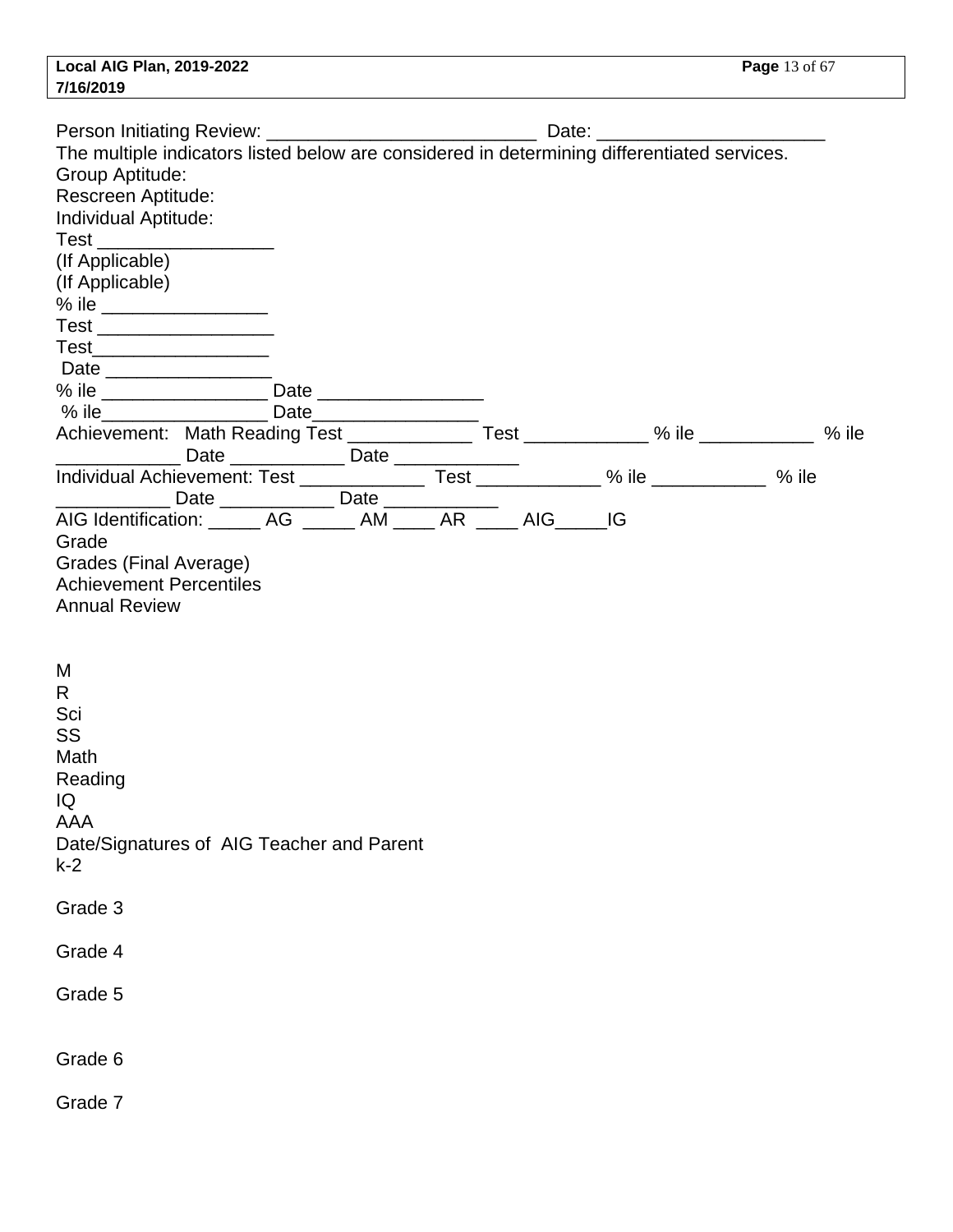Person Initiating Review: ___________________________ Date: _______________________

The multiple indicators listed below are considered in determining differentiated services.

Group Aptitude:

Rescreen Aptitude:

Individual Aptitude:

Test _________________

(If Applicable)

(If Applicable)

% ile ________________

Test _________________

Test_________________

Date ________________

% ile ________________ Date ________________

% ile________________ Date________________

Achievement: Math Reading Test ____________ Test ____________ % ile ___________ % ile ____________ Date ___________ Date ____________

Individual Achievement: Test ____________ Test ____________ % ile ___________ % ile ___________ Date ___________ Date ___________

AIG Identification: _____ AG _____ AM ____ AR ____ AIG_____IG

Grade

Grades (Final Average)

Achievement Percentiles

Annual Review

M

R

Sci

SS

Math

Reading

IQ

AAA

Date/Signatures of AIG Teacher and Parent

k-2

Grade 3

Grade 4

Grade 5

Grade 6

Grade 7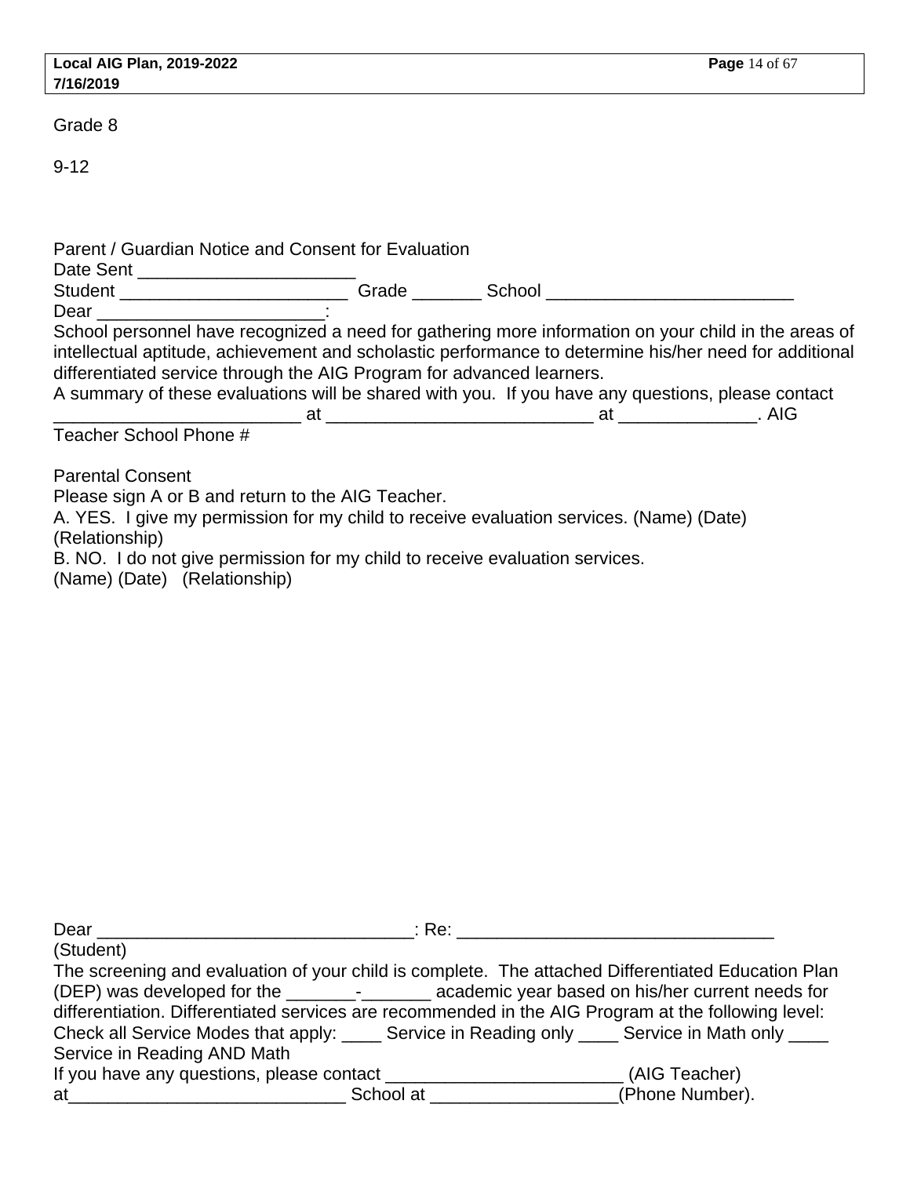Grade 8

9-12

Parent / Guardian Notice and Consent for Evaluation
Date Sent ______________________
Student _______________________ Grade _______ School _________________________
Dear _______________________:
School personnel have recognized a need for gathering more information on your child in the areas of intellectual aptitude, achievement and scholastic performance to determine his/her need for additional differentiated service through the AIG Program for advanced learners.
A summary of these evaluations will be shared with you. If you have any questions, please contact _________________________ at ___________________________ at ______________. AIG Teacher School Phone #

Parental Consent
Please sign A or B and return to the AIG Teacher.
A. YES. I give my permission for my child to receive evaluation services. (Name) (Date) (Relationship)
B. NO. I do not give permission for my child to receive evaluation services.
(Name) (Date) (Relationship)

Dear ________________________________: Re: ________________________________
(Student)
The screening and evaluation of your child is complete. The attached Differentiated Education Plan (DEP) was developed for the _______-_______ academic year based on his/her current needs for differentiation. Differentiated services are recommended in the AIG Program at the following level:
Check all Service Modes that apply: ____ Service in Reading only ____ Service in Math only ____ Service in Reading AND Math
If you have any questions, please contact ________________________ (AIG Teacher) at____________________________ School at ___________________(Phone Number).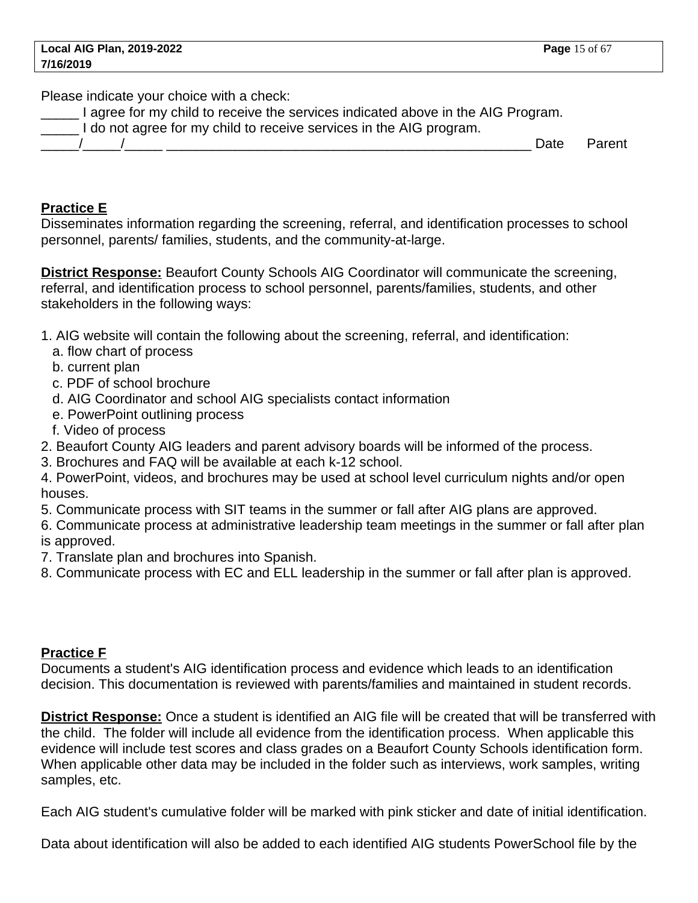Please indicate your choice with a check:
_____ I agree for my child to receive the services indicated above in the AIG Program.
_____ I do not agree for my child to receive services in the AIG program.
_____/_____/_____ __________________________________________________ Date Parent

**Practice E**
Disseminates information regarding the screening, referral, and identification processes to school personnel, parents/ families, students, and the community-at-large.

**District Response:** Beaufort County Schools AIG Coordinator will communicate the screening, referral, and identification process to school personnel, parents/families, students, and other stakeholders in the following ways:

1. AIG website will contain the following about the screening, referral, and identification:
   a. flow chart of process
   b. current plan
   c. PDF of school brochure
   d. AIG Coordinator and school AIG specialists contact information
   e. PowerPoint outlining process
   f. Video of process
2. Beaufort County AIG leaders and parent advisory boards will be informed of the process.
3. Brochures and FAQ will be available at each k-12 school.
4. PowerPoint, videos, and brochures may be used at school level curriculum nights and/or open houses.
5. Communicate process with SIT teams in the summer or fall after AIG plans are approved.
6. Communicate process at administrative leadership team meetings in the summer or fall after plan is approved.
7. Translate plan and brochures into Spanish.
8. Communicate process with EC and ELL leadership in the summer or fall after plan is approved.

**Practice F**
Documents a student's AIG identification process and evidence which leads to an identification decision. This documentation is reviewed with parents/families and maintained in student records.

**District Response:** Once a student is identified an AIG file will be created that will be transferred with the child. The folder will include all evidence from the identification process. When applicable this evidence will include test scores and class grades on a Beaufort County Schools identification form. When applicable other data may be included in the folder such as interviews, work samples, writing samples, etc.

Each AIG student's cumulative folder will be marked with pink sticker and date of initial identification.

Data about identification will also be added to each identified AIG students PowerSchool file by the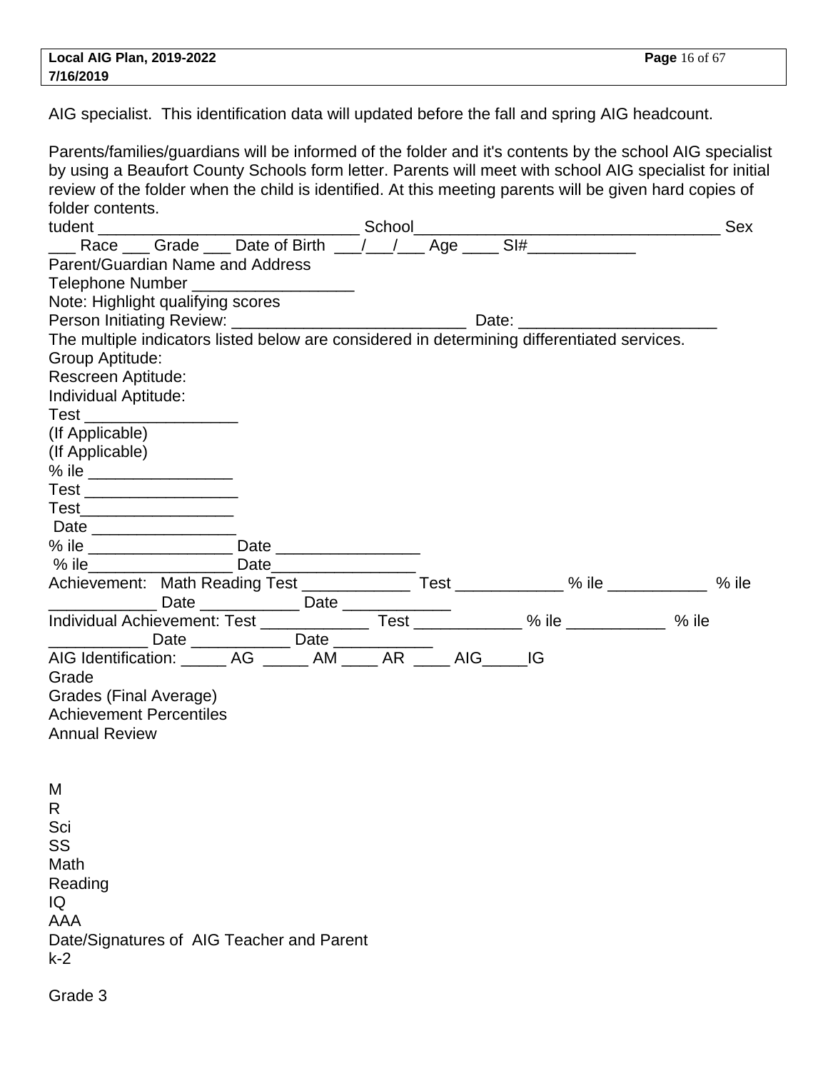AIG specialist. This identification data will updated before the fall and spring AIG headcount.

Parents/families/guardians will be informed of the folder and it's contents by the school AIG specialist by using a Beaufort County Schools form letter. Parents will meet with school AIG specialist for initial review of the folder when the child is identified. At this meeting parents will be given hard copies of folder contents.

tudent ______________________________ School___________________________________ Sex ___ Race ___ Grade ___ Date of Birth ___/___/___ Age ____ SI#____________

Parent/Guardian Name and Address

Telephone Number __________________

Note: Highlight qualifying scores

Person Initiating Review: __________________________ Date: ______________________

The multiple indicators listed below are considered in determining differentiated services.

Group Aptitude:

Rescreen Aptitude:

Individual Aptitude:

Test _________________

(If Applicable)

(If Applicable)

% ile ________________

Test _________________

Test_________________

Date ________________

% ile ________________ Date ________________

% ile________________ Date________________

Achievement: Math Reading Test ____________ Test ____________ % ile ___________ % ile ____________ Date ___________ Date ____________

Individual Achievement: Test ____________ Test ____________ % ile ___________ % ile ___________ Date ___________ Date ___________

AIG Identification: _____ AG _____ AM ____ AR ____ AIG_____IG

Grade

Grades (Final Average)

Achievement Percentiles

Annual Review

M

R

Sci

SS

Math

Reading

IQ

AAA

Date/Signatures of AIG Teacher and Parent

k-2

Grade 3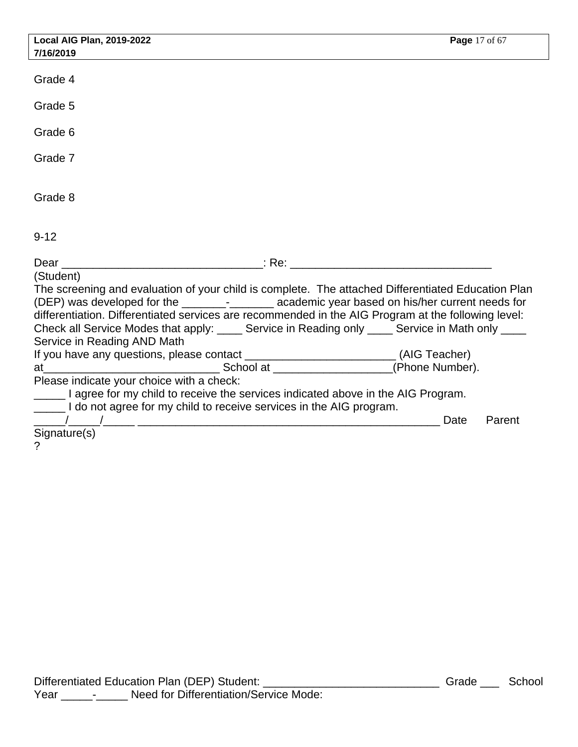Grade 4

Grade 5

Grade 6

Grade 7

Grade 8

9-12

Dear ________________________________: Re: ________________________________
(Student)
The screening and evaluation of your child is complete. The attached Differentiated Education Plan (DEP) was developed for the _______-_______ academic year based on his/her current needs for differentiation. Differentiated services are recommended in the AIG Program at the following level: Check all Service Modes that apply: ____ Service in Reading only ____ Service in Math only ____ Service in Reading AND Math
If you have any questions, please contact ________________________ (AIG Teacher) at____________________________ School at ___________________(Phone Number).
Please indicate your choice with a check:
_____ I agree for my child to receive the services indicated above in the AIG Program.
_____ I do not agree for my child to receive services in the AIG program.
_____/_____/_____ ________________________________________________ Date Parent Signature(s)
?

Differentiated Education Plan (DEP) Student: ____________________________ Grade ___ School Year _____-_____ Need for Differentiation/Service Mode: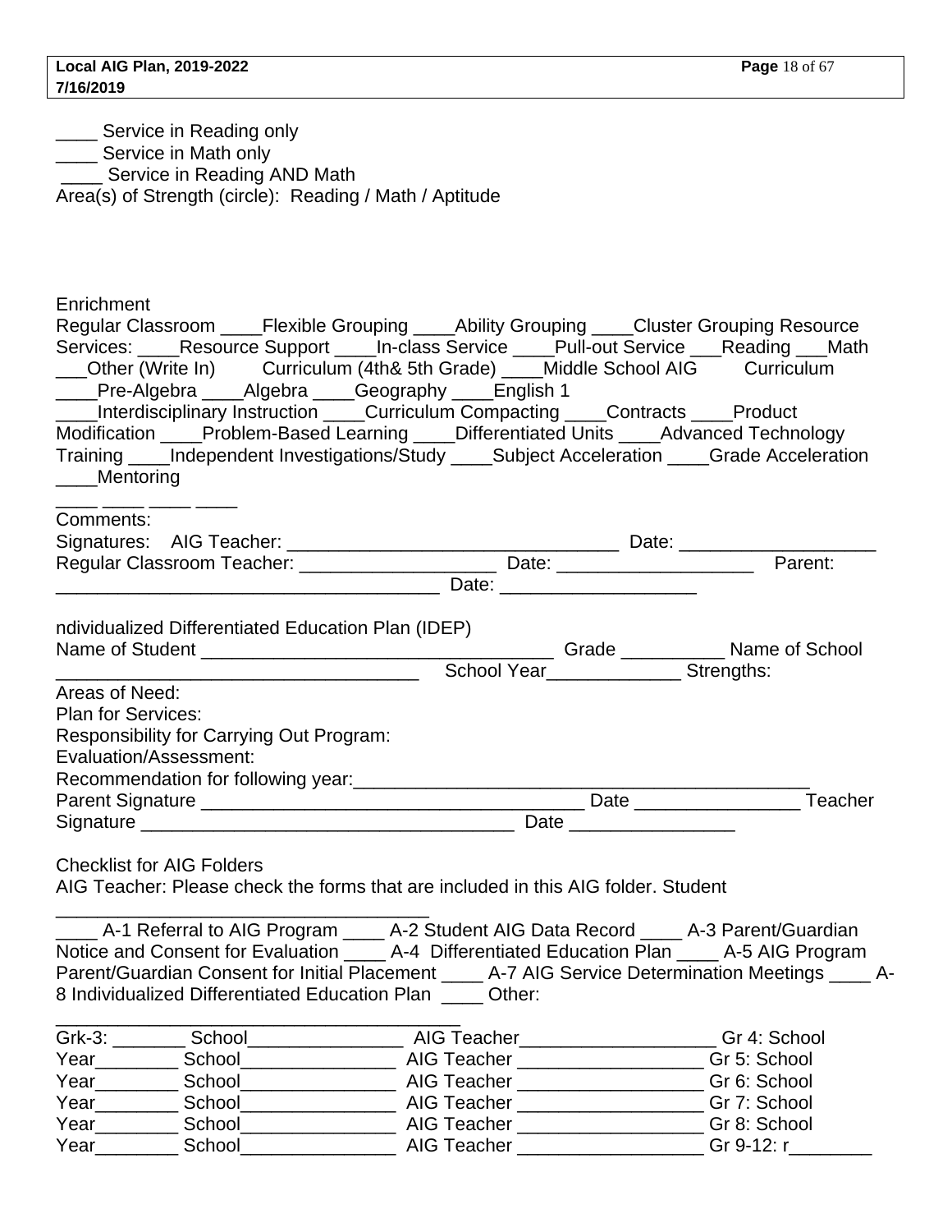____ Service in Reading only
____ Service in Math only
 ____ Service in Reading AND Math
Area(s) of Strength (circle): Reading / Math / Aptitude

Enrichment
Regular Classroom ____Flexible Grouping ____Ability Grouping ____Cluster Grouping Resource Services: ____Resource Support ____In-class Service ____Pull-out Service ___Reading ___Math ___Other (Write In) Curriculum (4th& 5th Grade) ____Middle School AIG Curriculum ____Pre-Algebra ____Algebra ____Geography ____English 1
____Interdisciplinary Instruction ____Curriculum Compacting ____Contracts ____Product Modification ____Problem-Based Learning ____Differentiated Units ____Advanced Technology Training ____Independent Investigations/Study ____Subject Acceleration ____Grade Acceleration ____Mentoring
____ ____ ____ ____
Comments:
Signatures: AIG Teacher: ________________________________ Date: ___________________
Regular Classroom Teacher: ___________________ Date: ___________________ Parent: _____________________________________ Date: ___________________

ndividualized Differentiated Education Plan (IDEP)
Name of Student __________________________________ Grade __________ Name of School __________________________________ School Year_____________ Strengths:
Areas of Need:
Plan for Services:
Responsibility for Carrying Out Program:
Evaluation/Assessment:
Recommendation for following year:_____________________________________________
Parent Signature ____________________________________ Date ________________ Teacher Signature ___________________________________ Date ________________

Checklist for AIG Folders
AIG Teacher: Please check the forms that are included in this AIG folder. Student ___________________________________
____ A-1 Referral to AIG Program ____ A-2 Student AIG Data Record ____ A-3 Parent/Guardian Notice and Consent for Evaluation ____ A-4 Differentiated Education Plan ____ A-5 AIG Program Parent/Guardian Consent for Initial Placement ____ A-7 AIG Service Determination Meetings ____ A-8 Individualized Differentiated Education Plan ____ Other: ____________________________________
Grk-3: _______ School_______________ AIG Teacher__________________ Gr 4: School Year________ School_______________ AIG Teacher _________________ Gr 5: School Year________ School_______________ AIG Teacher _________________ Gr 6: School Year________ School_______________ AIG Teacher _________________ Gr 7: School Year________ School_______________ AIG Teacher _________________ Gr 8: School Year________ School_______________ AIG Teacher _________________ Gr 9-12: r________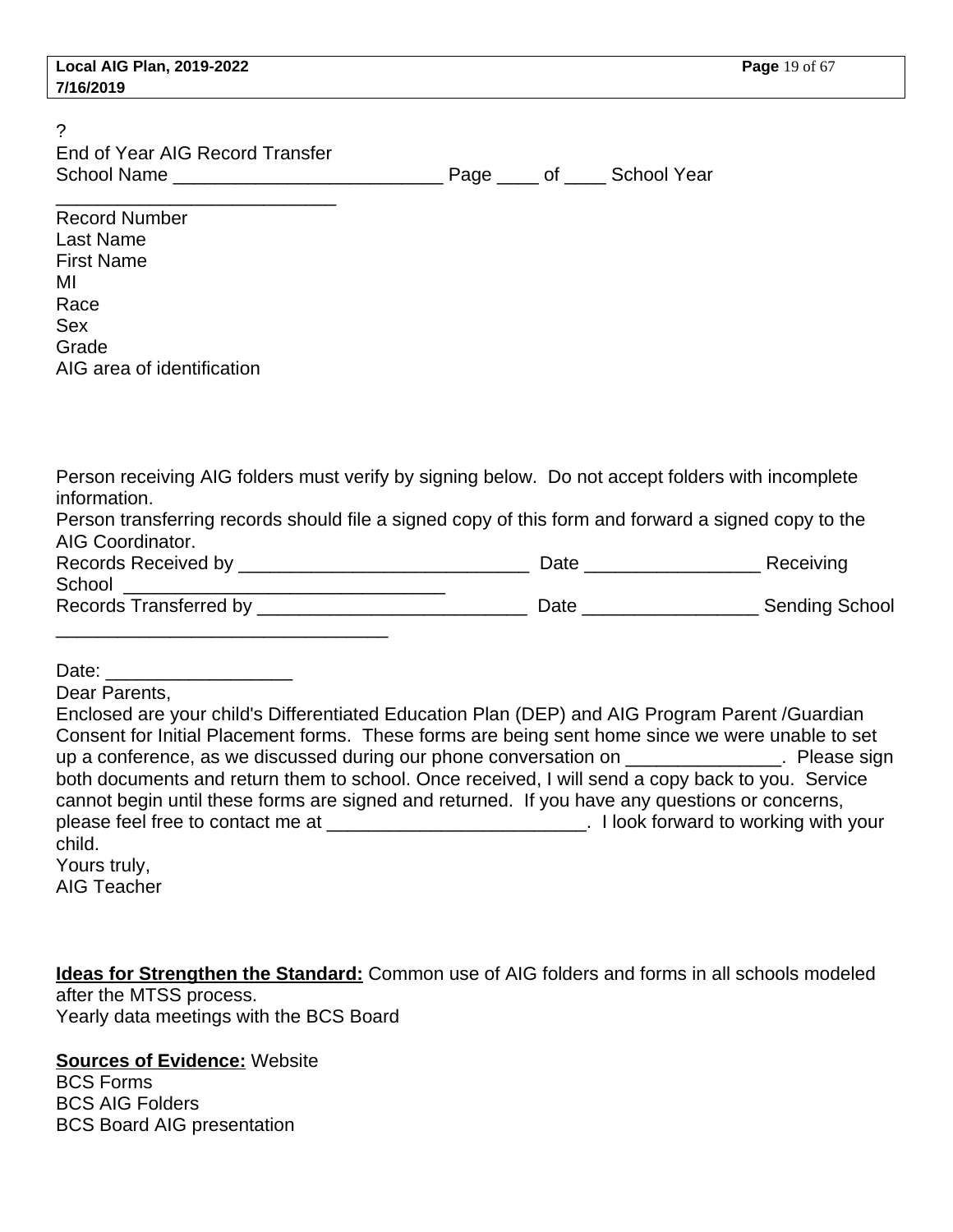?

End of Year AIG Record Transfer

School Name __________________________ Page ____ of ____ School Year ___________________________

Record Number
Last Name
First Name
MI
Race
Sex
Grade
AIG area of identification

Person receiving AIG folders must verify by signing below. Do not accept folders with incomplete information.

Person transferring records should file a signed copy of this form and forward a signed copy to the AIG Coordinator.

Records Received by ____________________________ Date _________________ Receiving School ________________________________

Records Transferred by __________________________ Date _________________ Sending School ________________________________

Date: __________________

Dear Parents,

Enclosed are your child's Differentiated Education Plan (DEP) and AIG Program Parent /Guardian Consent for Initial Placement forms. These forms are being sent home since we were unable to set up a conference, as we discussed during our phone conversation on _______________. Please sign both documents and return them to school. Once received, I will send a copy back to you. Service cannot begin until these forms are signed and returned. If you have any questions or concerns, please feel free to contact me at _________________________. I look forward to working with your child.

Yours truly,
AIG Teacher

**Ideas for Strengthen the Standard:** Common use of AIG folders and forms in all schools modeled after the MTSS process.
Yearly data meetings with the BCS Board

**Sources of Evidence:** Website
BCS Forms
BCS AIG Folders
BCS Board AIG presentation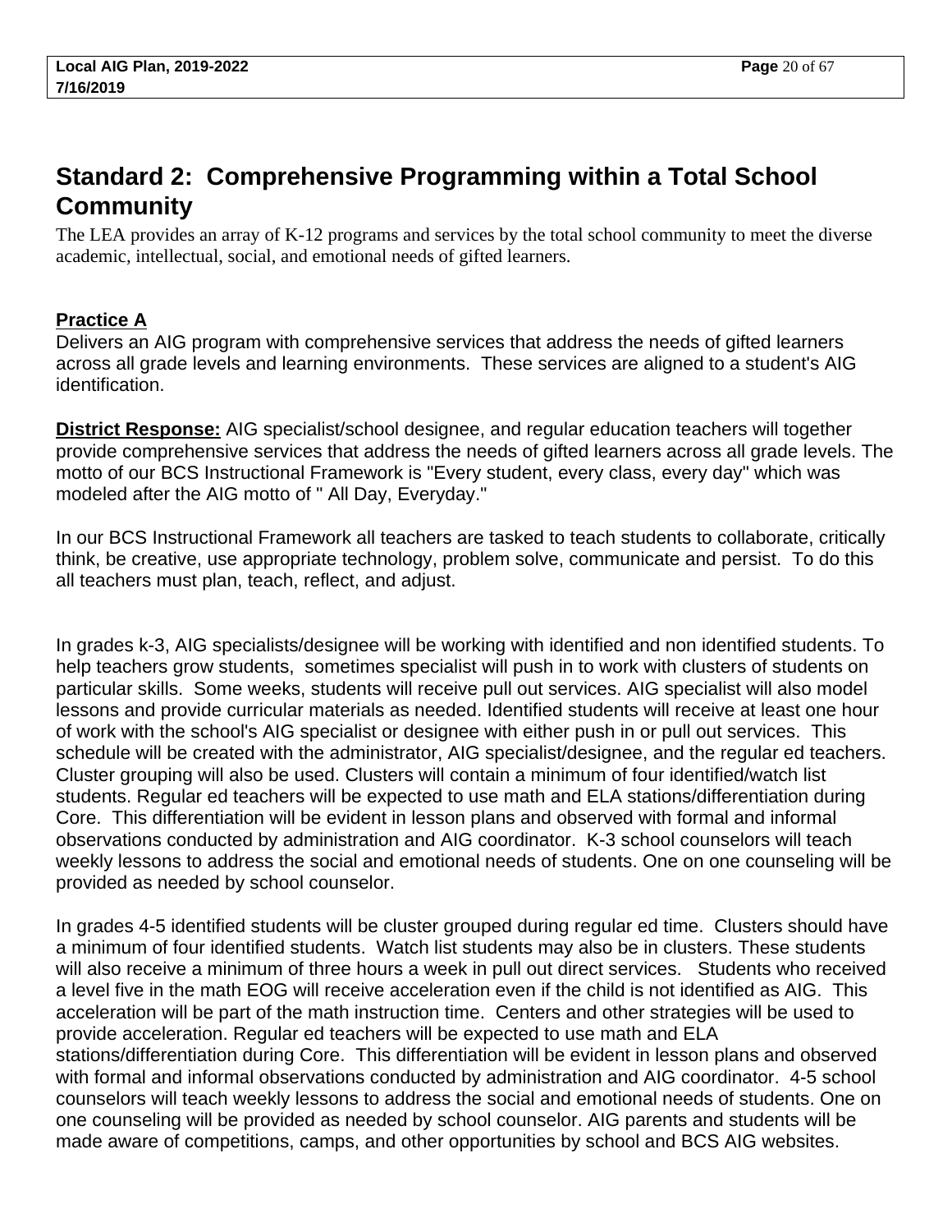## Standard 2: Comprehensive Programming within a Total School Community

The LEA provides an array of K-12 programs and services by the total school community to meet the diverse academic, intellectual, social, and emotional needs of gifted learners.

**Practice A**

Delivers an AIG program with comprehensive services that address the needs of gifted learners across all grade levels and learning environments. These services are aligned to a student's AIG identification.

**District Response:** AIG specialist/school designee, and regular education teachers will together provide comprehensive services that address the needs of gifted learners across all grade levels. The motto of our BCS Instructional Framework is "Every student, every class, every day" which was modeled after the AIG motto of " All Day, Everyday."

In our BCS Instructional Framework all teachers are tasked to teach students to collaborate, critically think, be creative, use appropriate technology, problem solve, communicate and persist. To do this all teachers must plan, teach, reflect, and adjust.

In grades k-3, AIG specialists/designee will be working with identified and non identified students. To help teachers grow students, sometimes specialist will push in to work with clusters of students on particular skills. Some weeks, students will receive pull out services. AIG specialist will also model lessons and provide curricular materials as needed. Identified students will receive at least one hour of work with the school's AIG specialist or designee with either push in or pull out services. This schedule will be created with the administrator, AIG specialist/designee, and the regular ed teachers. Cluster grouping will also be used. Clusters will contain a minimum of four identified/watch list students. Regular ed teachers will be expected to use math and ELA stations/differentiation during Core. This differentiation will be evident in lesson plans and observed with formal and informal observations conducted by administration and AIG coordinator. K-3 school counselors will teach weekly lessons to address the social and emotional needs of students. One on one counseling will be provided as needed by school counselor.

In grades 4-5 identified students will be cluster grouped during regular ed time. Clusters should have a minimum of four identified students. Watch list students may also be in clusters. These students will also receive a minimum of three hours a week in pull out direct services. Students who received a level five in the math EOG will receive acceleration even if the child is not identified as AIG. This acceleration will be part of the math instruction time. Centers and other strategies will be used to provide acceleration. Regular ed teachers will be expected to use math and ELA stations/differentiation during Core. This differentiation will be evident in lesson plans and observed with formal and informal observations conducted by administration and AIG coordinator. 4-5 school counselors will teach weekly lessons to address the social and emotional needs of students. One on one counseling will be provided as needed by school counselor. AIG parents and students will be made aware of competitions, camps, and other opportunities by school and BCS AIG websites.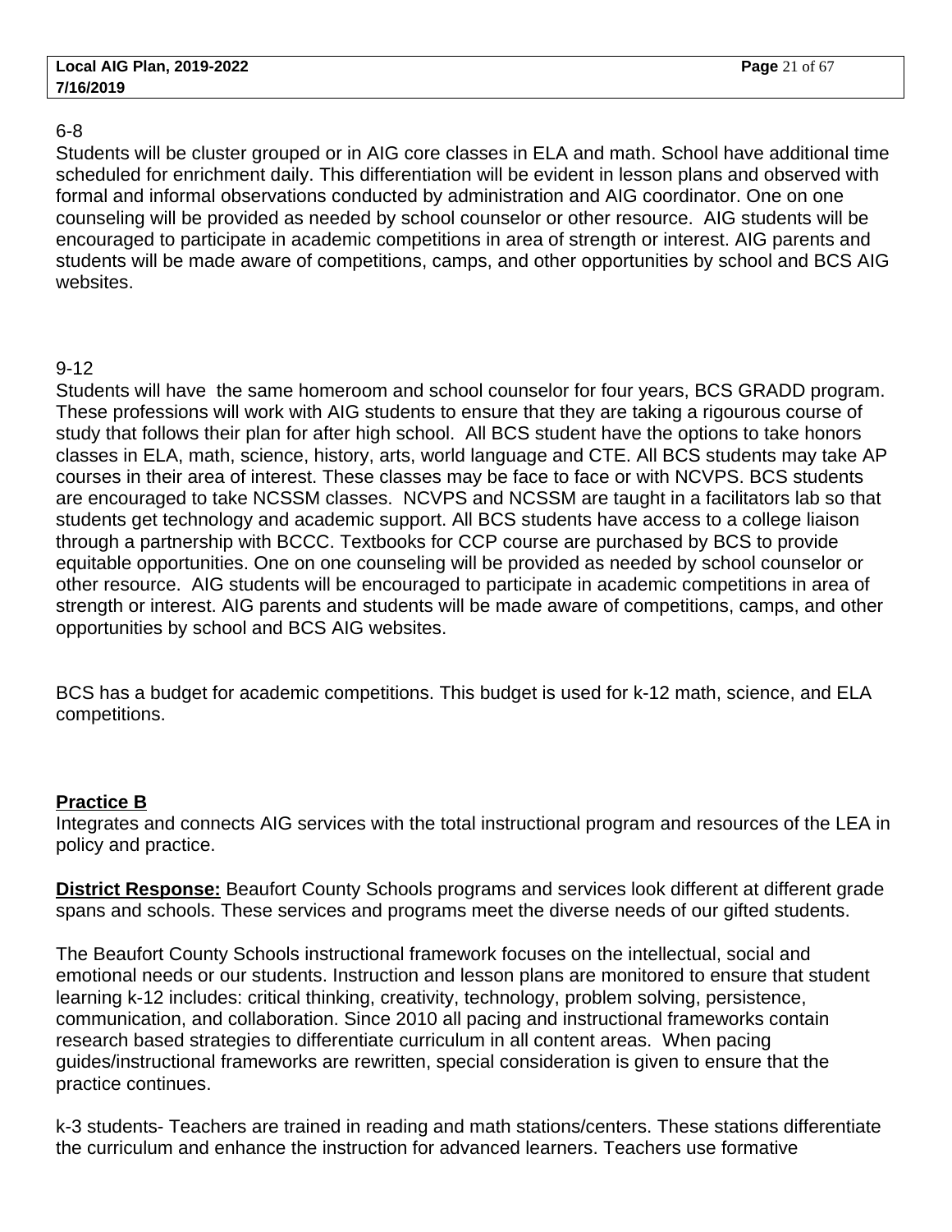6-8

Students will be cluster grouped or in AIG core classes in ELA and math. School have additional time scheduled for enrichment daily. This differentiation will be evident in lesson plans and observed with formal and informal observations conducted by administration and AIG coordinator. One on one counseling will be provided as needed by school counselor or other resource. AIG students will be encouraged to participate in academic competitions in area of strength or interest. AIG parents and students will be made aware of competitions, camps, and other opportunities by school and BCS AIG websites.

9-12

Students will have the same homeroom and school counselor for four years, BCS GRADD program. These professions will work with AIG students to ensure that they are taking a rigourous course of study that follows their plan for after high school. All BCS student have the options to take honors classes in ELA, math, science, history, arts, world language and CTE. All BCS students may take AP courses in their area of interest. These classes may be face to face or with NCVPS. BCS students are encouraged to take NCSSM classes. NCVPS and NCSSM are taught in a facilitators lab so that students get technology and academic support. All BCS students have access to a college liaison through a partnership with BCCC. Textbooks for CCP course are purchased by BCS to provide equitable opportunities. One on one counseling will be provided as needed by school counselor or other resource. AIG students will be encouraged to participate in academic competitions in area of strength or interest. AIG parents and students will be made aware of competitions, camps, and other opportunities by school and BCS AIG websites.

BCS has a budget for academic competitions. This budget is used for k-12 math, science, and ELA competitions.

**Practice B**

Integrates and connects AIG services with the total instructional program and resources of the LEA in policy and practice.

**District Response:** Beaufort County Schools programs and services look different at different grade spans and schools. These services and programs meet the diverse needs of our gifted students.

The Beaufort County Schools instructional framework focuses on the intellectual, social and emotional needs or our students. Instruction and lesson plans are monitored to ensure that student learning k-12 includes: critical thinking, creativity, technology, problem solving, persistence, communication, and collaboration. Since 2010 all pacing and instructional frameworks contain research based strategies to differentiate curriculum in all content areas. When pacing guides/instructional frameworks are rewritten, special consideration is given to ensure that the practice continues.

k-3 students- Teachers are trained in reading and math stations/centers. These stations differentiate the curriculum and enhance the instruction for advanced learners. Teachers use formative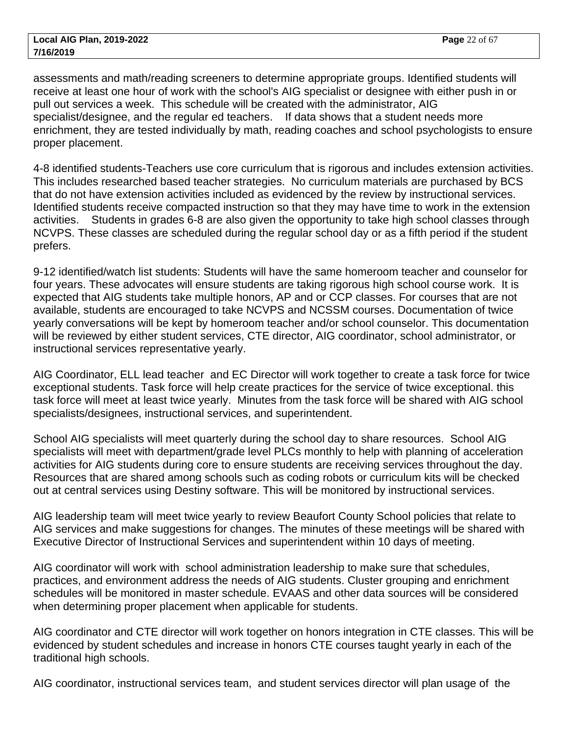assessments and math/reading screeners to determine appropriate groups. Identified students will receive at least one hour of work with the school's AIG specialist or designee with either push in or pull out services a week. This schedule will be created with the administrator, AIG specialist/designee, and the regular ed teachers. If data shows that a student needs more enrichment, they are tested individually by math, reading coaches and school psychologists to ensure proper placement.

4-8 identified students-Teachers use core curriculum that is rigorous and includes extension activities. This includes researched based teacher strategies. No curriculum materials are purchased by BCS that do not have extension activities included as evidenced by the review by instructional services. Identified students receive compacted instruction so that they may have time to work in the extension activities. Students in grades 6-8 are also given the opportunity to take high school classes through NCVPS. These classes are scheduled during the regular school day or as a fifth period if the student prefers.

9-12 identified/watch list students: Students will have the same homeroom teacher and counselor for four years. These advocates will ensure students are taking rigorous high school course work. It is expected that AIG students take multiple honors, AP and or CCP classes. For courses that are not available, students are encouraged to take NCVPS and NCSSM courses. Documentation of twice yearly conversations will be kept by homeroom teacher and/or school counselor. This documentation will be reviewed by either student services, CTE director, AIG coordinator, school administrator, or instructional services representative yearly.

AIG Coordinator, ELL lead teacher and EC Director will work together to create a task force for twice exceptional students. Task force will help create practices for the service of twice exceptional. this task force will meet at least twice yearly. Minutes from the task force will be shared with AIG school specialists/designees, instructional services, and superintendent.

School AIG specialists will meet quarterly during the school day to share resources. School AIG specialists will meet with department/grade level PLCs monthly to help with planning of acceleration activities for AIG students during core to ensure students are receiving services throughout the day. Resources that are shared among schools such as coding robots or curriculum kits will be checked out at central services using Destiny software. This will be monitored by instructional services.

AIG leadership team will meet twice yearly to review Beaufort County School policies that relate to AIG services and make suggestions for changes. The minutes of these meetings will be shared with Executive Director of Instructional Services and superintendent within 10 days of meeting.

AIG coordinator will work with school administration leadership to make sure that schedules, practices, and environment address the needs of AIG students. Cluster grouping and enrichment schedules will be monitored in master schedule. EVAAS and other data sources will be considered when determining proper placement when applicable for students.

AIG coordinator and CTE director will work together on honors integration in CTE classes. This will be evidenced by student schedules and increase in honors CTE courses taught yearly in each of the traditional high schools.

AIG coordinator, instructional services team, and student services director will plan usage of the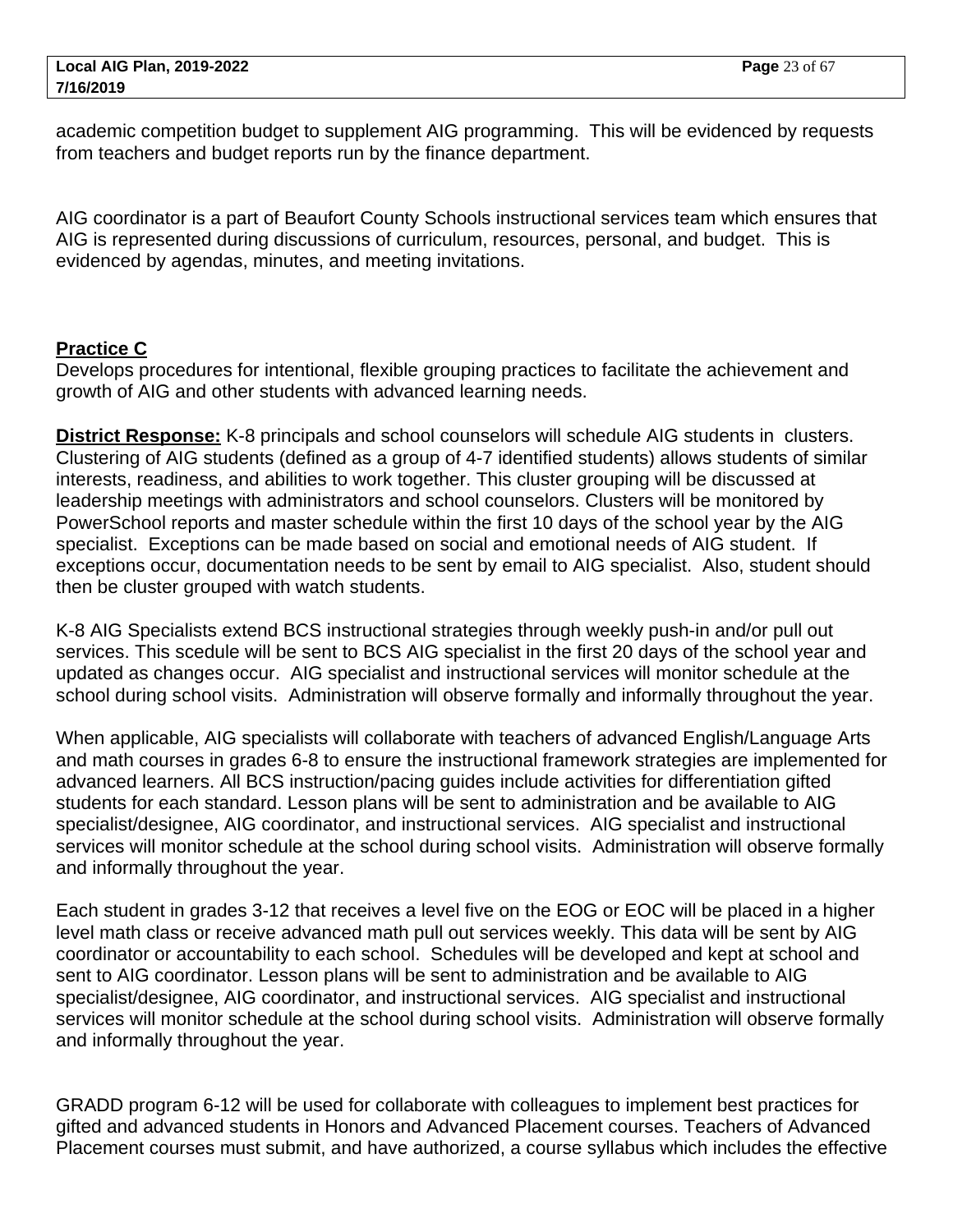academic competition budget to supplement AIG programming.  This will be evidenced by requests from teachers and budget reports run by the finance department.

AIG coordinator is a part of Beaufort County Schools instructional services team which ensures that AIG is represented during discussions of curriculum, resources, personal, and budget.  This is evidenced by agendas, minutes, and meeting invitations.

**Practice C**

Develops procedures for intentional, flexible grouping practices to facilitate the achievement and growth of AIG and other students with advanced learning needs.

**District Response:** K-8 principals and school counselors will schedule AIG students in  clusters. Clustering of AIG students (defined as a group of 4-7 identified students) allows students of similar interests, readiness, and abilities to work together. This cluster grouping will be discussed at leadership meetings with administrators and school counselors. Clusters will be monitored by PowerSchool reports and master schedule within the first 10 days of the school year by the AIG specialist.  Exceptions can be made based on social and emotional needs of AIG student.  If exceptions occur, documentation needs to be sent by email to AIG specialist.  Also, student should then be cluster grouped with watch students.

K-8 AIG Specialists extend BCS instructional strategies through weekly push-in and/or pull out services. This scedule will be sent to BCS AIG specialist in the first 20 days of the school year and updated as changes occur.  AIG specialist and instructional services will monitor schedule at the school during school visits.  Administration will observe formally and informally throughout the year.

When applicable, AIG specialists will collaborate with teachers of advanced English/Language Arts and math courses in grades 6-8 to ensure the instructional framework strategies are implemented for advanced learners. All BCS instruction/pacing guides include activities for differentiation gifted students for each standard. Lesson plans will be sent to administration and be available to AIG specialist/designee, AIG coordinator, and instructional services.  AIG specialist and instructional services will monitor schedule at the school during school visits.  Administration will observe formally and informally throughout the year.

Each student in grades 3-12 that receives a level five on the EOG or EOC will be placed in a higher level math class or receive advanced math pull out services weekly. This data will be sent by AIG coordinator or accountability to each school.  Schedules will be developed and kept at school and sent to AIG coordinator. Lesson plans will be sent to administration and be available to AIG specialist/designee, AIG coordinator, and instructional services.  AIG specialist and instructional services will monitor schedule at the school during school visits.  Administration will observe formally and informally throughout the year.

GRADD program 6-12 will be used for collaborate with colleagues to implement best practices for gifted and advanced students in Honors and Advanced Placement courses. Teachers of Advanced Placement courses must submit, and have authorized, a course syllabus which includes the effective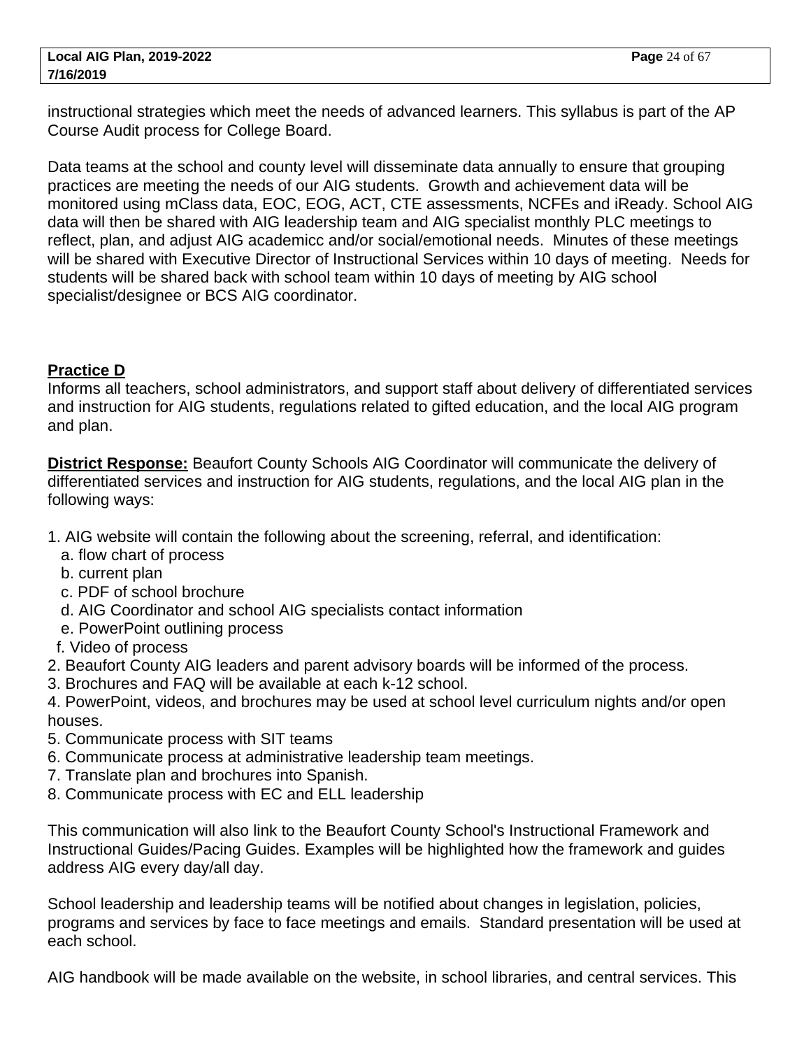instructional strategies which meet the needs of advanced learners. This syllabus is part of the AP Course Audit process for College Board.

Data teams at the school and county level will disseminate data annually to ensure that grouping practices are meeting the needs of our AIG students. Growth and achievement data will be monitored using mClass data, EOC, EOG, ACT, CTE assessments, NCFEs and iReady. School AIG data will then be shared with AIG leadership team and AIG specialist monthly PLC meetings to reflect, plan, and adjust AIG academicc and/or social/emotional needs. Minutes of these meetings will be shared with Executive Director of Instructional Services within 10 days of meeting. Needs for students will be shared back with school team within 10 days of meeting by AIG school specialist/designee or BCS AIG coordinator.

**Practice D**

Informs all teachers, school administrators, and support staff about delivery of differentiated services and instruction for AIG students, regulations related to gifted education, and the local AIG program and plan.

**District Response:** Beaufort County Schools AIG Coordinator will communicate the delivery of differentiated services and instruction for AIG students, regulations, and the local AIG plan in the following ways:

1. AIG website will contain the following about the screening, referral, and identification:
   a. flow chart of process
   b. current plan
   c. PDF of school brochure
   d. AIG Coordinator and school AIG specialists contact information
   e. PowerPoint outlining process
   f. Video of process
2. Beaufort County AIG leaders and parent advisory boards will be informed of the process.
3. Brochures and FAQ will be available at each k-12 school.
4. PowerPoint, videos, and brochures may be used at school level curriculum nights and/or open houses.
5. Communicate process with SIT teams
6. Communicate process at administrative leadership team meetings.
7. Translate plan and brochures into Spanish.
8. Communicate process with EC and ELL leadership

This communication will also link to the Beaufort County School's Instructional Framework and Instructional Guides/Pacing Guides. Examples will be highlighted how the framework and guides address AIG every day/all day.

School leadership and leadership teams will be notified about changes in legislation, policies, programs and services by face to face meetings and emails. Standard presentation will be used at each school.

AIG handbook will be made available on the website, in school libraries, and central services. This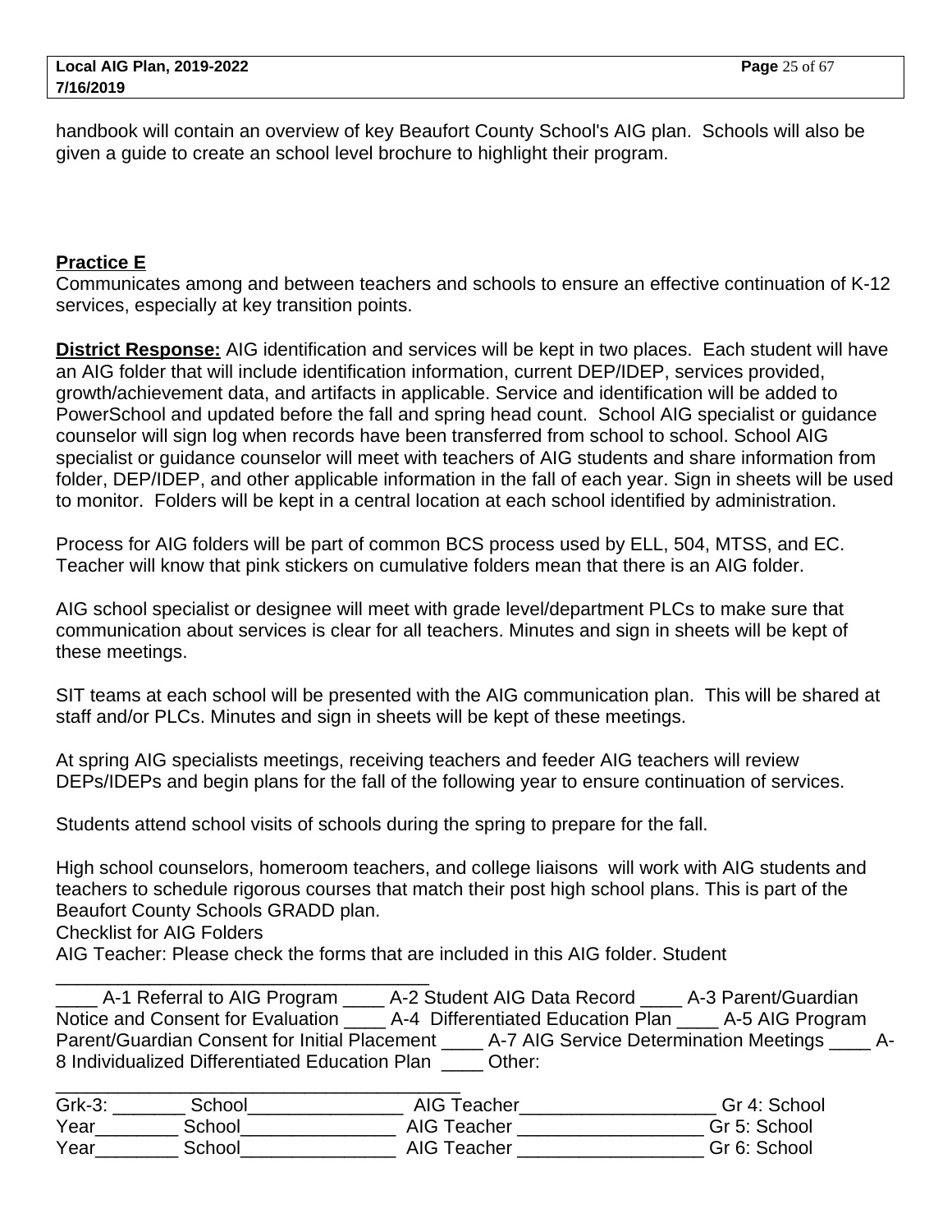handbook will contain an overview of key Beaufort County School's AIG plan. Schools will also be given a guide to create an school level brochure to highlight their program.

**Practice E**

Communicates among and between teachers and schools to ensure an effective continuation of K-12 services, especially at key transition points.

**District Response:** AIG identification and services will be kept in two places. Each student will have an AIG folder that will include identification information, current DEP/IDEP, services provided, growth/achievement data, and artifacts in applicable. Service and identification will be added to PowerSchool and updated before the fall and spring head count. School AIG specialist or guidance counselor will sign log when records have been transferred from school to school. School AIG specialist or guidance counselor will meet with teachers of AIG students and share information from folder, DEP/IDEP, and other applicable information in the fall of each year. Sign in sheets will be used to monitor. Folders will be kept in a central location at each school identified by administration.

Process for AIG folders will be part of common BCS process used by ELL, 504, MTSS, and EC. Teacher will know that pink stickers on cumulative folders mean that there is an AIG folder.

AIG school specialist or designee will meet with grade level/department PLCs to make sure that communication about services is clear for all teachers. Minutes and sign in sheets will be kept of these meetings.

SIT teams at each school will be presented with the AIG communication plan. This will be shared at staff and/or PLCs. Minutes and sign in sheets will be kept of these meetings.

At spring AIG specialists meetings, receiving teachers and feeder AIG teachers will review DEPs/IDEPs and begin plans for the fall of the following year to ensure continuation of services.

Students attend school visits of schools during the spring to prepare for the fall.

High school counselors, homeroom teachers, and college liaisons will work with AIG students and teachers to schedule rigorous courses that match their post high school plans. This is part of the Beaufort County Schools GRADD plan.

Checklist for AIG Folders

AIG Teacher: Please check the forms that are included in this AIG folder. Student ____________________________________

____ A-1 Referral to AIG Program ____ A-2 Student AIG Data Record ____ A-3 Parent/Guardian Notice and Consent for Evaluation ____ A-4 Differentiated Education Plan ____ A-5 AIG Program Parent/Guardian Consent for Initial Placement ____ A-7 AIG Service Determination Meetings ____ A-8 Individualized Differentiated Education Plan ____ Other: ____________________________________

Grk-3: _______ School_______________ AIG Teacher__________________ Gr 4: School Year________ School_______________ AIG Teacher __________________ Gr 5: School Year________ School_______________ AIG Teacher __________________ Gr 6: School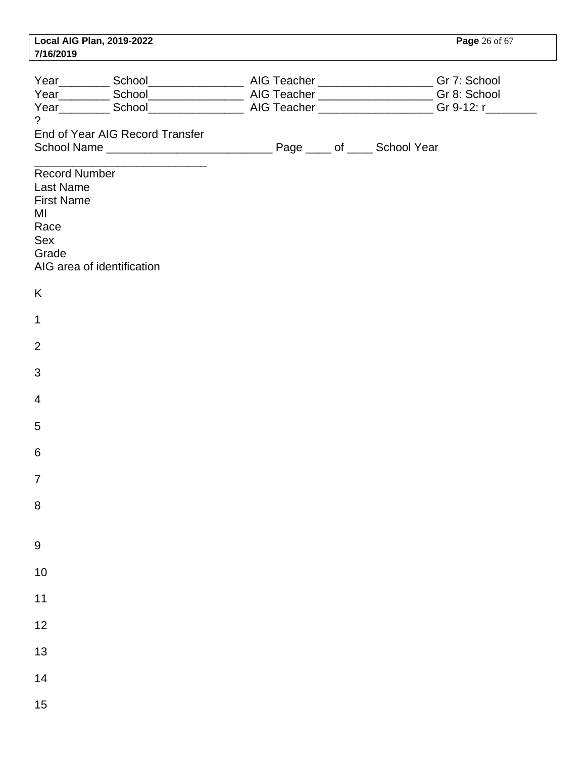Year________ School_______________ AIG Teacher __________________ Gr 7: School
Year________ School_______________ AIG Teacher __________________ Gr 8: School
Year________ School_______________ AIG Teacher __________________ Gr 9-12: r________
?

End of Year AIG Record Transfer

School Name __________________________ Page ____ of ____ School Year ___________________________

Record Number
Last Name
First Name
MI
Race
Sex
Grade
AIG area of identification

K

1

2

3

4

5

6

7

8

9

10

11

12

13

14

15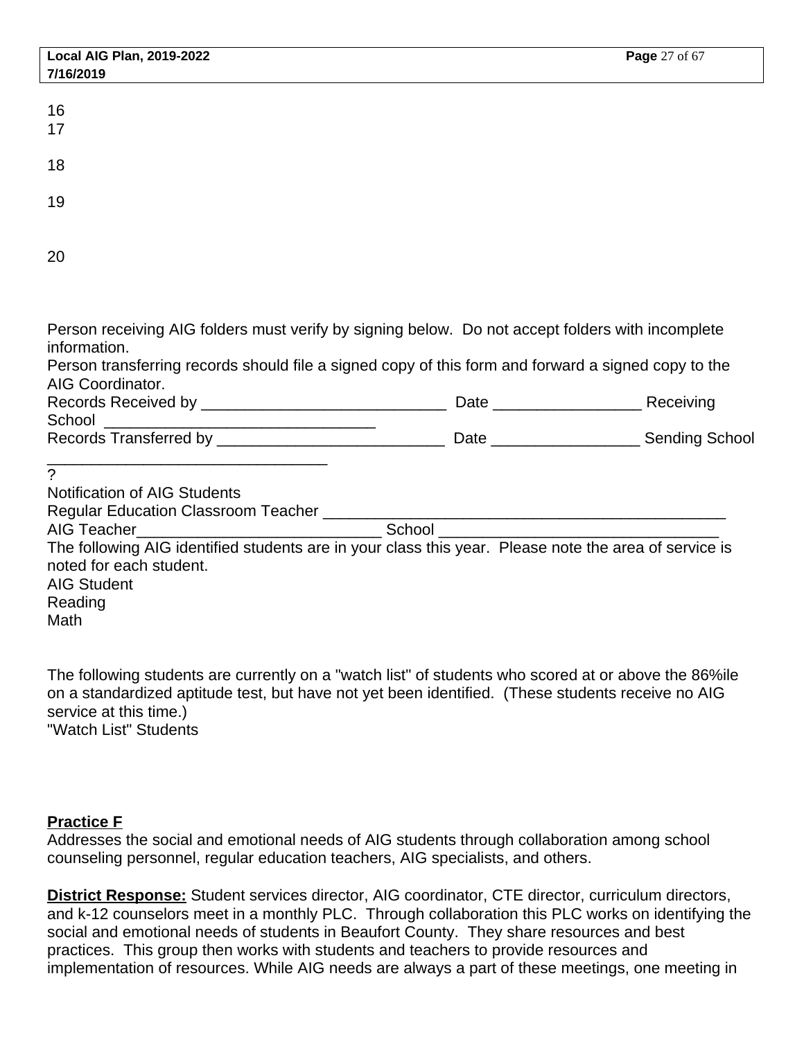16
17

18

19

20

Person receiving AIG folders must verify by signing below. Do not accept folders with incomplete information.
Person transferring records should file a signed copy of this form and forward a signed copy to the AIG Coordinator.
Records Received by ____________________________ Date ________________ Receiving School _______________________________
Records Transferred by __________________________ Date ________________ Sending School _______________________________
?
Notification of AIG Students
Regular Education Classroom Teacher ________________________________________________
AIG Teacher____________________________ School ________________________________
The following AIG identified students are in your class this year. Please note the area of service is noted for each student.
AIG Student
Reading
Math

The following students are currently on a "watch list" of students who scored at or above the 86%ile on a standardized aptitude test, but have not yet been identified. (These students receive no AIG service at this time.)
"Watch List" Students

**Practice F**
Addresses the social and emotional needs of AIG students through collaboration among school counseling personnel, regular education teachers, AIG specialists, and others.

**District Response:** Student services director, AIG coordinator, CTE director, curriculum directors, and k-12 counselors meet in a monthly PLC. Through collaboration this PLC works on identifying the social and emotional needs of students in Beaufort County. They share resources and best practices. This group then works with students and teachers to provide resources and implementation of resources. While AIG needs are always a part of these meetings, one meeting in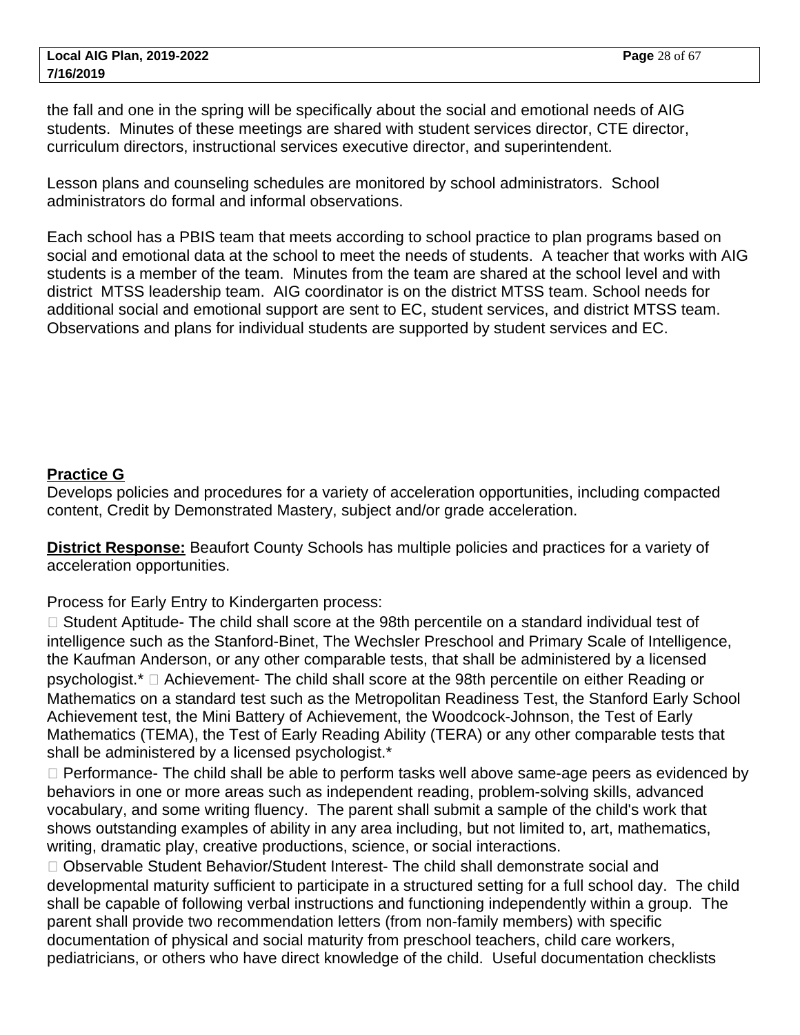the fall and one in the spring will be specifically about the social and emotional needs of AIG students. Minutes of these meetings are shared with student services director, CTE director, curriculum directors, instructional services executive director, and superintendent.

Lesson plans and counseling schedules are monitored by school administrators. School administrators do formal and informal observations.

Each school has a PBIS team that meets according to school practice to plan programs based on social and emotional data at the school to meet the needs of students. A teacher that works with AIG students is a member of the team. Minutes from the team are shared at the school level and with district MTSS leadership team. AIG coordinator is on the district MTSS team. School needs for additional social and emotional support are sent to EC, student services, and district MTSS team. Observations and plans for individual students are supported by student services and EC.

**Practice G**

Develops policies and procedures for a variety of acceleration opportunities, including compacted content, Credit by Demonstrated Mastery, subject and/or grade acceleration.

**District Response:** Beaufort County Schools has multiple policies and practices for a variety of acceleration opportunities.

Process for Early Entry to Kindergarten process:

 Student Aptitude- The child shall score at the 98th percentile on a standard individual test of intelligence such as the Stanford-Binet, The Wechsler Preschool and Primary Scale of Intelligence, the Kaufman Anderson, or any other comparable tests, that shall be administered by a licensed psychologist.*  Achievement- The child shall score at the 98th percentile on either Reading or Mathematics on a standard test such as the Metropolitan Readiness Test, the Stanford Early School Achievement test, the Mini Battery of Achievement, the Woodcock-Johnson, the Test of Early Mathematics (TEMA), the Test of Early Reading Ability (TERA) or any other comparable tests that shall be administered by a licensed psychologist.*

 Performance- The child shall be able to perform tasks well above same-age peers as evidenced by behaviors in one or more areas such as independent reading, problem-solving skills, advanced vocabulary, and some writing fluency. The parent shall submit a sample of the child's work that shows outstanding examples of ability in any area including, but not limited to, art, mathematics, writing, dramatic play, creative productions, science, or social interactions.

 Observable Student Behavior/Student Interest- The child shall demonstrate social and developmental maturity sufficient to participate in a structured setting for a full school day. The child shall be capable of following verbal instructions and functioning independently within a group. The parent shall provide two recommendation letters (from non-family members) with specific documentation of physical and social maturity from preschool teachers, child care workers, pediatricians, or others who have direct knowledge of the child. Useful documentation checklists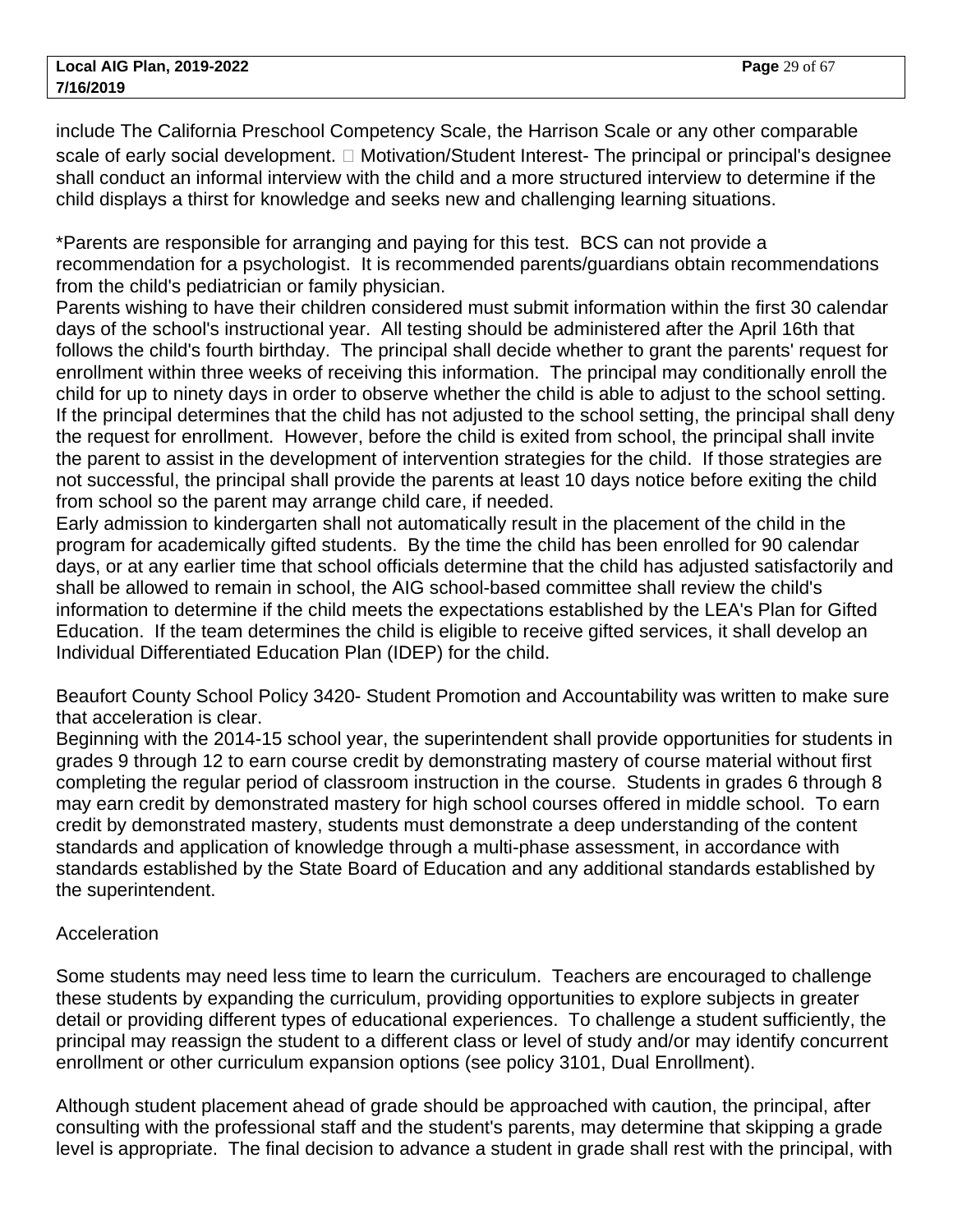include The California Preschool Competency Scale, the Harrison Scale or any other comparable scale of early social development.  Motivation/Student Interest- The principal or principal's designee shall conduct an informal interview with the child and a more structured interview to determine if the child displays a thirst for knowledge and seeks new and challenging learning situations.

*Parents are responsible for arranging and paying for this test.  BCS can not provide a recommendation for a psychologist.  It is recommended parents/guardians obtain recommendations from the child's pediatrician or family physician.

Parents wishing to have their children considered must submit information within the first 30 calendar days of the school's instructional year.  All testing should be administered after the April 16th that follows the child's fourth birthday.  The principal shall decide whether to grant the parents' request for enrollment within three weeks of receiving this information.  The principal may conditionally enroll the child for up to ninety days in order to observe whether the child is able to adjust to the school setting.  If the principal determines that the child has not adjusted to the school setting, the principal shall deny the request for enrollment.  However, before the child is exited from school, the principal shall invite the parent to assist in the development of intervention strategies for the child.  If those strategies are not successful, the principal shall provide the parents at least 10 days notice before exiting the child from school so the parent may arrange child care, if needed.

Early admission to kindergarten shall not automatically result in the placement of the child in the program for academically gifted students.  By the time the child has been enrolled for 90 calendar days, or at any earlier time that school officials determine that the child has adjusted satisfactorily and shall be allowed to remain in school, the AIG school-based committee shall review the child's information to determine if the child meets the expectations established by the LEA's Plan for Gifted Education.  If the team determines the child is eligible to receive gifted services, it shall develop an Individual Differentiated Education Plan (IDEP) for the child.

Beaufort County School Policy 3420- Student Promotion and Accountability was written to make sure that acceleration is clear.

Beginning with the 2014-15 school year, the superintendent shall provide opportunities for students in grades 9 through 12 to earn course credit by demonstrating mastery of course material without first completing the regular period of classroom instruction in the course.  Students in grades 6 through 8 may earn credit by demonstrated mastery for high school courses offered in middle school.  To earn credit by demonstrated mastery, students must demonstrate a deep understanding of the content standards and application of knowledge through a multi-phase assessment, in accordance with standards established by the State Board of Education and any additional standards established by the superintendent.

Acceleration

Some students may need less time to learn the curriculum.  Teachers are encouraged to challenge these students by expanding the curriculum, providing opportunities to explore subjects in greater detail or providing different types of educational experiences.  To challenge a student sufficiently, the principal may reassign the student to a different class or level of study and/or may identify concurrent enrollment or other curriculum expansion options (see policy 3101, Dual Enrollment).

Although student placement ahead of grade should be approached with caution, the principal, after consulting with the professional staff and the student's parents, may determine that skipping a grade level is appropriate.  The final decision to advance a student in grade shall rest with the principal, with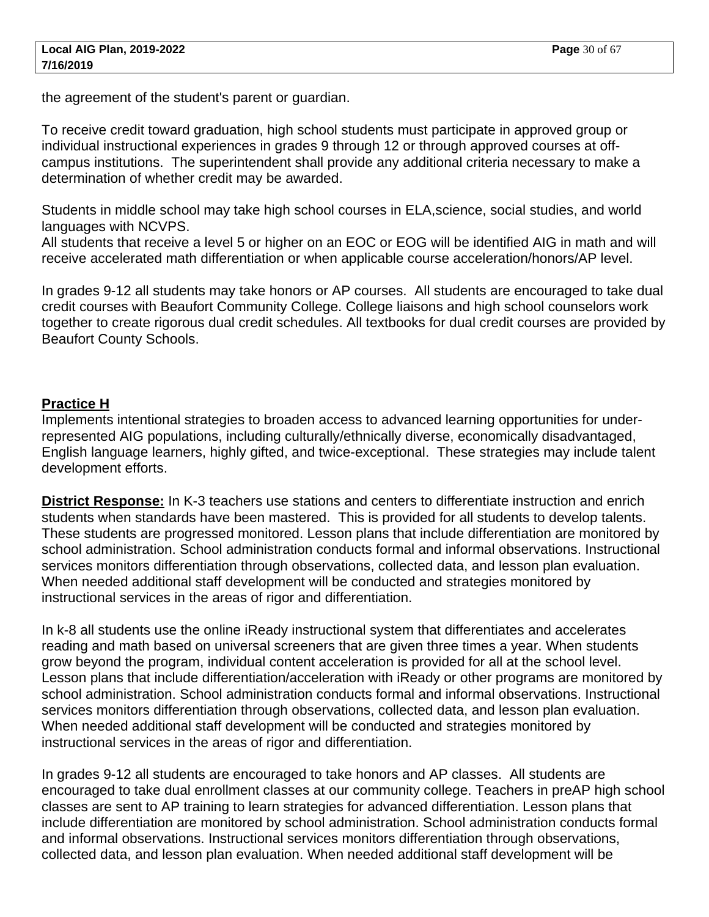the agreement of the student's parent or guardian.

To receive credit toward graduation, high school students must participate in approved group or individual instructional experiences in grades 9 through 12 or through approved courses at off-campus institutions. The superintendent shall provide any additional criteria necessary to make a determination of whether credit may be awarded.

Students in middle school may take high school courses in ELA,science, social studies, and world languages with NCVPS.
All students that receive a level 5 or higher on an EOC or EOG will be identified AIG in math and will receive accelerated math differentiation or when applicable course acceleration/honors/AP level.

In grades 9-12 all students may take honors or AP courses. All students are encouraged to take dual credit courses with Beaufort Community College. College liaisons and high school counselors work together to create rigorous dual credit schedules. All textbooks for dual credit courses are provided by Beaufort County Schools.

**Practice H**

Implements intentional strategies to broaden access to advanced learning opportunities for under-represented AIG populations, including culturally/ethnically diverse, economically disadvantaged, English language learners, highly gifted, and twice-exceptional. These strategies may include talent development efforts.

**District Response:** In K-3 teachers use stations and centers to differentiate instruction and enrich students when standards have been mastered. This is provided for all students to develop talents. These students are progressed monitored. Lesson plans that include differentiation are monitored by school administration. School administration conducts formal and informal observations. Instructional services monitors differentiation through observations, collected data, and lesson plan evaluation. When needed additional staff development will be conducted and strategies monitored by instructional services in the areas of rigor and differentiation.

In k-8 all students use the online iReady instructional system that differentiates and accelerates reading and math based on universal screeners that are given three times a year. When students grow beyond the program, individual content acceleration is provided for all at the school level. Lesson plans that include differentiation/acceleration with iReady or other programs are monitored by school administration. School administration conducts formal and informal observations. Instructional services monitors differentiation through observations, collected data, and lesson plan evaluation. When needed additional staff development will be conducted and strategies monitored by instructional services in the areas of rigor and differentiation.

In grades 9-12 all students are encouraged to take honors and AP classes. All students are encouraged to take dual enrollment classes at our community college. Teachers in preAP high school classes are sent to AP training to learn strategies for advanced differentiation. Lesson plans that include differentiation are monitored by school administration. School administration conducts formal and informal observations. Instructional services monitors differentiation through observations, collected data, and lesson plan evaluation. When needed additional staff development will be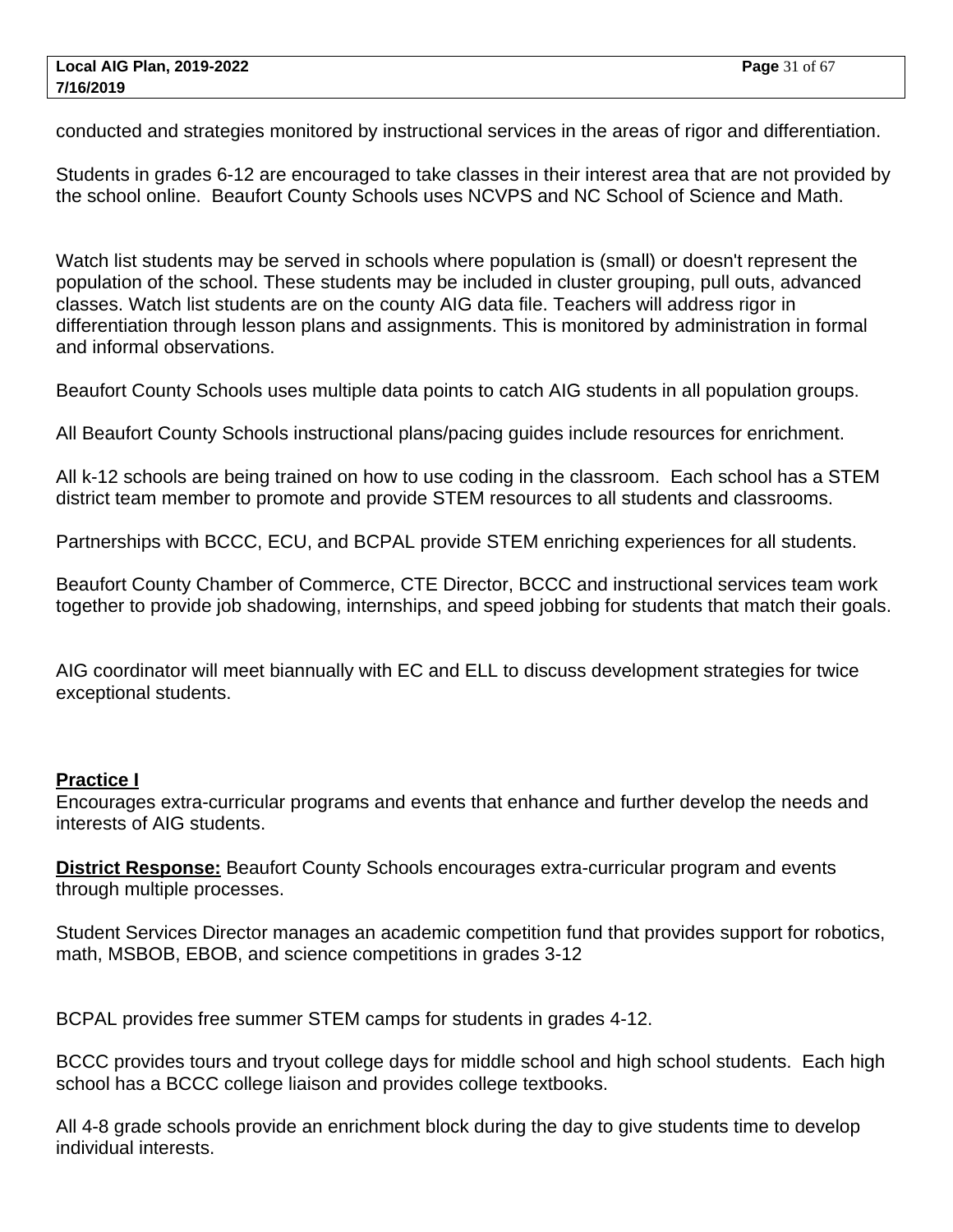conducted and strategies monitored by instructional services in the areas of rigor and differentiation.

Students in grades 6-12 are encouraged to take classes in their interest area that are not provided by the school online. Beaufort County Schools uses NCVPS and NC School of Science and Math.

Watch list students may be served in schools where population is (small) or doesn't represent the population of the school. These students may be included in cluster grouping, pull outs, advanced classes. Watch list students are on the county AIG data file. Teachers will address rigor in differentiation through lesson plans and assignments. This is monitored by administration in formal and informal observations.

Beaufort County Schools uses multiple data points to catch AIG students in all population groups.

All Beaufort County Schools instructional plans/pacing guides include resources for enrichment.

All k-12 schools are being trained on how to use coding in the classroom. Each school has a STEM district team member to promote and provide STEM resources to all students and classrooms.

Partnerships with BCCC, ECU, and BCPAL provide STEM enriching experiences for all students.

Beaufort County Chamber of Commerce, CTE Director, BCCC and instructional services team work together to provide job shadowing, internships, and speed jobbing for students that match their goals.

AIG coordinator will meet biannually with EC and ELL to discuss development strategies for twice exceptional students.

**Practice I**

Encourages extra-curricular programs and events that enhance and further develop the needs and interests of AIG students.

**District Response:** Beaufort County Schools encourages extra-curricular program and events through multiple processes.

Student Services Director manages an academic competition fund that provides support for robotics, math, MSBOB, EBOB, and science competitions in grades 3-12

BCPAL provides free summer STEM camps for students in grades 4-12.

BCCC provides tours and tryout college days for middle school and high school students. Each high school has a BCCC college liaison and provides college textbooks.

All 4-8 grade schools provide an enrichment block during the day to give students time to develop individual interests.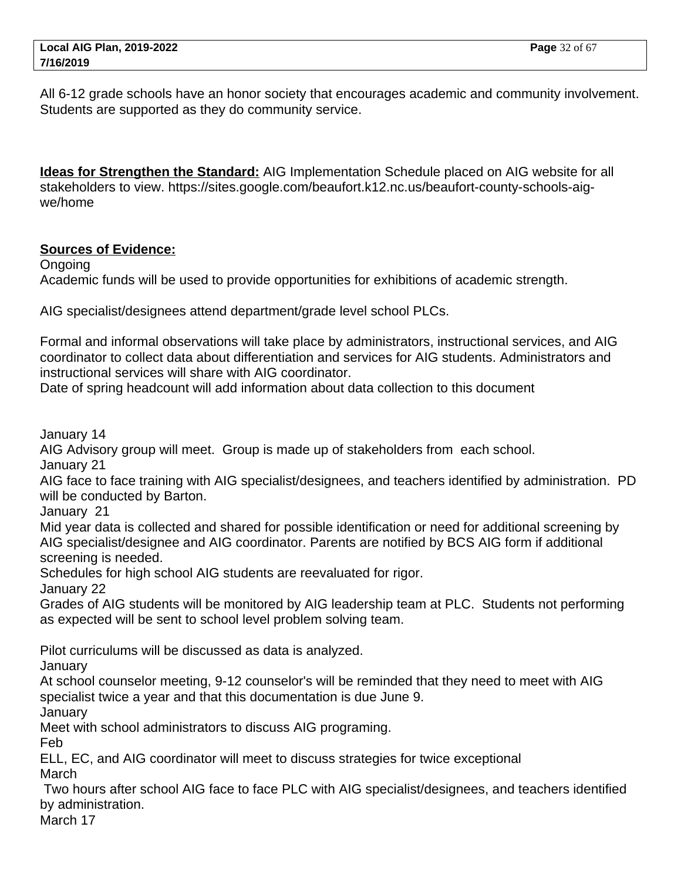All 6-12 grade schools have an honor society that encourages academic and community involvement. Students are supported as they do community service.

**Ideas for Strengthen the Standard:** AIG Implementation Schedule placed on AIG website for all stakeholders to view. https://sites.google.com/beaufort.k12.nc.us/beaufort-county-schools-aig-we/home

**Sources of Evidence:**

Ongoing
Academic funds will be used to provide opportunities for exhibitions of academic strength.

AIG specialist/designees attend department/grade level school PLCs.

Formal and informal observations will take place by administrators, instructional services, and AIG coordinator to collect data about differentiation and services for AIG students. Administrators and instructional services will share with AIG coordinator.
Date of spring headcount will add information about data collection to this document

January 14
AIG Advisory group will meet. Group is made up of stakeholders from each school.
January 21
AIG face to face training with AIG specialist/designees, and teachers identified by administration. PD will be conducted by Barton.
January 21
Mid year data is collected and shared for possible identification or need for additional screening by AIG specialist/designee and AIG coordinator. Parents are notified by BCS AIG form if additional screening is needed.
Schedules for high school AIG students are reevaluated for rigor.
January 22
Grades of AIG students will be monitored by AIG leadership team at PLC. Students not performing as expected will be sent to school level problem solving team.

Pilot curriculums will be discussed as data is analyzed.
January
At school counselor meeting, 9-12 counselor's will be reminded that they need to meet with AIG specialist twice a year and that this documentation is due June 9.
January
Meet with school administrators to discuss AIG programing.
Feb
ELL, EC, and AIG coordinator will meet to discuss strategies for twice exceptional
March
Two hours after school AIG face to face PLC with AIG specialist/designees, and teachers identified by administration.
March 17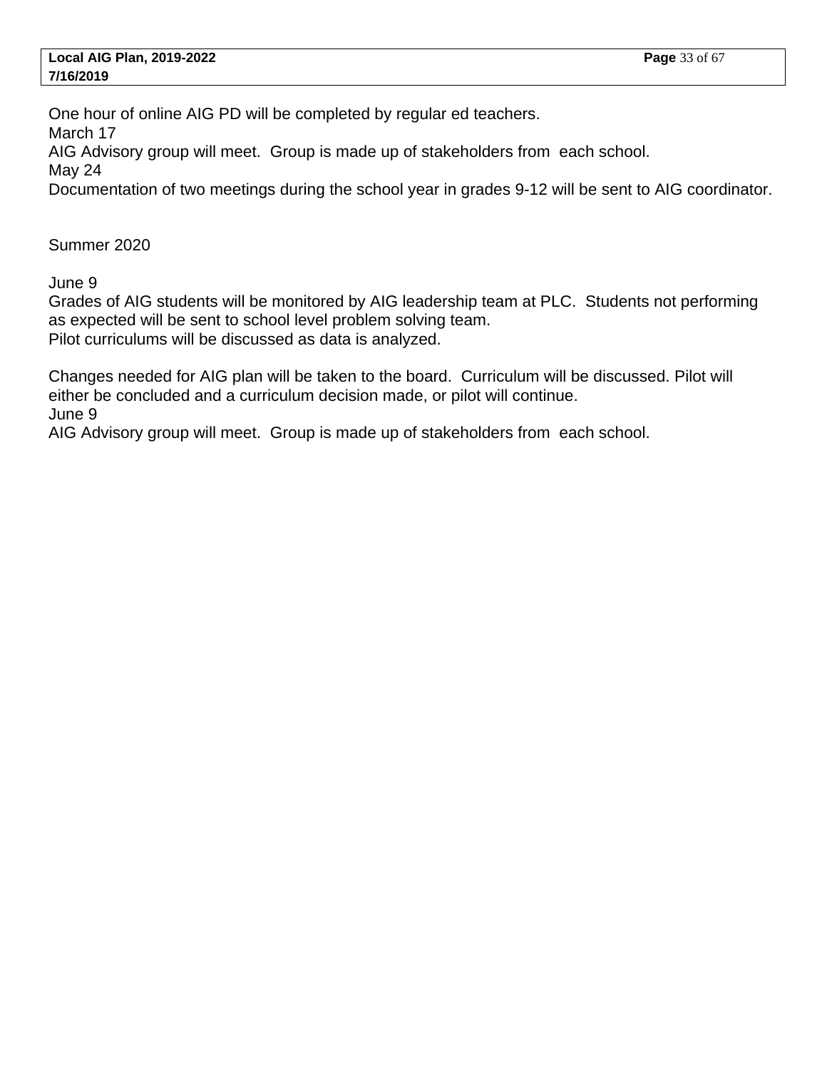One hour of online AIG PD will be completed by regular ed teachers.
March 17
AIG Advisory group will meet. Group is made up of stakeholders from each school.
May 24
Documentation of two meetings during the school year in grades 9-12 will be sent to AIG coordinator.

Summer 2020

June 9
Grades of AIG students will be monitored by AIG leadership team at PLC. Students not performing as expected will be sent to school level problem solving team.
Pilot curriculums will be discussed as data is analyzed.

Changes needed for AIG plan will be taken to the board. Curriculum will be discussed. Pilot will either be concluded and a curriculum decision made, or pilot will continue.
June 9
AIG Advisory group will meet. Group is made up of stakeholders from each school.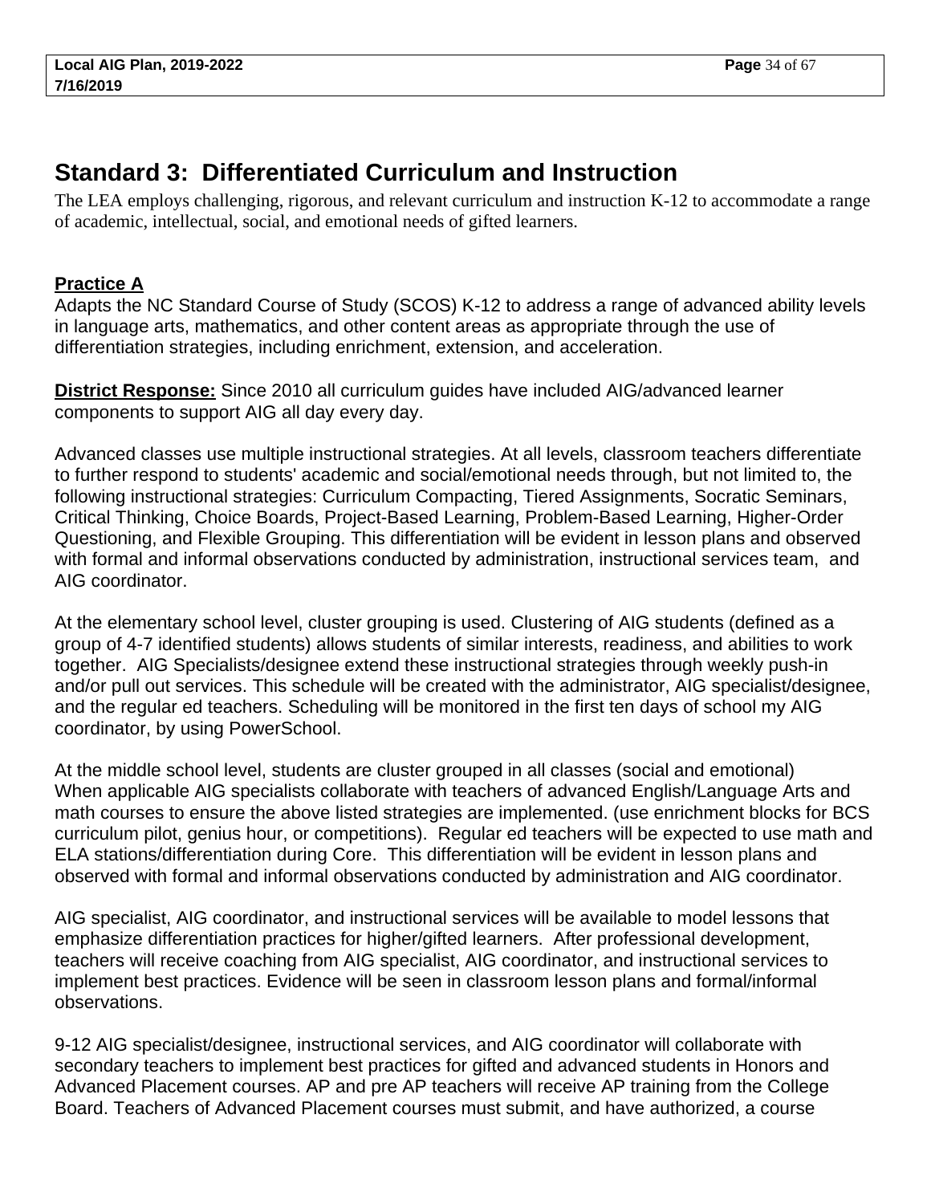# Standard 3: Differentiated Curriculum and Instruction

The LEA employs challenging, rigorous, and relevant curriculum and instruction K-12 to accommodate a range of academic, intellectual, social, and emotional needs of gifted learners.

**Practice A**

Adapts the NC Standard Course of Study (SCOS) K-12 to address a range of advanced ability levels in language arts, mathematics, and other content areas as appropriate through the use of differentiation strategies, including enrichment, extension, and acceleration.

**District Response:** Since 2010 all curriculum guides have included AIG/advanced learner components to support AIG all day every day.

Advanced classes use multiple instructional strategies. At all levels, classroom teachers differentiate to further respond to students' academic and social/emotional needs through, but not limited to, the following instructional strategies: Curriculum Compacting, Tiered Assignments, Socratic Seminars, Critical Thinking, Choice Boards, Project-Based Learning, Problem-Based Learning, Higher-Order Questioning, and Flexible Grouping. This differentiation will be evident in lesson plans and observed with formal and informal observations conducted by administration, instructional services team, and AIG coordinator.

At the elementary school level, cluster grouping is used. Clustering of AIG students (defined as a group of 4-7 identified students) allows students of similar interests, readiness, and abilities to work together. AIG Specialists/designee extend these instructional strategies through weekly push-in and/or pull out services. This schedule will be created with the administrator, AIG specialist/designee, and the regular ed teachers. Scheduling will be monitored in the first ten days of school my AIG coordinator, by using PowerSchool.

At the middle school level, students are cluster grouped in all classes (social and emotional) When applicable AIG specialists collaborate with teachers of advanced English/Language Arts and math courses to ensure the above listed strategies are implemented. (use enrichment blocks for BCS curriculum pilot, genius hour, or competitions). Regular ed teachers will be expected to use math and ELA stations/differentiation during Core. This differentiation will be evident in lesson plans and observed with formal and informal observations conducted by administration and AIG coordinator.

AIG specialist, AIG coordinator, and instructional services will be available to model lessons that emphasize differentiation practices for higher/gifted learners. After professional development, teachers will receive coaching from AIG specialist, AIG coordinator, and instructional services to implement best practices. Evidence will be seen in classroom lesson plans and formal/informal observations.

9-12 AIG specialist/designee, instructional services, and AIG coordinator will collaborate with secondary teachers to implement best practices for gifted and advanced students in Honors and Advanced Placement courses. AP and pre AP teachers will receive AP training from the College Board. Teachers of Advanced Placement courses must submit, and have authorized, a course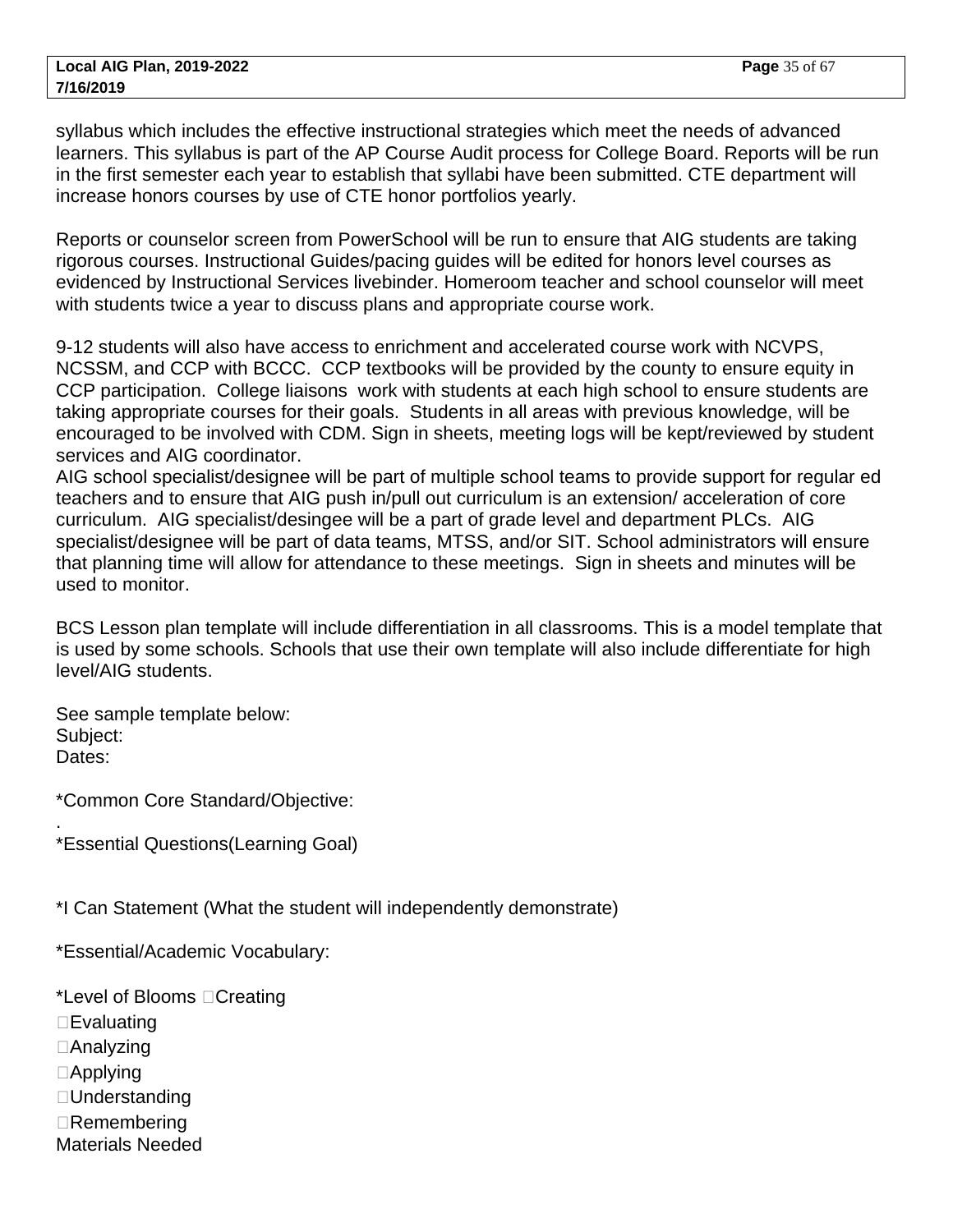syllabus which includes the effective instructional strategies which meet the needs of advanced learners. This syllabus is part of the AP Course Audit process for College Board. Reports will be run in the first semester each year to establish that syllabi have been submitted. CTE department will increase honors courses by use of CTE honor portfolios yearly.

Reports or counselor screen from PowerSchool will be run to ensure that AIG students are taking rigorous courses. Instructional Guides/pacing guides will be edited for honors level courses as evidenced by Instructional Services livebinder. Homeroom teacher and school counselor will meet with students twice a year to discuss plans and appropriate course work.

9-12 students will also have access to enrichment and accelerated course work with NCVPS, NCSSM, and CCP with BCCC. CCP textbooks will be provided by the county to ensure equity in CCP participation. College liaisons work with students at each high school to ensure students are taking appropriate courses for their goals. Students in all areas with previous knowledge, will be encouraged to be involved with CDM. Sign in sheets, meeting logs will be kept/reviewed by student services and AIG coordinator.
AIG school specialist/designee will be part of multiple school teams to provide support for regular ed teachers and to ensure that AIG push in/pull out curriculum is an extension/ acceleration of core curriculum. AIG specialist/desingee will be a part of grade level and department PLCs. AIG specialist/designee will be part of data teams, MTSS, and/or SIT. School administrators will ensure that planning time will allow for attendance to these meetings. Sign in sheets and minutes will be used to monitor.

BCS Lesson plan template will include differentiation in all classrooms. This is a model template that is used by some schools. Schools that use their own template will also include differentiate for high level/AIG students.

See sample template below:
Subject:
Dates:

*Common Core Standard/Objective:
.
*Essential Questions(Learning Goal)

*I Can Statement (What the student will independently demonstrate)

*Essential/Academic Vocabulary:

*Level of Blooms □Creating
□Evaluating
□Analyzing
□Applying
□Understanding
□Remembering
Materials Needed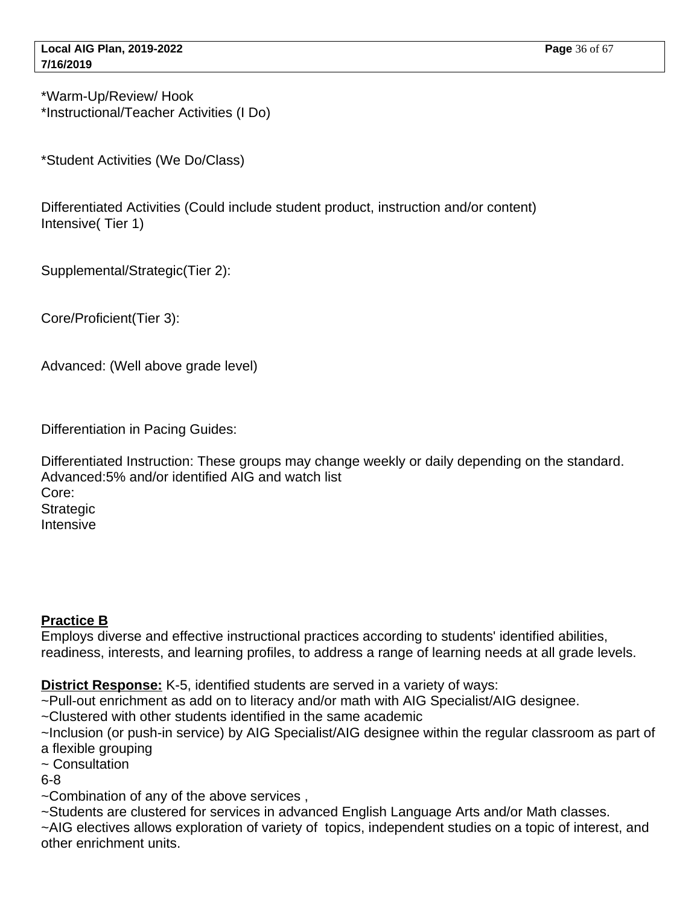*Warm-Up/Review/ Hook
*Instructional/Teacher Activities (I Do)

*Student Activities (We Do/Class)

Differentiated Activities (Could include student product, instruction and/or content)
Intensive( Tier 1)

Supplemental/Strategic(Tier 2):

Core/Proficient(Tier 3):

Advanced: (Well above grade level)

Differentiation in Pacing Guides:

Differentiated Instruction: These groups may change weekly or daily depending on the standard.
Advanced:5% and/or identified AIG and watch list
Core:
Strategic
Intensive

**Practice B**
Employs diverse and effective instructional practices according to students' identified abilities, readiness, interests, and learning profiles, to address a range of learning needs at all grade levels.

**District Response:** K-5, identified students are served in a variety of ways:
~Pull-out enrichment as add on to literacy and/or math with AIG Specialist/AIG designee.
~Clustered with other students identified in the same academic
~Inclusion (or push-in service) by AIG Specialist/AIG designee within the regular classroom as part of a flexible grouping
~ Consultation
6-8
~Combination of any of the above services ,
~Students are clustered for services in advanced English Language Arts and/or Math classes.
~AIG electives allows exploration of variety of topics, independent studies on a topic of interest, and other enrichment units.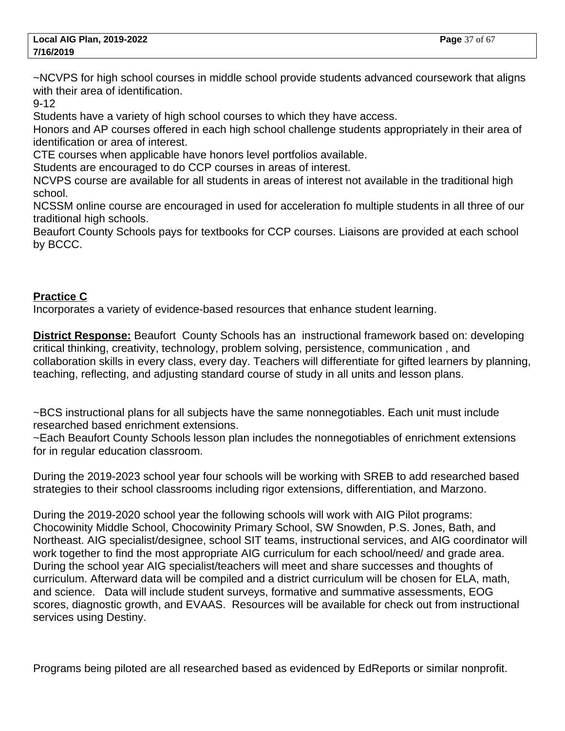~NCVPS for high school courses in middle school provide students advanced coursework that aligns with their area of identification.

9-12

Students have a variety of high school courses to which they have access.

Honors and AP courses offered in each high school challenge students appropriately in their area of identification or area of interest.

CTE courses when applicable have honors level portfolios available.

Students are encouraged to do CCP courses in areas of interest.

NCVPS course are available for all students in areas of interest not available in the traditional high school.

NCSSM online course are encouraged in used for acceleration fo multiple students in all three of our traditional high schools.

Beaufort County Schools pays for textbooks for CCP courses. Liaisons are provided at each school by BCCC.

**Practice C**

Incorporates a variety of evidence-based resources that enhance student learning.

**District Response:** Beaufort County Schools has an instructional framework based on: developing critical thinking, creativity, technology, problem solving, persistence, communication , and collaboration skills in every class, every day. Teachers will differentiate for gifted learners by planning, teaching, reflecting, and adjusting standard course of study in all units and lesson plans.

~BCS instructional plans for all subjects have the same nonnegotiables. Each unit must include researched based enrichment extensions.

~Each Beaufort County Schools lesson plan includes the nonnegotiables of enrichment extensions for in regular education classroom.

During the 2019-2023 school year four schools will be working with SREB to add researched based strategies to their school classrooms including rigor extensions, differentiation, and Marzono.

During the 2019-2020 school year the following schools will work with AIG Pilot programs: Chocowinity Middle School, Chocowinity Primary School, SW Snowden, P.S. Jones, Bath, and Northeast. AIG specialist/designee, school SIT teams, instructional services, and AIG coordinator will work together to find the most appropriate AIG curriculum for each school/need/ and grade area. During the school year AIG specialist/teachers will meet and share successes and thoughts of curriculum. Afterward data will be compiled and a district curriculum will be chosen for ELA, math, and science. Data will include student surveys, formative and summative assessments, EOG scores, diagnostic growth, and EVAAS. Resources will be available for check out from instructional services using Destiny.

Programs being piloted are all researched based as evidenced by EdReports or similar nonprofit.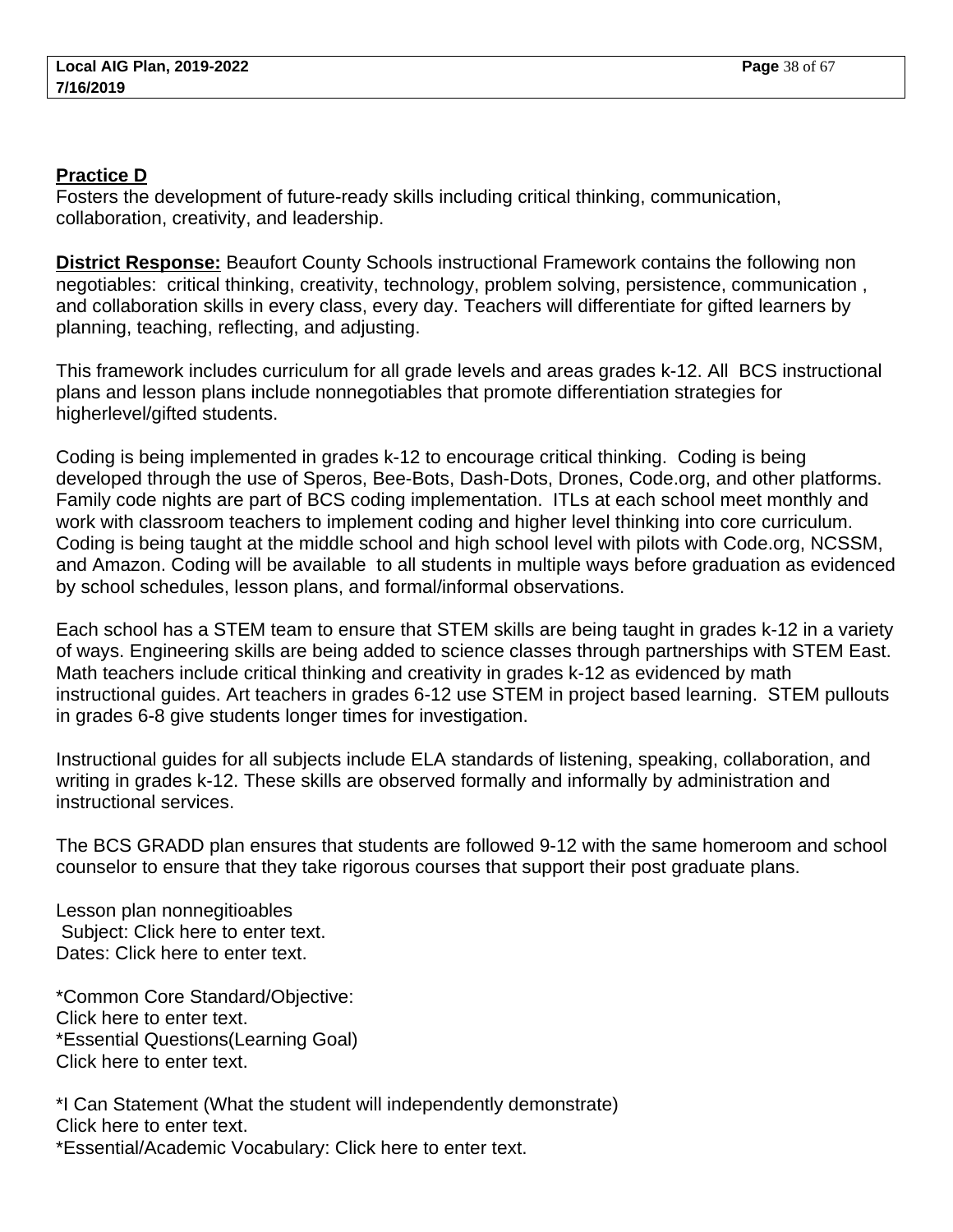**Practice D**

Fosters the development of future-ready skills including critical thinking, communication, collaboration, creativity, and leadership.

**District Response:** Beaufort County Schools instructional Framework contains the following non negotiables: critical thinking, creativity, technology, problem solving, persistence, communication , and collaboration skills in every class, every day. Teachers will differentiate for gifted learners by planning, teaching, reflecting, and adjusting.

This framework includes curriculum for all grade levels and areas grades k-12. All BCS instructional plans and lesson plans include nonnegotiables that promote differentiation strategies for higherlevel/gifted students.

Coding is being implemented in grades k-12 to encourage critical thinking. Coding is being developed through the use of Speros, Bee-Bots, Dash-Dots, Drones, Code.org, and other platforms. Family code nights are part of BCS coding implementation. ITLs at each school meet monthly and work with classroom teachers to implement coding and higher level thinking into core curriculum. Coding is being taught at the middle school and high school level with pilots with Code.org, NCSSM, and Amazon. Coding will be available to all students in multiple ways before graduation as evidenced by school schedules, lesson plans, and formal/informal observations.

Each school has a STEM team to ensure that STEM skills are being taught in grades k-12 in a variety of ways. Engineering skills are being added to science classes through partnerships with STEM East. Math teachers include critical thinking and creativity in grades k-12 as evidenced by math instructional guides. Art teachers in grades 6-12 use STEM in project based learning. STEM pullouts in grades 6-8 give students longer times for investigation.

Instructional guides for all subjects include ELA standards of listening, speaking, collaboration, and writing in grades k-12. These skills are observed formally and informally by administration and instructional services.

The BCS GRADD plan ensures that students are followed 9-12 with the same homeroom and school counselor to ensure that they take rigorous courses that support their post graduate plans.

Lesson plan nonnegitioables
Subject: Click here to enter text.
Dates: Click here to enter text.

*Common Core Standard/Objective:
Click here to enter text.
*Essential Questions(Learning Goal)
Click here to enter text.

*I Can Statement (What the student will independently demonstrate)
Click here to enter text.
*Essential/Academic Vocabulary: Click here to enter text.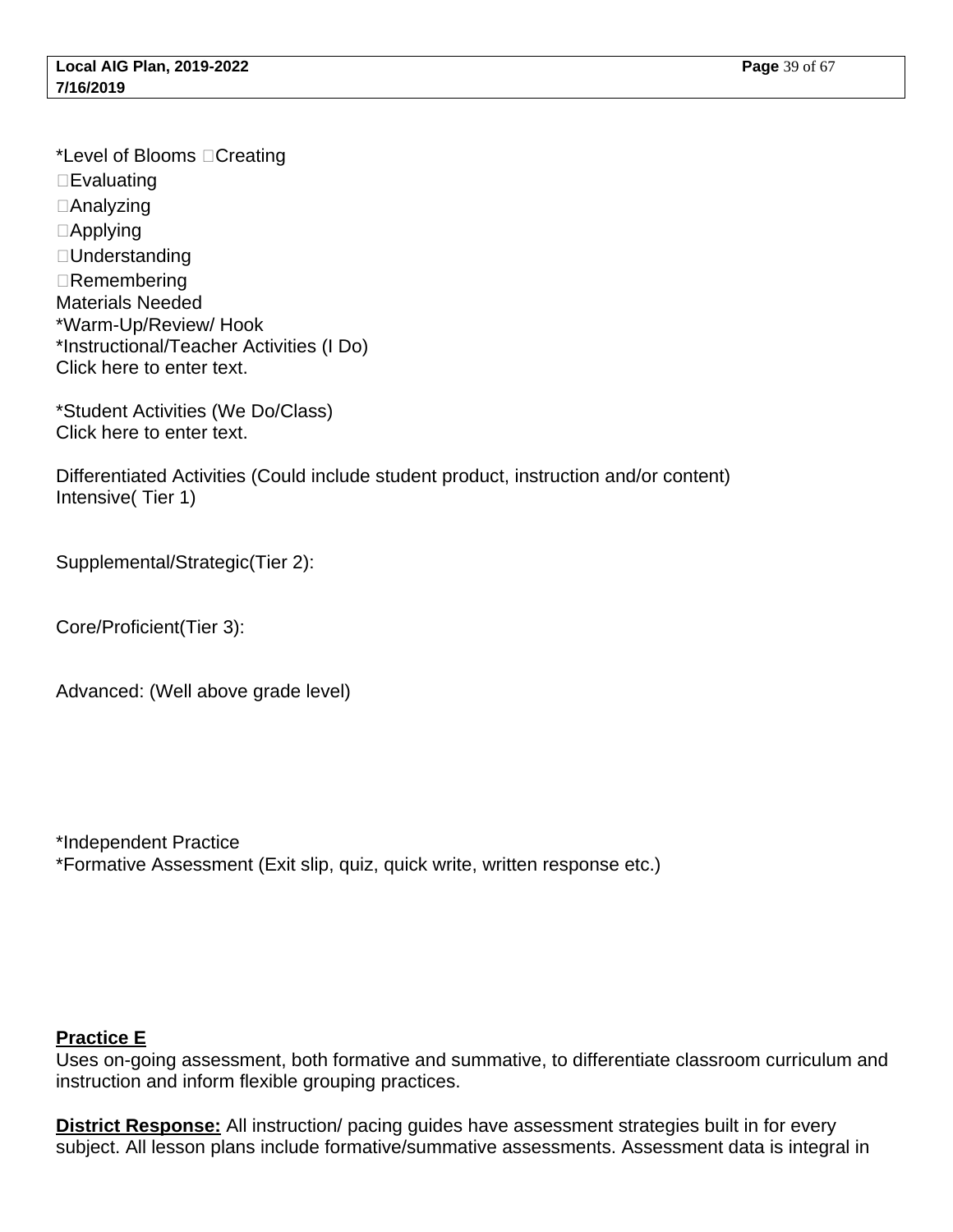*Level of Blooms ☐Creating
☐Evaluating
☐Analyzing
☐Applying
☐Understanding
☐Remembering
Materials Needed
*Warm-Up/Review/ Hook
*Instructional/Teacher Activities (I Do)
Click here to enter text.

*Student Activities (We Do/Class)
Click here to enter text.

Differentiated Activities (Could include student product, instruction and/or content)
Intensive( Tier 1)

Supplemental/Strategic(Tier 2):

Core/Proficient(Tier 3):

Advanced: (Well above grade level)

*Independent Practice
*Formative Assessment (Exit slip, quiz, quick write, written response etc.)

**Practice E**
Uses on-going assessment, both formative and summative, to differentiate classroom curriculum and instruction and inform flexible grouping practices.

**District Response:** All instruction/ pacing guides have assessment strategies built in for every subject. All lesson plans include formative/summative assessments. Assessment data is integral in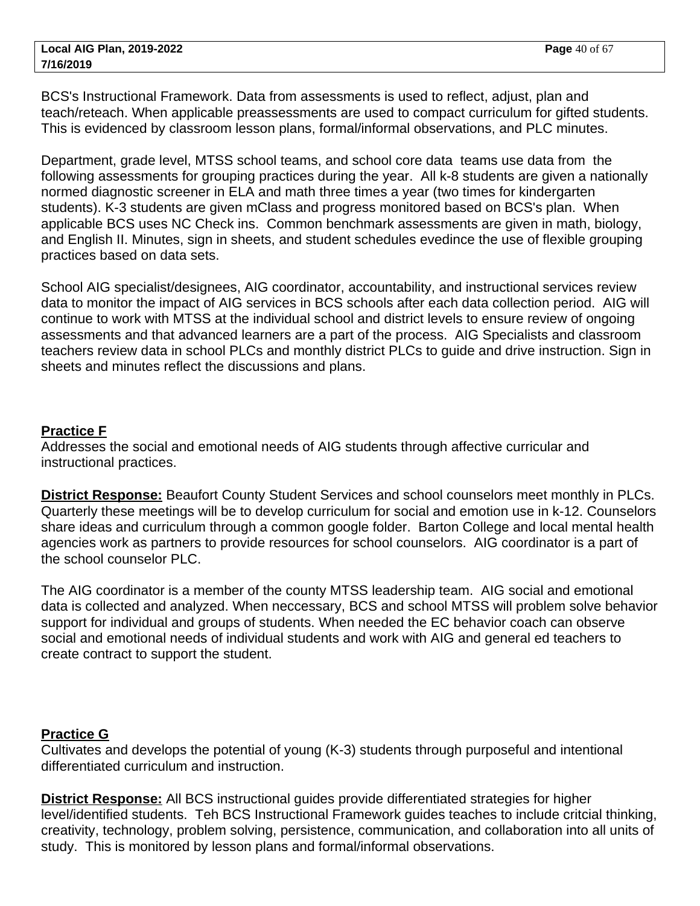BCS's Instructional Framework. Data from assessments is used to reflect, adjust, plan and teach/reteach. When applicable preassessments are used to compact curriculum for gifted students. This is evidenced by classroom lesson plans, formal/informal observations, and PLC minutes.

Department, grade level, MTSS school teams, and school core data teams use data from the following assessments for grouping practices during the year. All k-8 students are given a nationally normed diagnostic screener in ELA and math three times a year (two times for kindergarten students). K-3 students are given mClass and progress monitored based on BCS's plan. When applicable BCS uses NC Check ins. Common benchmark assessments are given in math, biology, and English II. Minutes, sign in sheets, and student schedules evedince the use of flexible grouping practices based on data sets.

School AIG specialist/designees, AIG coordinator, accountability, and instructional services review data to monitor the impact of AIG services in BCS schools after each data collection period. AIG will continue to work with MTSS at the individual school and district levels to ensure review of ongoing assessments and that advanced learners are a part of the process. AIG Specialists and classroom teachers review data in school PLCs and monthly district PLCs to guide and drive instruction. Sign in sheets and minutes reflect the discussions and plans.

**Practice F**

Addresses the social and emotional needs of AIG students through affective curricular and instructional practices.

**District Response:** Beaufort County Student Services and school counselors meet monthly in PLCs. Quarterly these meetings will be to develop curriculum for social and emotion use in k-12. Counselors share ideas and curriculum through a common google folder. Barton College and local mental health agencies work as partners to provide resources for school counselors. AIG coordinator is a part of the school counselor PLC.

The AIG coordinator is a member of the county MTSS leadership team. AIG social and emotional data is collected and analyzed. When neccessary, BCS and school MTSS will problem solve behavior support for individual and groups of students. When needed the EC behavior coach can observe social and emotional needs of individual students and work with AIG and general ed teachers to create contract to support the student.

**Practice G**

Cultivates and develops the potential of young (K-3) students through purposeful and intentional differentiated curriculum and instruction.

**District Response:** All BCS instructional guides provide differentiated strategies for higher level/identified students. Teh BCS Instructional Framework guides teaches to include critcial thinking, creativity, technology, problem solving, persistence, communication, and collaboration into all units of study. This is monitored by lesson plans and formal/informal observations.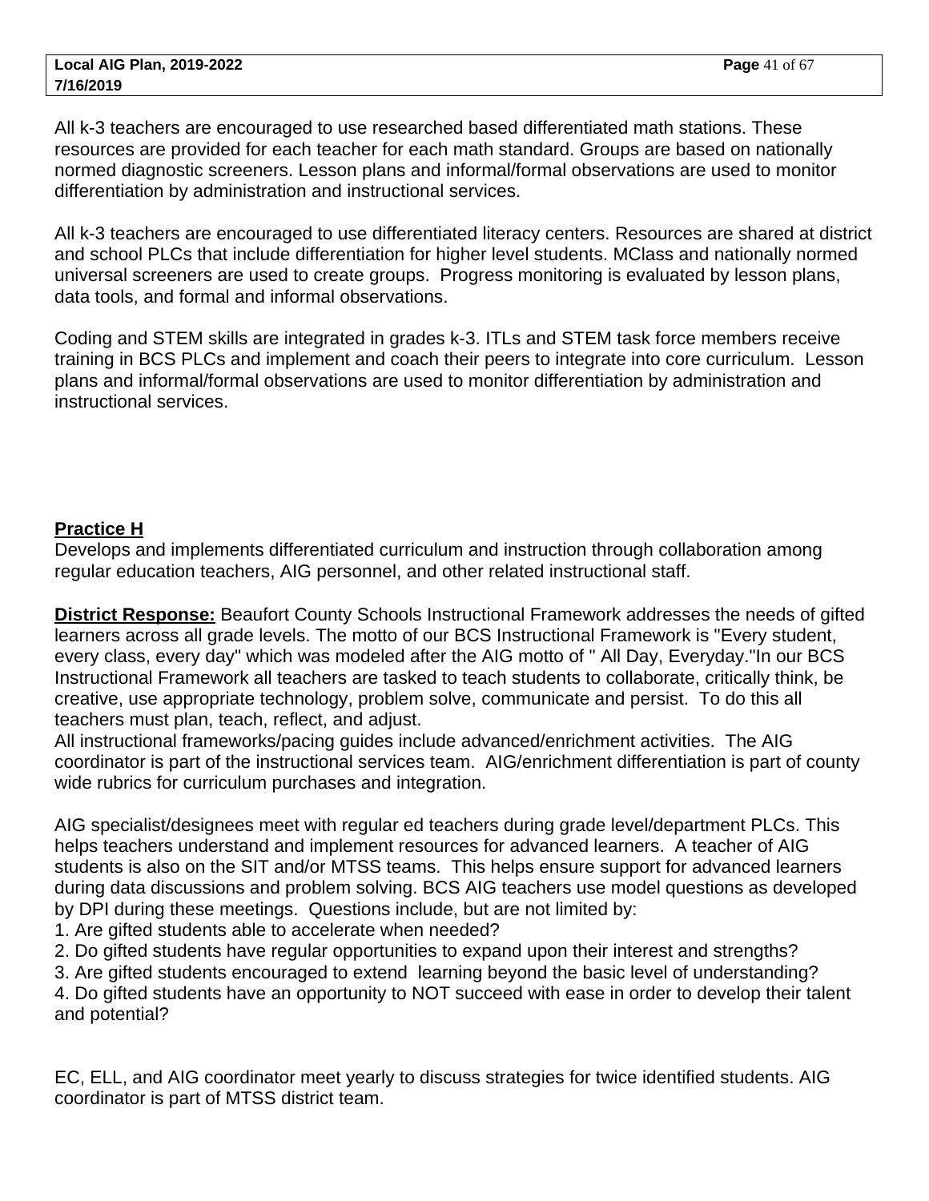All k-3 teachers are encouraged to use researched based differentiated math stations. These resources are provided for each teacher for each math standard. Groups are based on nationally normed diagnostic screeners. Lesson plans and informal/formal observations are used to monitor differentiation by administration and instructional services.

All k-3 teachers are encouraged to use differentiated literacy centers. Resources are shared at district and school PLCs that include differentiation for higher level students. MClass and nationally normed universal screeners are used to create groups. Progress monitoring is evaluated by lesson plans, data tools, and formal and informal observations.

Coding and STEM skills are integrated in grades k-3. ITLs and STEM task force members receive training in BCS PLCs and implement and coach their peers to integrate into core curriculum. Lesson plans and informal/formal observations are used to monitor differentiation by administration and instructional services.

**Practice H**

Develops and implements differentiated curriculum and instruction through collaboration among regular education teachers, AIG personnel, and other related instructional staff.

**District Response:** Beaufort County Schools Instructional Framework addresses the needs of gifted learners across all grade levels. The motto of our BCS Instructional Framework is "Every student, every class, every day" which was modeled after the AIG motto of " All Day, Everyday."In our BCS Instructional Framework all teachers are tasked to teach students to collaborate, critically think, be creative, use appropriate technology, problem solve, communicate and persist. To do this all teachers must plan, teach, reflect, and adjust.
All instructional frameworks/pacing guides include advanced/enrichment activities. The AIG coordinator is part of the instructional services team. AIG/enrichment differentiation is part of county wide rubrics for curriculum purchases and integration.

AIG specialist/designees meet with regular ed teachers during grade level/department PLCs. This helps teachers understand and implement resources for advanced learners. A teacher of AIG students is also on the SIT and/or MTSS teams. This helps ensure support for advanced learners during data discussions and problem solving. BCS AIG teachers use model questions as developed by DPI during these meetings. Questions include, but are not limited by:

1. Are gifted students able to accelerate when needed?
2. Do gifted students have regular opportunities to expand upon their interest and strengths?
3. Are gifted students encouraged to extend learning beyond the basic level of understanding?
4. Do gifted students have an opportunity to NOT succeed with ease in order to develop their talent and potential?

EC, ELL, and AIG coordinator meet yearly to discuss strategies for twice identified students. AIG coordinator is part of MTSS district team.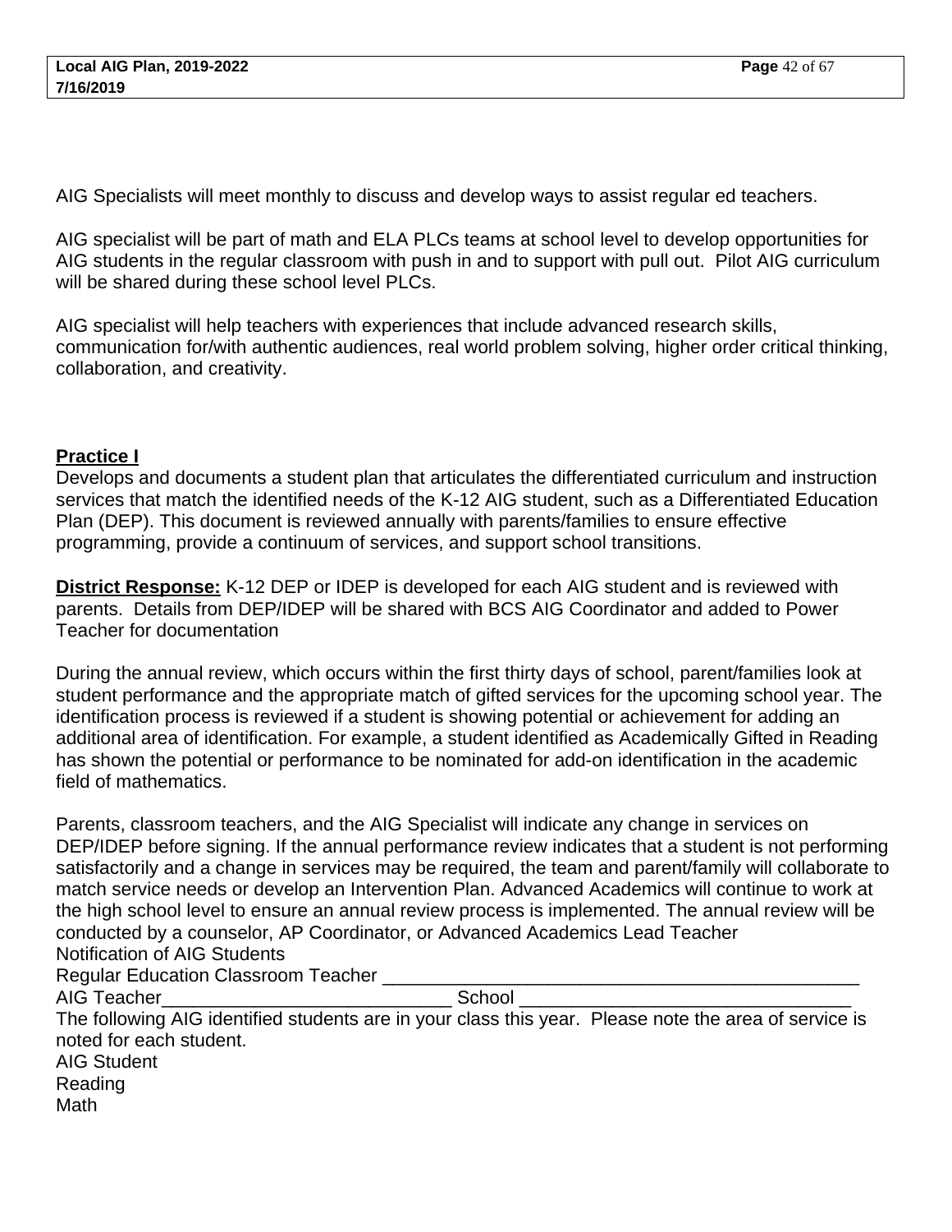AIG Specialists will meet monthly to discuss and develop ways to assist regular ed teachers.

AIG specialist will be part of math and ELA PLCs teams at school level to develop opportunities for AIG students in the regular classroom with push in and to support with pull out. Pilot AIG curriculum will be shared during these school level PLCs.

AIG specialist will help teachers with experiences that include advanced research skills, communication for/with authentic audiences, real world problem solving, higher order critical thinking, collaboration, and creativity.

**Practice I**

Develops and documents a student plan that articulates the differentiated curriculum and instruction services that match the identified needs of the K-12 AIG student, such as a Differentiated Education Plan (DEP). This document is reviewed annually with parents/families to ensure effective programming, provide a continuum of services, and support school transitions.

**District Response:** K-12 DEP or IDEP is developed for each AIG student and is reviewed with parents. Details from DEP/IDEP will be shared with BCS AIG Coordinator and added to Power Teacher for documentation

During the annual review, which occurs within the first thirty days of school, parent/families look at student performance and the appropriate match of gifted services for the upcoming school year. The identification process is reviewed if a student is showing potential or achievement for adding an additional area of identification. For example, a student identified as Academically Gifted in Reading has shown the potential or performance to be nominated for add-on identification in the academic field of mathematics.

Parents, classroom teachers, and the AIG Specialist will indicate any change in services on DEP/IDEP before signing. If the annual performance review indicates that a student is not performing satisfactorily and a change in services may be required, the team and parent/family will collaborate to match service needs or develop an Intervention Plan. Advanced Academics will continue to work at the high school level to ensure an annual review process is implemented. The annual review will be conducted by a counselor, AP Coordinator, or Advanced Academics Lead Teacher
Notification of AIG Students
Regular Education Classroom Teacher _______________________________________________
AIG Teacher____________________________ School ________________________________
The following AIG identified students are in your class this year. Please note the area of service is noted for each student.
AIG Student
Reading
Math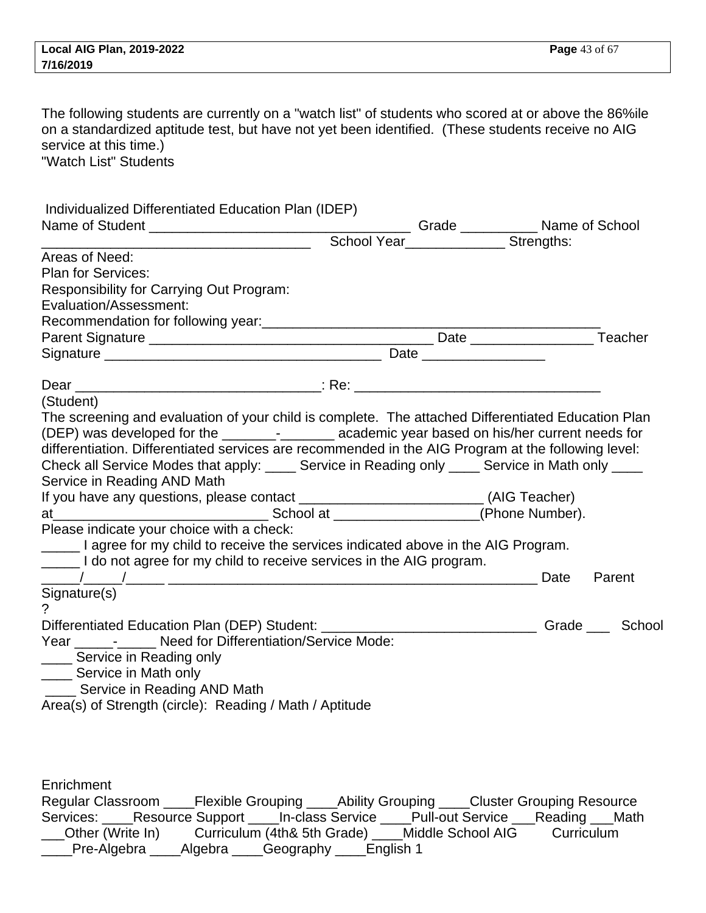The following students are currently on a "watch list" of students who scored at or above the 86%ile on a standardized aptitude test, but have not yet been identified. (These students receive no AIG service at this time.)
"Watch List" Students

Individualized Differentiated Education Plan (IDEP)
Name of Student ___________________________________ Grade __________ Name of School ___________________________________ School Year_____________ Strengths:
Areas of Need:
Plan for Services:
Responsibility for Carrying Out Program:
Evaluation/Assessment:
Recommendation for following year:_____________________________________________
Parent Signature ______________________________________ Date ________________ Teacher Signature ____________________________________ Date ________________

Dear ________________________________: Re: _________________________________
(Student)
The screening and evaluation of your child is complete. The attached Differentiated Education Plan (DEP) was developed for the _______-_______ academic year based on his/her current needs for differentiation. Differentiated services are recommended in the AIG Program at the following level: Check all Service Modes that apply: ____ Service in Reading only ____ Service in Math only ____ Service in Reading AND Math
If you have any questions, please contact ________________________ (AIG Teacher) at_____________________________ School at ___________________(Phone Number).
Please indicate your choice with a check:
_____ I agree for my child to receive the services indicated above in the AIG Program.
_____ I do not agree for my child to receive services in the AIG program.
_____/_____/_____ __________________________________________________ Date Parent Signature(s)
?
Differentiated Education Plan (DEP) Student: ____________________________ Grade ___ School Year _____-_____ Need for Differentiation/Service Mode:
____ Service in Reading only
____ Service in Math only
____ Service in Reading AND Math
Area(s) of Strength (circle): Reading / Math / Aptitude

Enrichment
Regular Classroom ____Flexible Grouping ____Ability Grouping ____Cluster Grouping Resource Services: ____Resource Support ____In-class Service ____Pull-out Service ___Reading ___Math ___Other (Write In) Curriculum (4th& 5th Grade) ____Middle School AIG Curriculum ____Pre-Algebra ____Algebra ____Geography ____English 1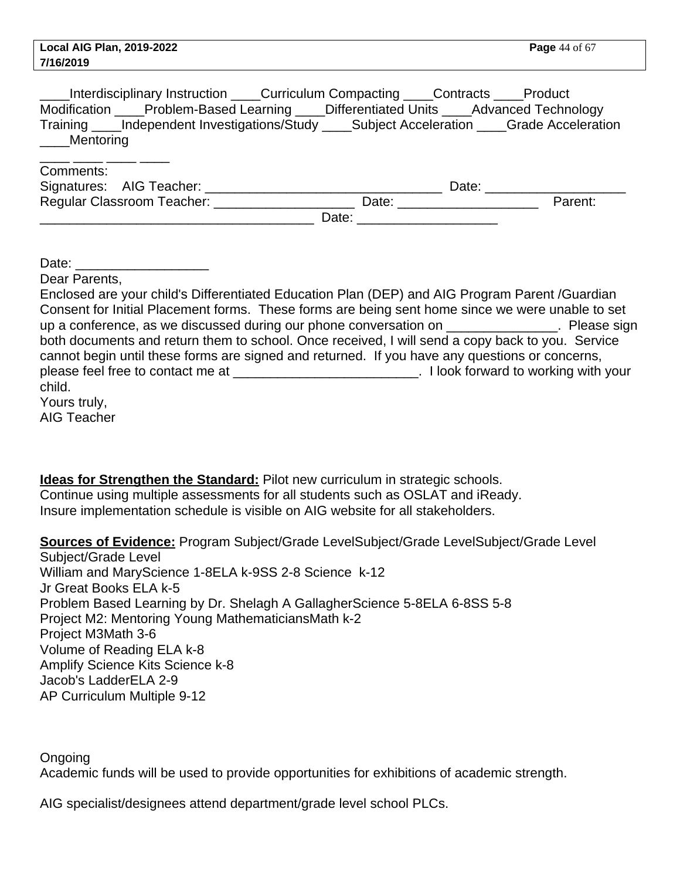____Interdisciplinary Instruction ____Curriculum Compacting ____Contracts ____Product Modification ____Problem-Based Learning ____Differentiated Units ____Advanced Technology Training ____Independent Investigations/Study ____Subject Acceleration ____Grade Acceleration ____Mentoring

____ ____ ____ ____

Comments:

Signatures: AIG Teacher: _________________________________ Date: ___________________

Regular Classroom Teacher: ___________________ Date: ___________________ Parent: _____________________________________ Date: ___________________

Date: __________________

Dear Parents,

Enclosed are your child's Differentiated Education Plan (DEP) and AIG Program Parent /Guardian Consent for Initial Placement forms. These forms are being sent home since we were unable to set up a conference, as we discussed during our phone conversation on _______________. Please sign both documents and return them to school. Once received, I will send a copy back to you. Service cannot begin until these forms are signed and returned. If you have any questions or concerns, please feel free to contact me at _________________________. I look forward to working with your child.

Yours truly,

AIG Teacher

**Ideas for Strengthen the Standard:** Pilot new curriculum in strategic schools.
Continue using multiple assessments for all students such as OSLAT and iReady.
Insure implementation schedule is visible on AIG website for all stakeholders.

**Sources of Evidence:** Program Subject/Grade LevelSubject/Grade LevelSubject/Grade Level Subject/Grade Level
William and MaryScience 1-8ELA k-9SS 2-8 Science k-12
Jr Great Books ELA k-5
Problem Based Learning by Dr. Shelagh A GallagherScience 5-8ELA 6-8SS 5-8
Project M2: Mentoring Young MathematiciansMath k-2
Project M3Math 3-6
Volume of Reading ELA k-8
Amplify Science Kits Science k-8
Jacob's LadderELA 2-9
AP Curriculum Multiple 9-12

Ongoing
Academic funds will be used to provide opportunities for exhibitions of academic strength.

AIG specialist/designees attend department/grade level school PLCs.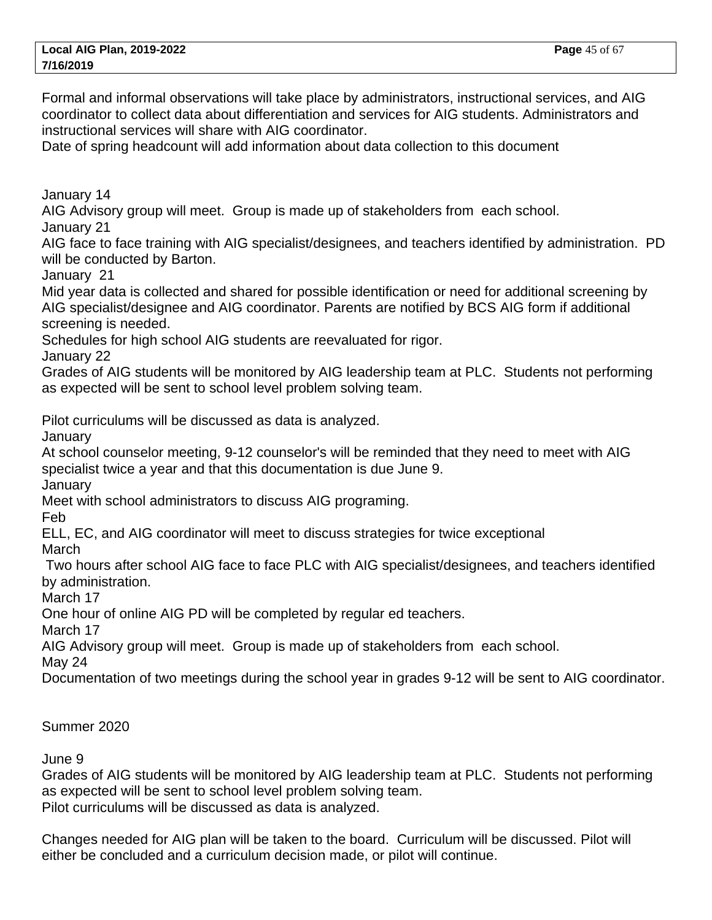Formal and informal observations will take place by administrators, instructional services, and AIG coordinator to collect data about differentiation and services for AIG students. Administrators and instructional services will share with AIG coordinator.
Date of spring headcount will add information about data collection to this document

January 14
AIG Advisory group will meet. Group is made up of stakeholders from each school.
January 21
AIG face to face training with AIG specialist/designees, and teachers identified by administration. PD will be conducted by Barton.
January 21
Mid year data is collected and shared for possible identification or need for additional screening by AIG specialist/designee and AIG coordinator. Parents are notified by BCS AIG form if additional screening is needed.
Schedules for high school AIG students are reevaluated for rigor.
January 22
Grades of AIG students will be monitored by AIG leadership team at PLC. Students not performing as expected will be sent to school level problem solving team.

Pilot curriculums will be discussed as data is analyzed.
January
At school counselor meeting, 9-12 counselor's will be reminded that they need to meet with AIG specialist twice a year and that this documentation is due June 9.
January
Meet with school administrators to discuss AIG programing.
Feb
ELL, EC, and AIG coordinator will meet to discuss strategies for twice exceptional
March
Two hours after school AIG face to face PLC with AIG specialist/designees, and teachers identified by administration.
March 17
One hour of online AIG PD will be completed by regular ed teachers.
March 17
AIG Advisory group will meet. Group is made up of stakeholders from each school.
May 24
Documentation of two meetings during the school year in grades 9-12 will be sent to AIG coordinator.

Summer 2020

June 9
Grades of AIG students will be monitored by AIG leadership team at PLC. Students not performing as expected will be sent to school level problem solving team.
Pilot curriculums will be discussed as data is analyzed.

Changes needed for AIG plan will be taken to the board. Curriculum will be discussed. Pilot will either be concluded and a curriculum decision made, or pilot will continue.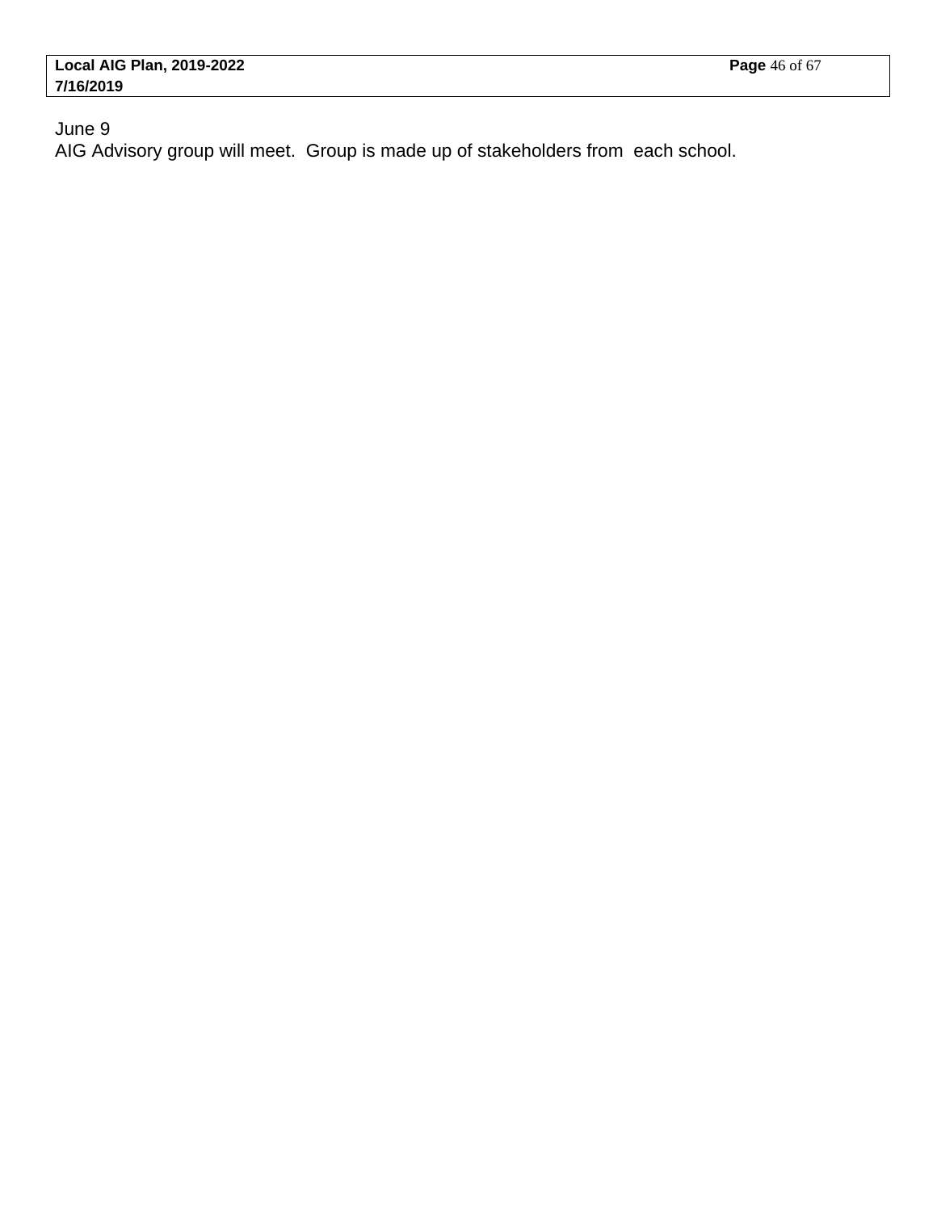June 9
AIG Advisory group will meet. Group is made up of stakeholders from each school.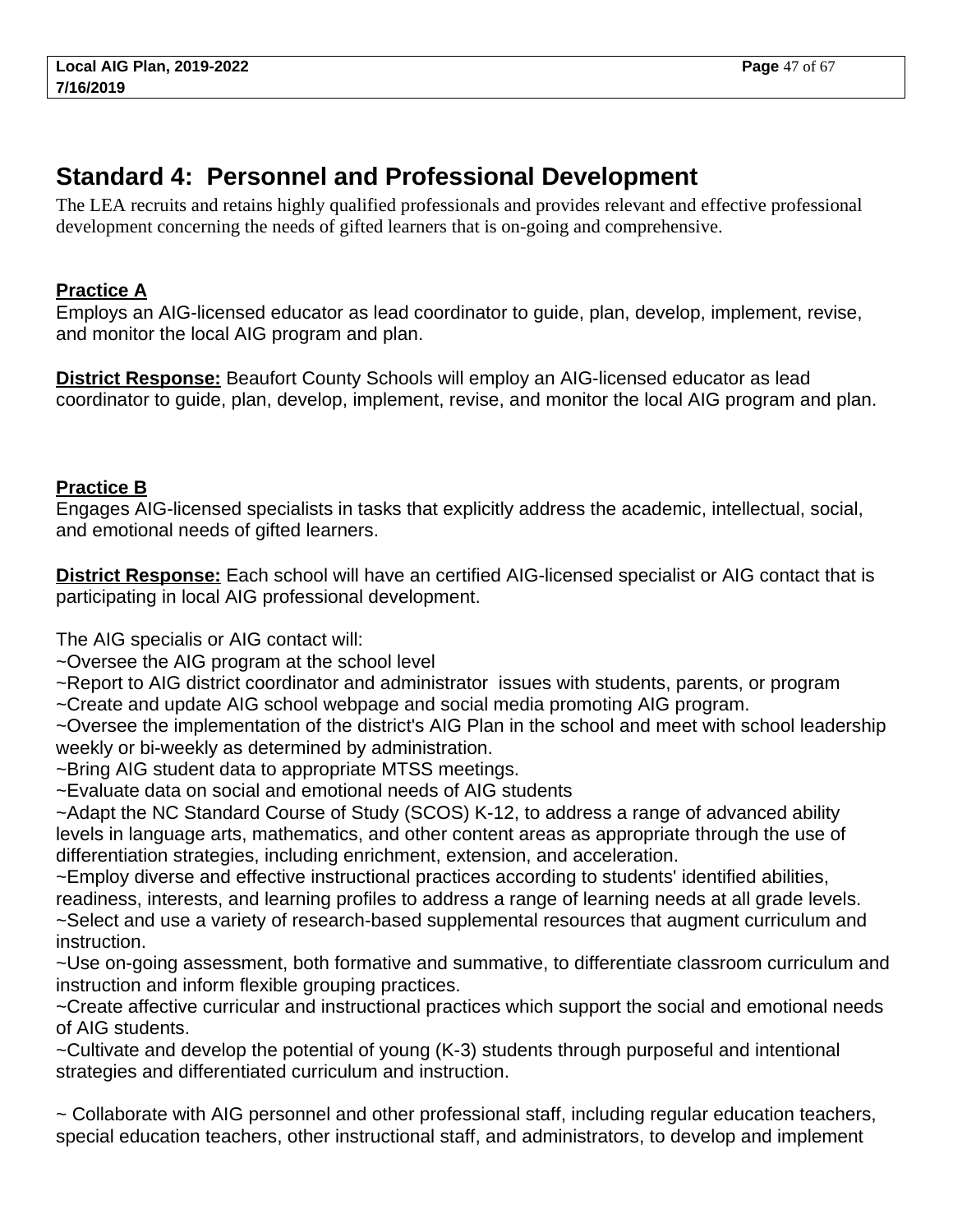## Standard 4: Personnel and Professional Development

The LEA recruits and retains highly qualified professionals and provides relevant and effective professional development concerning the needs of gifted learners that is on-going and comprehensive.

**Practice A**

Employs an AIG-licensed educator as lead coordinator to guide, plan, develop, implement, revise, and monitor the local AIG program and plan.

**District Response:** Beaufort County Schools will employ an AIG-licensed educator as lead coordinator to guide, plan, develop, implement, revise, and monitor the local AIG program and plan.

**Practice B**

Engages AIG-licensed specialists in tasks that explicitly address the academic, intellectual, social, and emotional needs of gifted learners.

**District Response:** Each school will have an certified AIG-licensed specialist or AIG contact that is participating in local AIG professional development.

The AIG specialis or AIG contact will:
~Oversee the AIG program at the school level
~Report to AIG district coordinator and administrator issues with students, parents, or program
~Create and update AIG school webpage and social media promoting AIG program.
~Oversee the implementation of the district's AIG Plan in the school and meet with school leadership weekly or bi-weekly as determined by administration.
~Bring AIG student data to appropriate MTSS meetings.
~Evaluate data on social and emotional needs of AIG students
~Adapt the NC Standard Course of Study (SCOS) K-12, to address a range of advanced ability levels in language arts, mathematics, and other content areas as appropriate through the use of differentiation strategies, including enrichment, extension, and acceleration.
~Employ diverse and effective instructional practices according to students' identified abilities, readiness, interests, and learning profiles to address a range of learning needs at all grade levels.
~Select and use a variety of research-based supplemental resources that augment curriculum and instruction.
~Use on-going assessment, both formative and summative, to differentiate classroom curriculum and instruction and inform flexible grouping practices.
~Create affective curricular and instructional practices which support the social and emotional needs of AIG students.
~Cultivate and develop the potential of young (K-3) students through purposeful and intentional strategies and differentiated curriculum and instruction.

~ Collaborate with AIG personnel and other professional staff, including regular education teachers, special education teachers, other instructional staff, and administrators, to develop and implement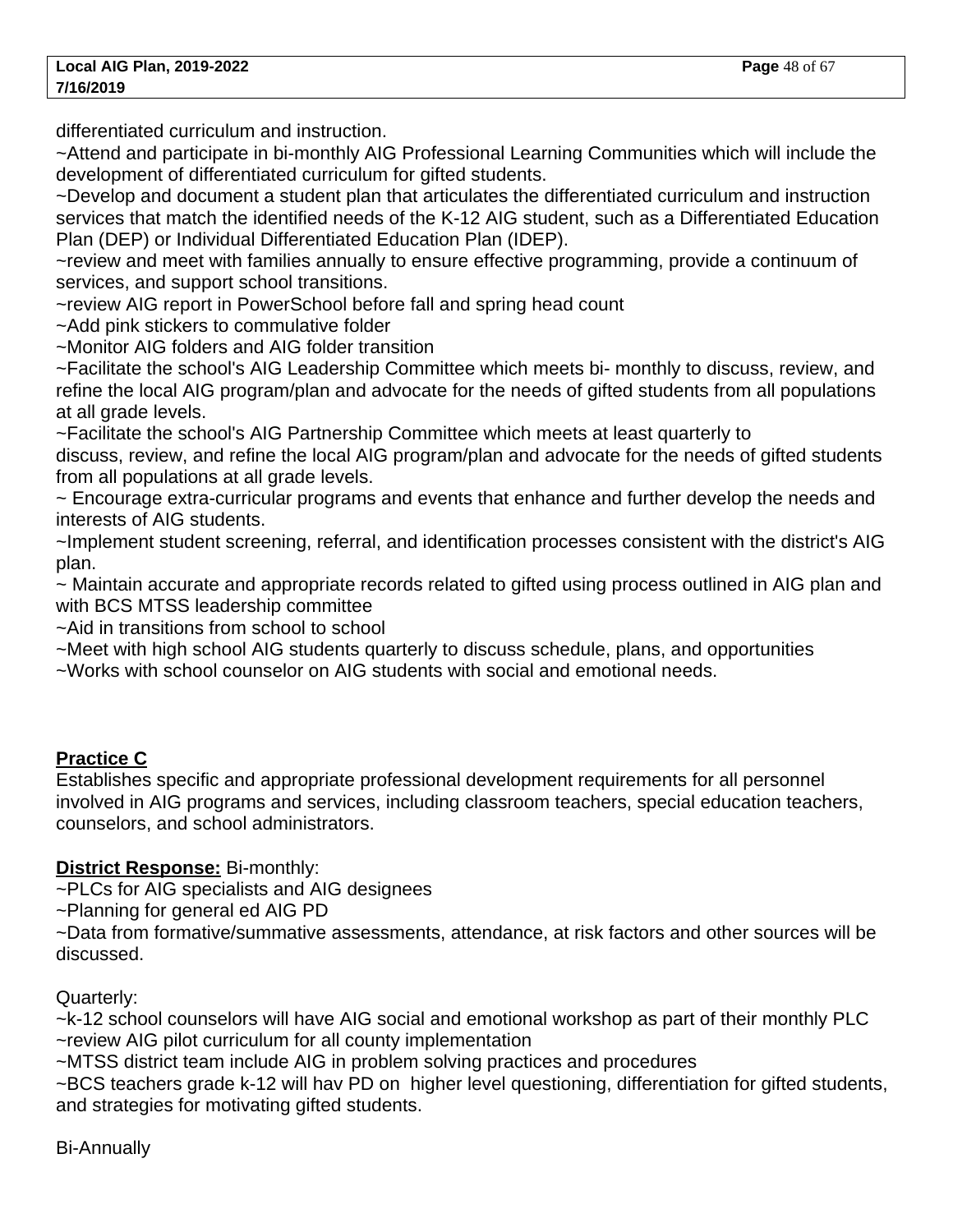differentiated curriculum and instruction.
~Attend and participate in bi-monthly AIG Professional Learning Communities which will include the development of differentiated curriculum for gifted students.
~Develop and document a student plan that articulates the differentiated curriculum and instruction services that match the identified needs of the K-12 AIG student, such as a Differentiated Education Plan (DEP) or Individual Differentiated Education Plan (IDEP).
~review and meet with families annually to ensure effective programming, provide a continuum of services, and support school transitions.
~review AIG report in PowerSchool before fall and spring head count
~Add pink stickers to commulative folder
~Monitor AIG folders and AIG folder transition
~Facilitate the school's AIG Leadership Committee which meets bi- monthly to discuss, review, and refine the local AIG program/plan and advocate for the needs of gifted students from all populations at all grade levels.
~Facilitate the school's AIG Partnership Committee which meets at least quarterly to discuss, review, and refine the local AIG program/plan and advocate for the needs of gifted students from all populations at all grade levels.
~ Encourage extra-curricular programs and events that enhance and further develop the needs and interests of AIG students.
~Implement student screening, referral, and identification processes consistent with the district's AIG plan.
~ Maintain accurate and appropriate records related to gifted using process outlined in AIG plan and with BCS MTSS leadership committee
~Aid in transitions from school to school
~Meet with high school AIG students quarterly to discuss schedule, plans, and opportunities
~Works with school counselor on AIG students with social and emotional needs.

**Practice C**

Establishes specific and appropriate professional development requirements for all personnel involved in AIG programs and services, including classroom teachers, special education teachers, counselors, and school administrators.

**District Response:** Bi-monthly:
~PLCs for AIG specialists and AIG designees
~Planning for general ed AIG PD
~Data from formative/summative assessments, attendance, at risk factors and other sources will be discussed.

Quarterly:
~k-12 school counselors will have AIG social and emotional workshop as part of their monthly PLC
~review AIG pilot curriculum for all county implementation
~MTSS district team include AIG in problem solving practices and procedures
~BCS teachers grade k-12 will hav PD on higher level questioning, differentiation for gifted students, and strategies for motivating gifted students.

Bi-Annually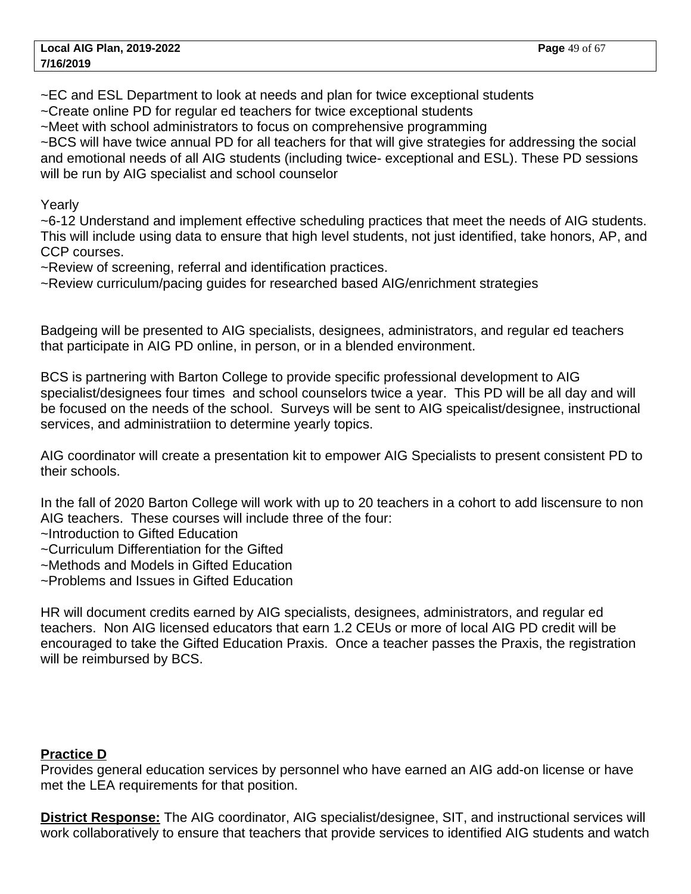~EC and ESL Department to look at needs and plan for twice exceptional students
~Create online PD for regular ed teachers for twice exceptional students
~Meet with school administrators to focus on comprehensive programming
~BCS will have twice annual PD for all teachers for that will give strategies for addressing the social and emotional needs of all AIG students (including twice- exceptional and ESL). These PD sessions will be run by AIG specialist and school counselor

Yearly
~6-12 Understand and implement effective scheduling practices that meet the needs of AIG students. This will include using data to ensure that high level students, not just identified, take honors, AP, and CCP courses.
~Review of screening, referral and identification practices.
~Review curriculum/pacing guides for researched based AIG/enrichment strategies

Badgeing will be presented to AIG specialists, designees, administrators, and regular ed teachers that participate in AIG PD online, in person, or in a blended environment.

BCS is partnering with Barton College to provide specific professional development to AIG specialist/designees four times and school counselors twice a year. This PD will be all day and will be focused on the needs of the school. Surveys will be sent to AIG speicalist/designee, instructional services, and administratiion to determine yearly topics.

AIG coordinator will create a presentation kit to empower AIG Specialists to present consistent PD to their schools.

In the fall of 2020 Barton College will work with up to 20 teachers in a cohort to add liscensure to non AIG teachers. These courses will include three of the four:
~Introduction to Gifted Education
~Curriculum Differentiation for the Gifted
~Methods and Models in Gifted Education
~Problems and Issues in Gifted Education

HR will document credits earned by AIG specialists, designees, administrators, and regular ed teachers. Non AIG licensed educators that earn 1.2 CEUs or more of local AIG PD credit will be encouraged to take the Gifted Education Praxis. Once a teacher passes the Praxis, the registration will be reimbursed by BCS.

**Practice D**
Provides general education services by personnel who have earned an AIG add-on license or have met the LEA requirements for that position.

**District Response:** The AIG coordinator, AIG specialist/designee, SIT, and instructional services will work collaboratively to ensure that teachers that provide services to identified AIG students and watch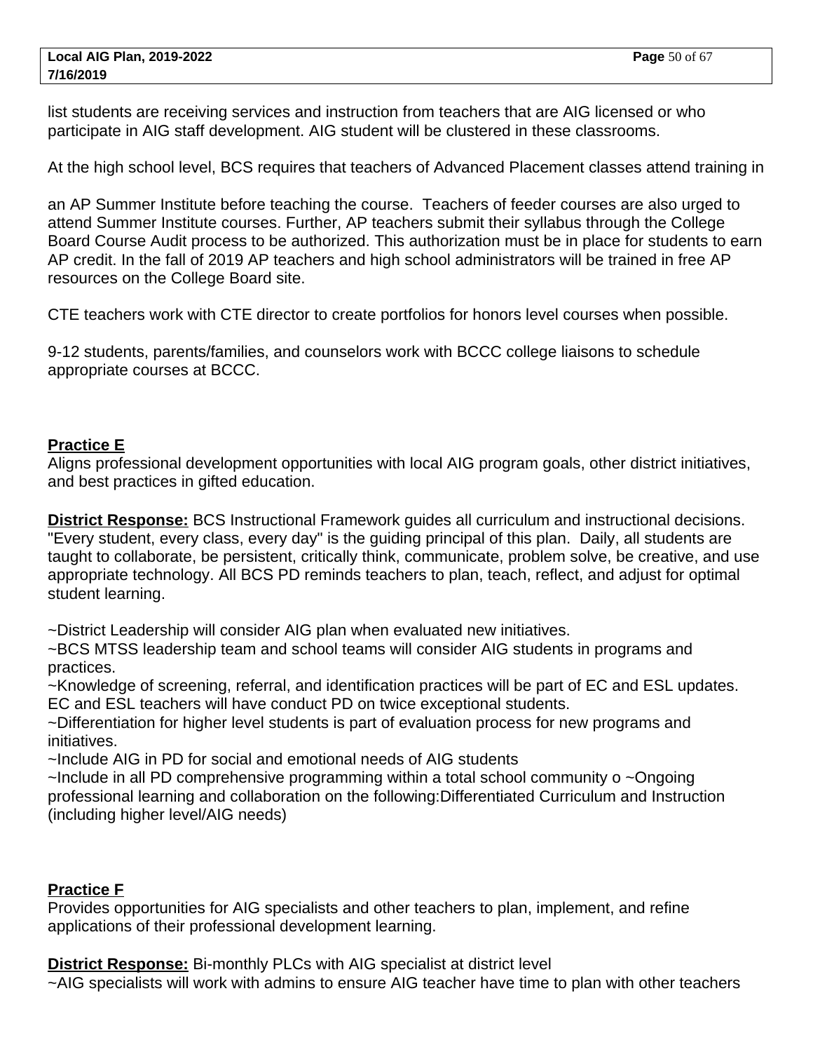list students are receiving services and instruction from teachers that are AIG licensed or who participate in AIG staff development. AIG student will be clustered in these classrooms.

At the high school level, BCS requires that teachers of Advanced Placement classes attend training in

an AP Summer Institute before teaching the course. Teachers of feeder courses are also urged to attend Summer Institute courses. Further, AP teachers submit their syllabus through the College Board Course Audit process to be authorized. This authorization must be in place for students to earn AP credit. In the fall of 2019 AP teachers and high school administrators will be trained in free AP resources on the College Board site.

CTE teachers work with CTE director to create portfolios for honors level courses when possible.

9-12 students, parents/families, and counselors work with BCCC college liaisons to schedule appropriate courses at BCCC.

**Practice E**

Aligns professional development opportunities with local AIG program goals, other district initiatives, and best practices in gifted education.

**District Response:** BCS Instructional Framework guides all curriculum and instructional decisions. "Every student, every class, every day" is the guiding principal of this plan. Daily, all students are taught to collaborate, be persistent, critically think, communicate, problem solve, be creative, and use appropriate technology. All BCS PD reminds teachers to plan, teach, reflect, and adjust for optimal student learning.

~District Leadership will consider AIG plan when evaluated new initiatives.
~BCS MTSS leadership team and school teams will consider AIG students in programs and practices.
~Knowledge of screening, referral, and identification practices will be part of EC and ESL updates. EC and ESL teachers will have conduct PD on twice exceptional students.
~Differentiation for higher level students is part of evaluation process for new programs and initiatives.
~Include AIG in PD for social and emotional needs of AIG students
~Include in all PD comprehensive programming within a total school community o ~Ongoing professional learning and collaboration on the following:Differentiated Curriculum and Instruction (including higher level/AIG needs)

**Practice F**

Provides opportunities for AIG specialists and other teachers to plan, implement, and refine applications of their professional development learning.

**District Response:** Bi-monthly PLCs with AIG specialist at district level
~AIG specialists will work with admins to ensure AIG teacher have time to plan with other teachers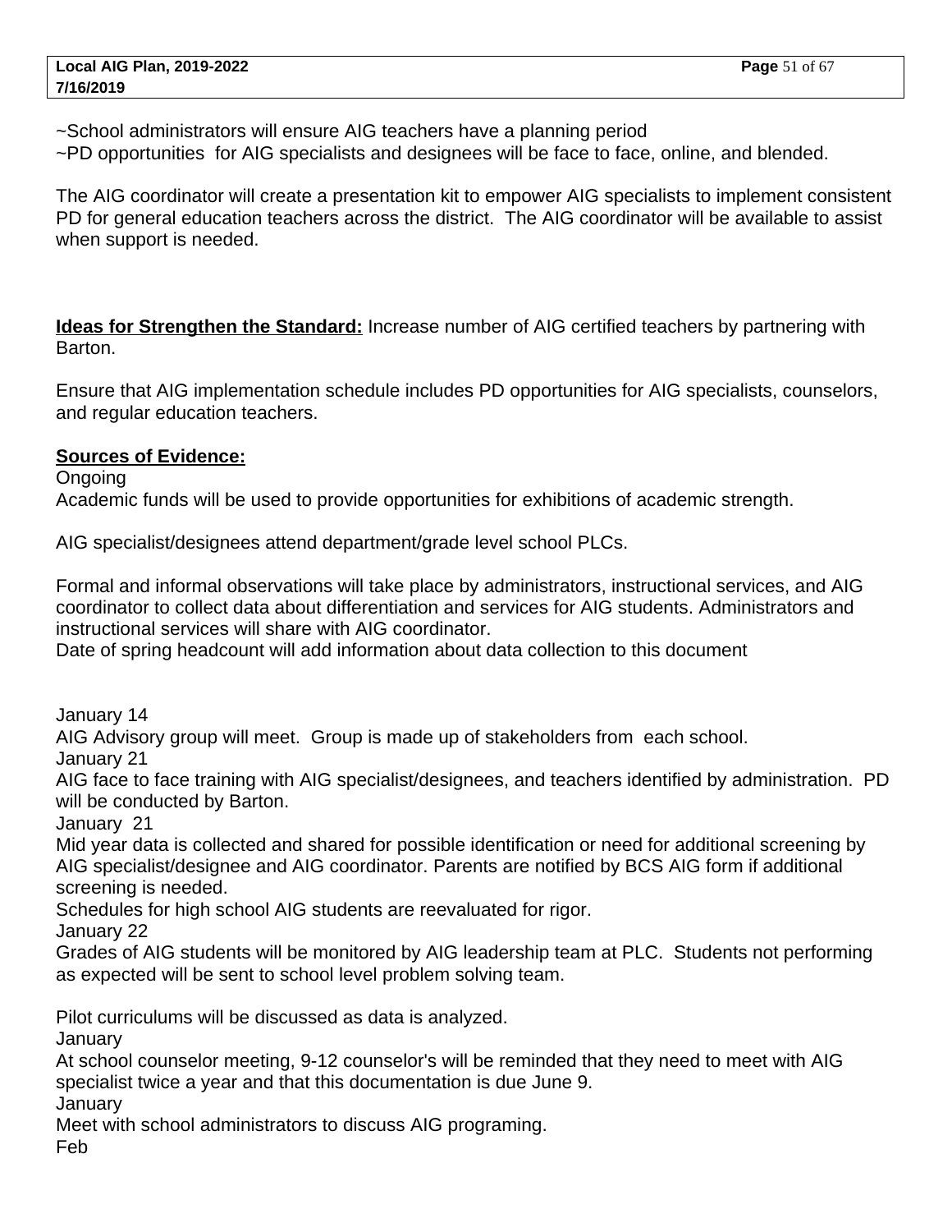~School administrators will ensure AIG teachers have a planning period
~PD opportunities for AIG specialists and designees will be face to face, online, and blended.

The AIG coordinator will create a presentation kit to empower AIG specialists to implement consistent PD for general education teachers across the district. The AIG coordinator will be available to assist when support is needed.

**Ideas for Strengthen the Standard:** Increase number of AIG certified teachers by partnering with Barton.

Ensure that AIG implementation schedule includes PD opportunities for AIG specialists, counselors, and regular education teachers.

**Sources of Evidence:**
Ongoing
Academic funds will be used to provide opportunities for exhibitions of academic strength.

AIG specialist/designees attend department/grade level school PLCs.

Formal and informal observations will take place by administrators, instructional services, and AIG coordinator to collect data about differentiation and services for AIG students. Administrators and instructional services will share with AIG coordinator.
Date of spring headcount will add information about data collection to this document

January 14
AIG Advisory group will meet. Group is made up of stakeholders from each school.
January 21
AIG face to face training with AIG specialist/designees, and teachers identified by administration. PD will be conducted by Barton.
January 21
Mid year data is collected and shared for possible identification or need for additional screening by AIG specialist/designee and AIG coordinator. Parents are notified by BCS AIG form if additional screening is needed.
Schedules for high school AIG students are reevaluated for rigor.
January 22
Grades of AIG students will be monitored by AIG leadership team at PLC. Students not performing as expected will be sent to school level problem solving team.

Pilot curriculums will be discussed as data is analyzed.
January
At school counselor meeting, 9-12 counselor's will be reminded that they need to meet with AIG specialist twice a year and that this documentation is due June 9.
January
Meet with school administrators to discuss AIG programing.
Feb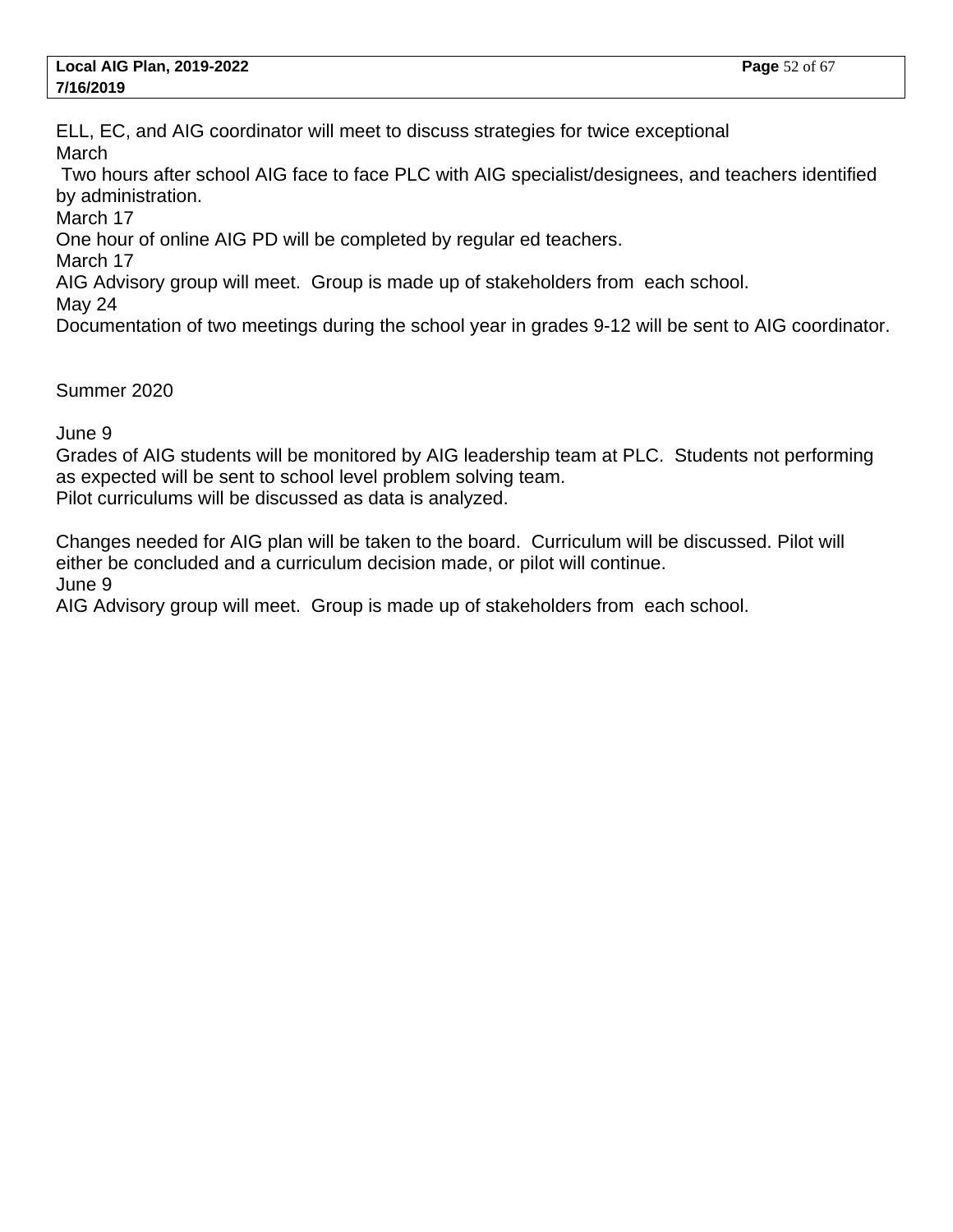ELL, EC, and AIG coordinator will meet to discuss strategies for twice exceptional

March

Two hours after school AIG face to face PLC with AIG specialist/designees, and teachers identified by administration.

March 17

One hour of online AIG PD will be completed by regular ed teachers.

March 17

AIG Advisory group will meet. Group is made up of stakeholders from each school.

May 24

Documentation of two meetings during the school year in grades 9-12 will be sent to AIG coordinator.

Summer 2020

June 9

Grades of AIG students will be monitored by AIG leadership team at PLC. Students not performing as expected will be sent to school level problem solving team.

Pilot curriculums will be discussed as data is analyzed.

Changes needed for AIG plan will be taken to the board. Curriculum will be discussed. Pilot will either be concluded and a curriculum decision made, or pilot will continue.

June 9

AIG Advisory group will meet. Group is made up of stakeholders from each school.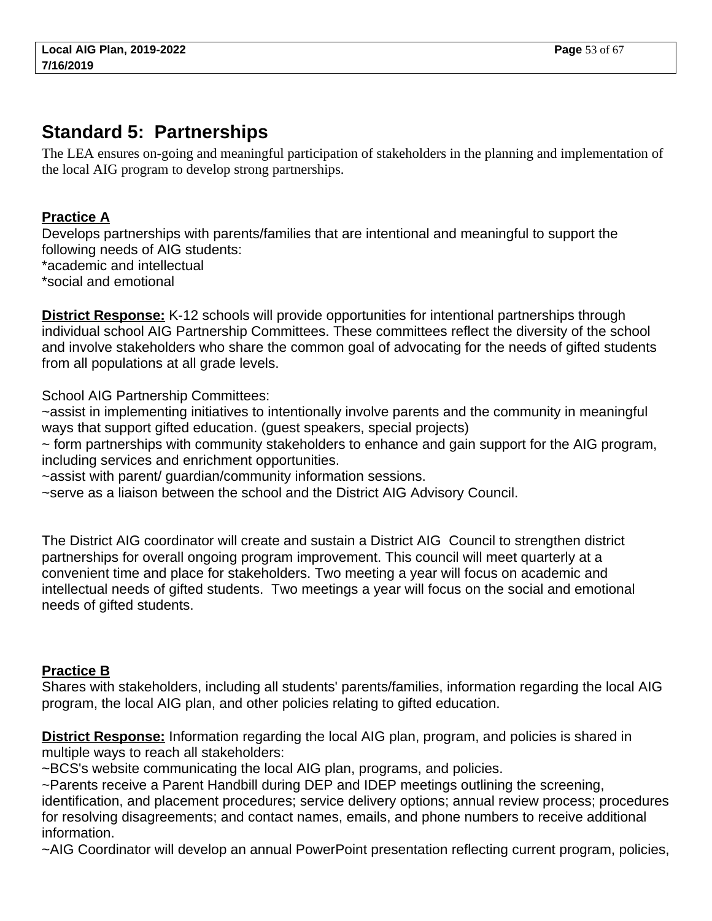## Standard 5: Partnerships

The LEA ensures on-going and meaningful participation of stakeholders in the planning and implementation of the local AIG program to develop strong partnerships.

**Practice A**

Develops partnerships with parents/families that are intentional and meaningful to support the following needs of AIG students:
*academic and intellectual
*social and emotional

**District Response:** K-12 schools will provide opportunities for intentional partnerships through individual school AIG Partnership Committees. These committees reflect the diversity of the school and involve stakeholders who share the common goal of advocating for the needs of gifted students from all populations at all grade levels.

School AIG Partnership Committees:
~assist in implementing initiatives to intentionally involve parents and the community in meaningful ways that support gifted education. (guest speakers, special projects)
~ form partnerships with community stakeholders to enhance and gain support for the AIG program, including services and enrichment opportunities.
~assist with parent/ guardian/community information sessions.
~serve as a liaison between the school and the District AIG Advisory Council.

The District AIG coordinator will create and sustain a District AIG Council to strengthen district partnerships for overall ongoing program improvement. This council will meet quarterly at a convenient time and place for stakeholders. Two meeting a year will focus on academic and intellectual needs of gifted students. Two meetings a year will focus on the social and emotional needs of gifted students.

**Practice B**

Shares with stakeholders, including all students' parents/families, information regarding the local AIG program, the local AIG plan, and other policies relating to gifted education.

**District Response:** Information regarding the local AIG plan, program, and policies is shared in multiple ways to reach all stakeholders:
~BCS's website communicating the local AIG plan, programs, and policies.
~Parents receive a Parent Handbill during DEP and IDEP meetings outlining the screening, identification, and placement procedures; service delivery options; annual review process; procedures for resolving disagreements; and contact names, emails, and phone numbers to receive additional information.
~AIG Coordinator will develop an annual PowerPoint presentation reflecting current program, policies,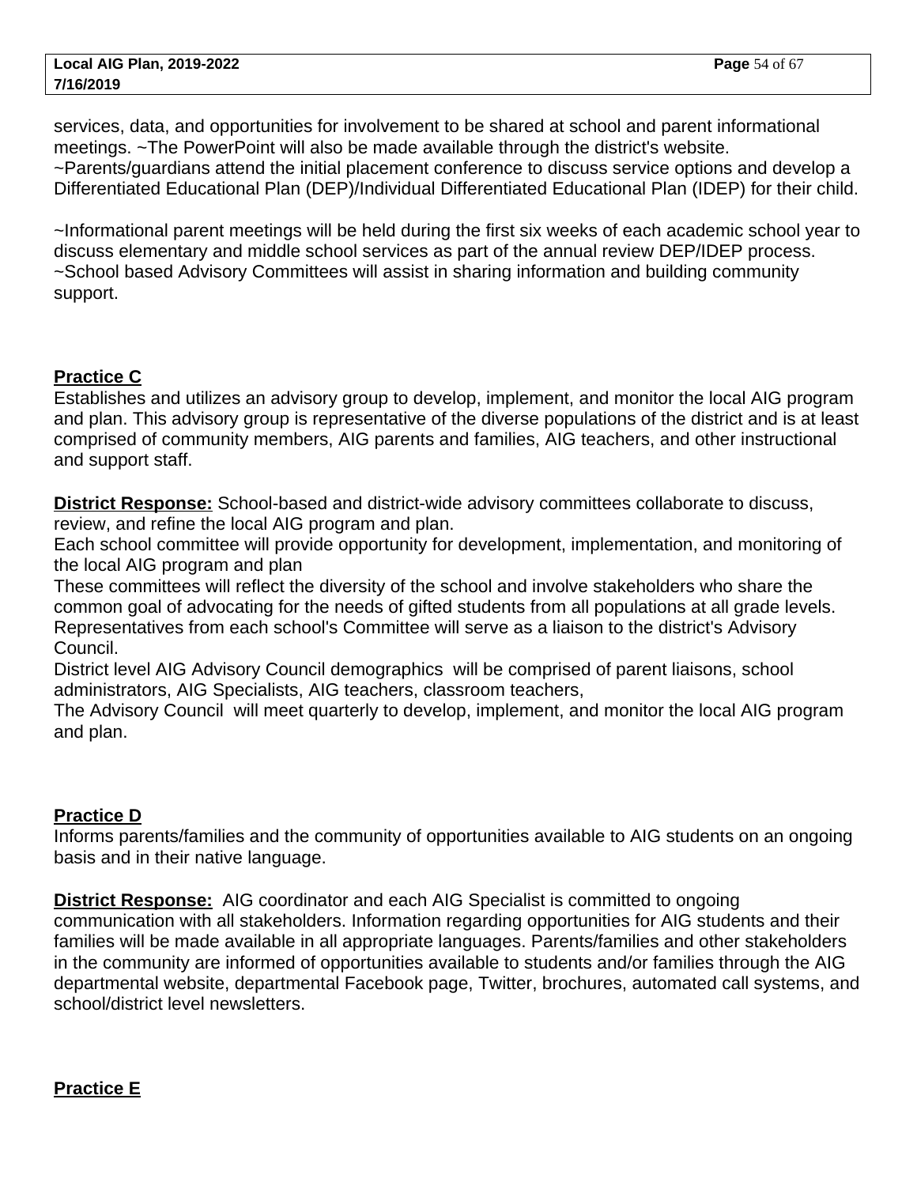services, data, and opportunities for involvement to be shared at school and parent informational meetings. ~The PowerPoint will also be made available through the district's website.
~Parents/guardians attend the initial placement conference to discuss service options and develop a Differentiated Educational Plan (DEP)/Individual Differentiated Educational Plan (IDEP) for their child.

~Informational parent meetings will be held during the first six weeks of each academic school year to discuss elementary and middle school services as part of the annual review DEP/IDEP process.
~School based Advisory Committees will assist in sharing information and building community support.

**Practice C**
Establishes and utilizes an advisory group to develop, implement, and monitor the local AIG program and plan. This advisory group is representative of the diverse populations of the district and is at least comprised of community members, AIG parents and families, AIG teachers, and other instructional and support staff.

**District Response:** School-based and district-wide advisory committees collaborate to discuss, review, and refine the local AIG program and plan.
Each school committee will provide opportunity for development, implementation, and monitoring of the local AIG program and plan
These committees will reflect the diversity of the school and involve stakeholders who share the common goal of advocating for the needs of gifted students from all populations at all grade levels.
Representatives from each school's Committee will serve as a liaison to the district's Advisory Council.
District level AIG Advisory Council demographics will be comprised of parent liaisons, school administrators, AIG Specialists, AIG teachers, classroom teachers,
The Advisory Council will meet quarterly to develop, implement, and monitor the local AIG program and plan.

**Practice D**
Informs parents/families and the community of opportunities available to AIG students on an ongoing basis and in their native language.

**District Response:** AIG coordinator and each AIG Specialist is committed to ongoing communication with all stakeholders. Information regarding opportunities for AIG students and their families will be made available in all appropriate languages. Parents/families and other stakeholders in the community are informed of opportunities available to students and/or families through the AIG departmental website, departmental Facebook page, Twitter, brochures, automated call systems, and school/district level newsletters.

**Practice E**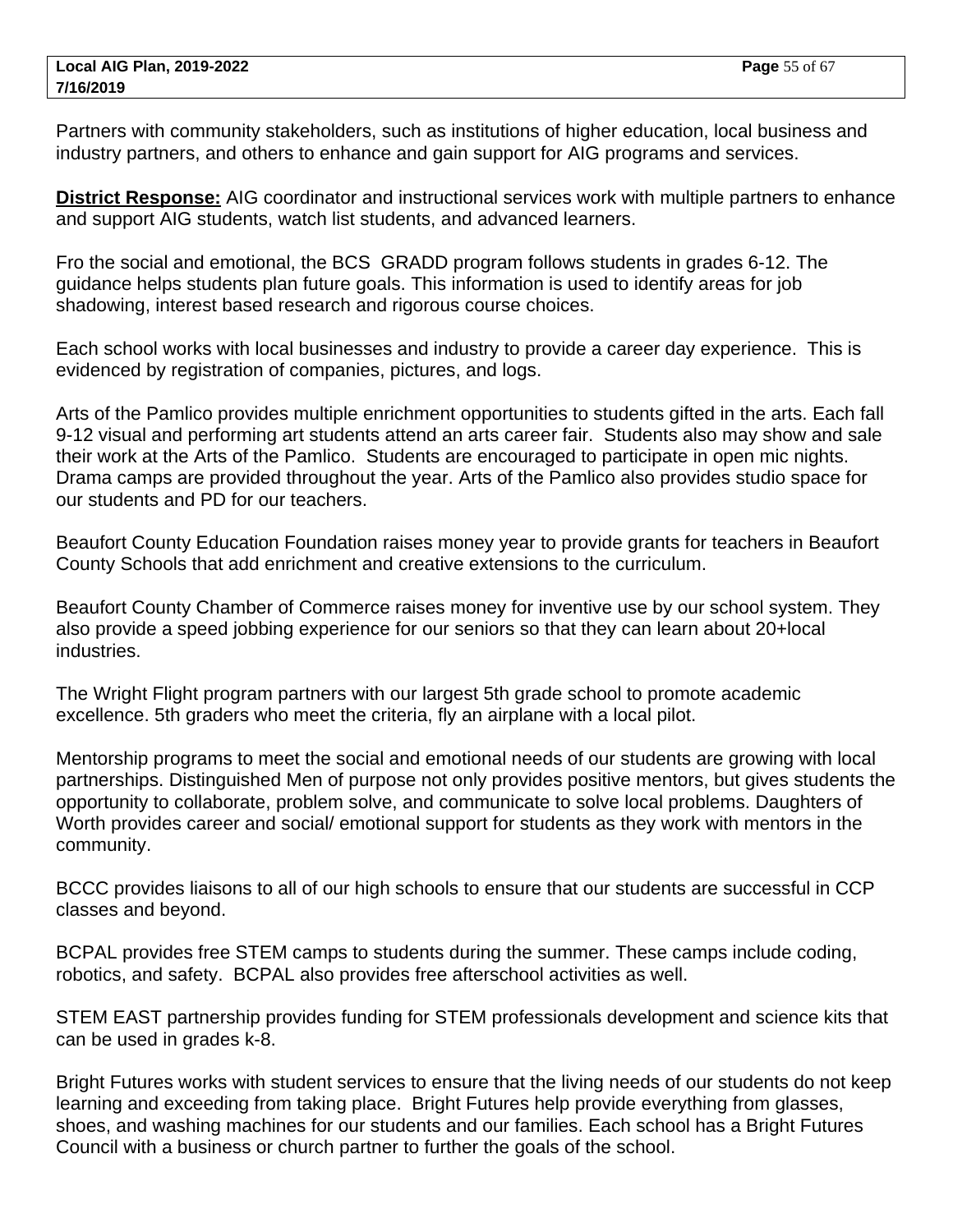Partners with community stakeholders, such as institutions of higher education, local business and industry partners, and others to enhance and gain support for AIG programs and services.

**District Response:** AIG coordinator and instructional services work with multiple partners to enhance and support AIG students, watch list students, and advanced learners.

Fro the social and emotional, the BCS GRADD program follows students in grades 6-12. The guidance helps students plan future goals. This information is used to identify areas for job shadowing, interest based research and rigorous course choices.

Each school works with local businesses and industry to provide a career day experience. This is evidenced by registration of companies, pictures, and logs.

Arts of the Pamlico provides multiple enrichment opportunities to students gifted in the arts. Each fall 9-12 visual and performing art students attend an arts career fair. Students also may show and sale their work at the Arts of the Pamlico. Students are encouraged to participate in open mic nights. Drama camps are provided throughout the year. Arts of the Pamlico also provides studio space for our students and PD for our teachers.

Beaufort County Education Foundation raises money year to provide grants for teachers in Beaufort County Schools that add enrichment and creative extensions to the curriculum.

Beaufort County Chamber of Commerce raises money for inventive use by our school system. They also provide a speed jobbing experience for our seniors so that they can learn about 20+local industries.

The Wright Flight program partners with our largest 5th grade school to promote academic excellence. 5th graders who meet the criteria, fly an airplane with a local pilot.

Mentorship programs to meet the social and emotional needs of our students are growing with local partnerships. Distinguished Men of purpose not only provides positive mentors, but gives students the opportunity to collaborate, problem solve, and communicate to solve local problems. Daughters of Worth provides career and social/ emotional support for students as they work with mentors in the community.

BCCC provides liaisons to all of our high schools to ensure that our students are successful in CCP classes and beyond.

BCPAL provides free STEM camps to students during the summer. These camps include coding, robotics, and safety. BCPAL also provides free afterschool activities as well.

STEM EAST partnership provides funding for STEM professionals development and science kits that can be used in grades k-8.

Bright Futures works with student services to ensure that the living needs of our students do not keep learning and exceeding from taking place. Bright Futures help provide everything from glasses, shoes, and washing machines for our students and our families. Each school has a Bright Futures Council with a business or church partner to further the goals of the school.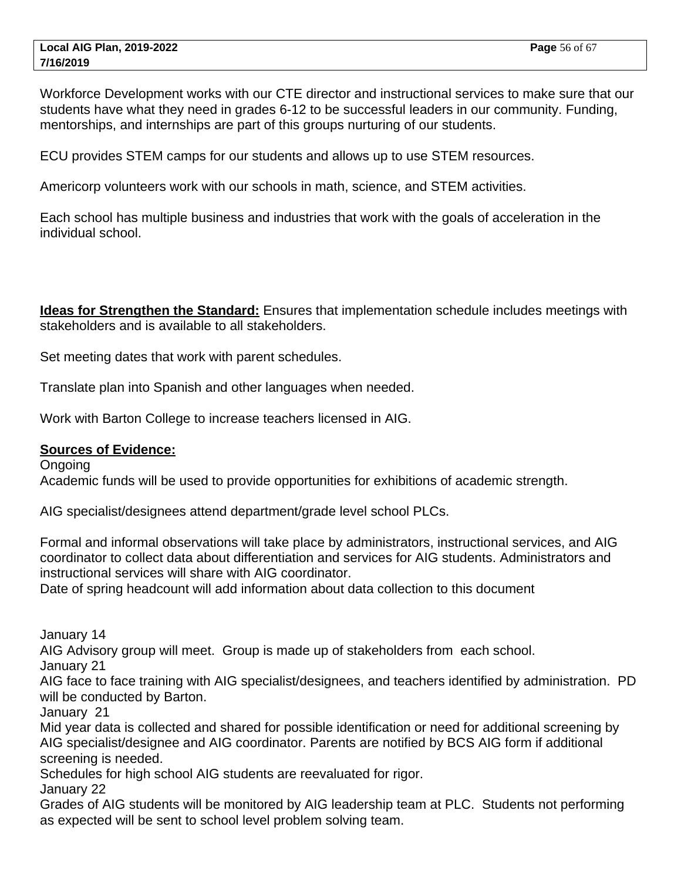Workforce Development works with our CTE director and instructional services to make sure that our students have what they need in grades 6-12 to be successful leaders in our community. Funding, mentorships, and internships are part of this groups nurturing of our students.

ECU provides STEM camps for our students and allows up to use STEM resources.

Americorp volunteers work with our schools in math, science, and STEM activities.

Each school has multiple business and industries that work with the goals of acceleration in the individual school.

**Ideas for Strengthen the Standard:** Ensures that implementation schedule includes meetings with stakeholders and is available to all stakeholders.

Set meeting dates that work with parent schedules.

Translate plan into Spanish and other languages when needed.

Work with Barton College to increase teachers licensed in AIG.

**Sources of Evidence:**

Ongoing
Academic funds will be used to provide opportunities for exhibitions of academic strength.

AIG specialist/designees attend department/grade level school PLCs.

Formal and informal observations will take place by administrators, instructional services, and AIG coordinator to collect data about differentiation and services for AIG students. Administrators and instructional services will share with AIG coordinator.
Date of spring headcount will add information about data collection to this document

January 14
AIG Advisory group will meet. Group is made up of stakeholders from each school.
January 21
AIG face to face training with AIG specialist/designees, and teachers identified by administration. PD will be conducted by Barton.
January 21
Mid year data is collected and shared for possible identification or need for additional screening by AIG specialist/designee and AIG coordinator. Parents are notified by BCS AIG form if additional screening is needed.
Schedules for high school AIG students are reevaluated for rigor.
January 22
Grades of AIG students will be monitored by AIG leadership team at PLC. Students not performing as expected will be sent to school level problem solving team.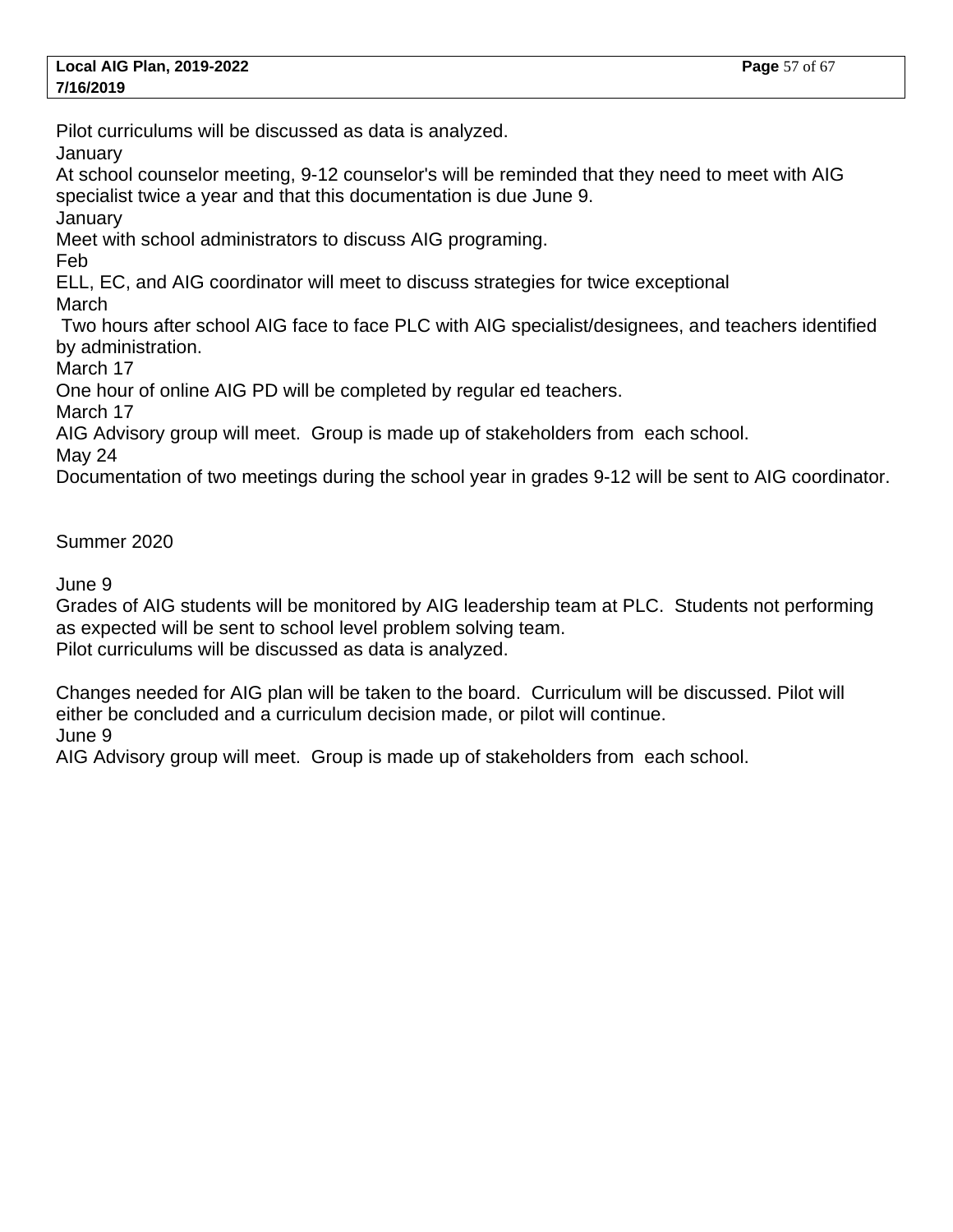Pilot curriculums will be discussed as data is analyzed.

January

At school counselor meeting, 9-12 counselor's will be reminded that they need to meet with AIG specialist twice a year and that this documentation is due June 9.

January

Meet with school administrators to discuss AIG programing.

Feb

ELL, EC, and AIG coordinator will meet to discuss strategies for twice exceptional

March

Two hours after school AIG face to face PLC with AIG specialist/designees, and teachers identified by administration.

March 17

One hour of online AIG PD will be completed by regular ed teachers.

March 17

AIG Advisory group will meet. Group is made up of stakeholders from each school.

May 24

Documentation of two meetings during the school year in grades 9-12 will be sent to AIG coordinator.

Summer 2020

June 9

Grades of AIG students will be monitored by AIG leadership team at PLC. Students not performing as expected will be sent to school level problem solving team.

Pilot curriculums will be discussed as data is analyzed.

Changes needed for AIG plan will be taken to the board. Curriculum will be discussed. Pilot will either be concluded and a curriculum decision made, or pilot will continue.

June 9

AIG Advisory group will meet. Group is made up of stakeholders from each school.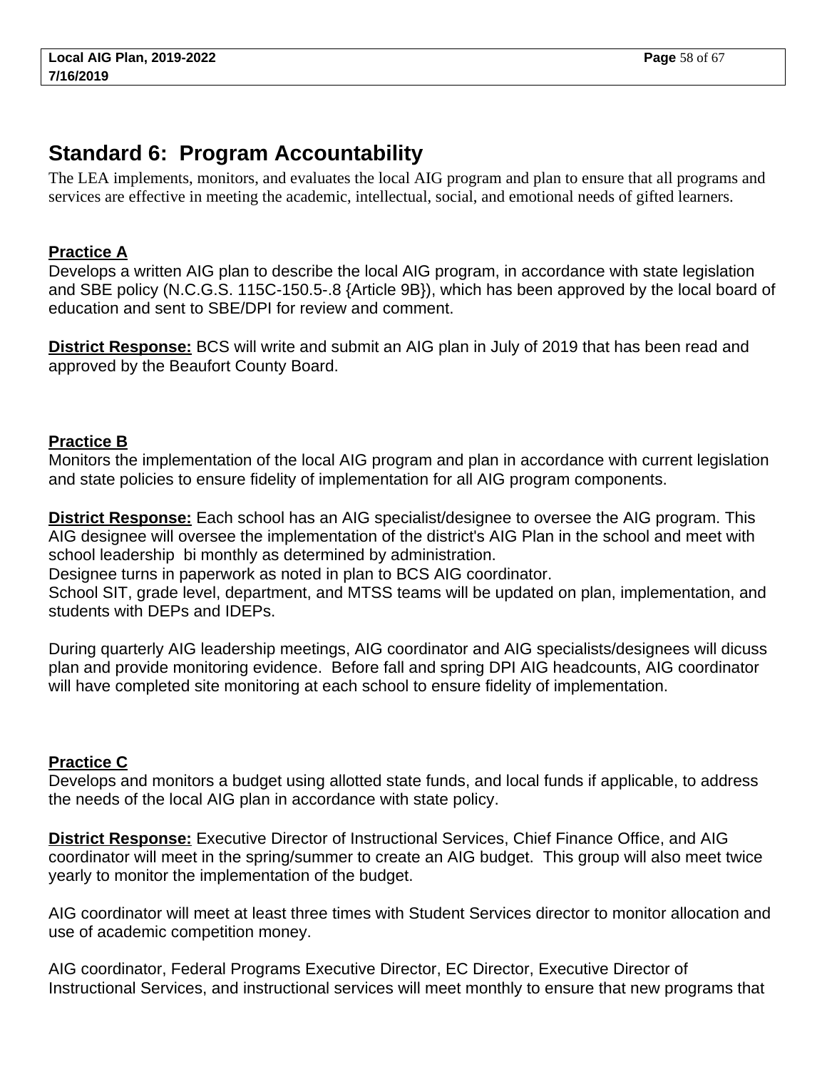## Standard 6: Program Accountability

The LEA implements, monitors, and evaluates the local AIG program and plan to ensure that all programs and services are effective in meeting the academic, intellectual, social, and emotional needs of gifted learners.

**Practice A**

Develops a written AIG plan to describe the local AIG program, in accordance with state legislation and SBE policy (N.C.G.S. 115C-150.5-.8 {Article 9B}), which has been approved by the local board of education and sent to SBE/DPI for review and comment.

**District Response:** BCS will write and submit an AIG plan in July of 2019 that has been read and approved by the Beaufort County Board.

**Practice B**

Monitors the implementation of the local AIG program and plan in accordance with current legislation and state policies to ensure fidelity of implementation for all AIG program components.

**District Response:** Each school has an AIG specialist/designee to oversee the AIG program. This AIG designee will oversee the implementation of the district's AIG Plan in the school and meet with school leadership bi monthly as determined by administration.
Designee turns in paperwork as noted in plan to BCS AIG coordinator.
School SIT, grade level, department, and MTSS teams will be updated on plan, implementation, and students with DEPs and IDEPs.

During quarterly AIG leadership meetings, AIG coordinator and AIG specialists/designees will dicuss plan and provide monitoring evidence. Before fall and spring DPI AIG headcounts, AIG coordinator will have completed site monitoring at each school to ensure fidelity of implementation.

**Practice C**

Develops and monitors a budget using allotted state funds, and local funds if applicable, to address the needs of the local AIG plan in accordance with state policy.

**District Response:** Executive Director of Instructional Services, Chief Finance Office, and AIG coordinator will meet in the spring/summer to create an AIG budget. This group will also meet twice yearly to monitor the implementation of the budget.

AIG coordinator will meet at least three times with Student Services director to monitor allocation and use of academic competition money.

AIG coordinator, Federal Programs Executive Director, EC Director, Executive Director of Instructional Services, and instructional services will meet monthly to ensure that new programs that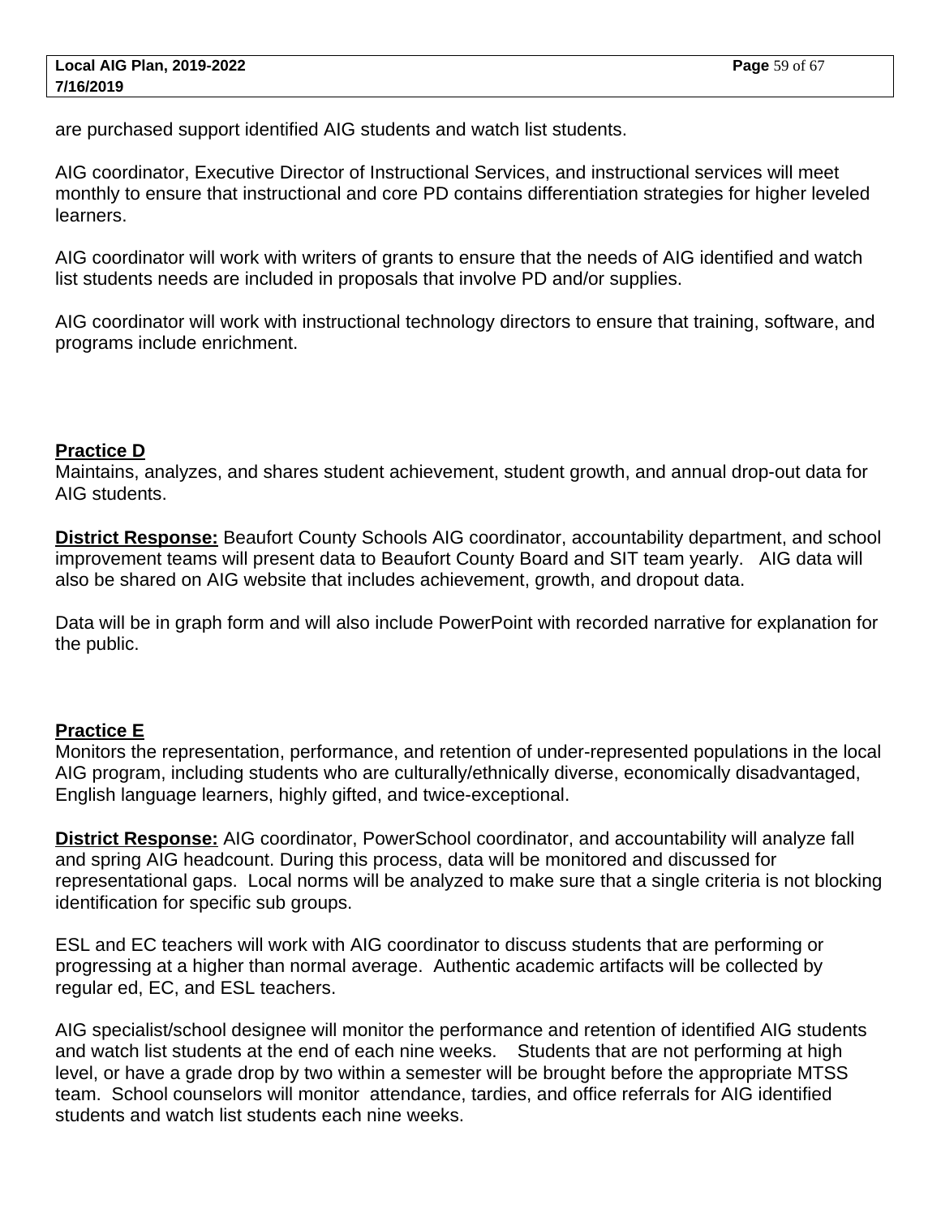are purchased support identified AIG students and watch list students.

AIG coordinator, Executive Director of Instructional Services, and instructional services will meet monthly to ensure that instructional and core PD contains differentiation strategies for higher leveled learners.

AIG coordinator will work with writers of grants to ensure that the needs of AIG identified and watch list students needs are included in proposals that involve PD and/or supplies.

AIG coordinator will work with instructional technology directors to ensure that training, software, and programs include enrichment.

**Practice D**

Maintains, analyzes, and shares student achievement, student growth, and annual drop-out data for AIG students.

**District Response:** Beaufort County Schools AIG coordinator, accountability department, and school improvement teams will present data to Beaufort County Board and SIT team yearly. AIG data will also be shared on AIG website that includes achievement, growth, and dropout data.

Data will be in graph form and will also include PowerPoint with recorded narrative for explanation for the public.

**Practice E**

Monitors the representation, performance, and retention of under-represented populations in the local AIG program, including students who are culturally/ethnically diverse, economically disadvantaged, English language learners, highly gifted, and twice-exceptional.

**District Response:** AIG coordinator, PowerSchool coordinator, and accountability will analyze fall and spring AIG headcount. During this process, data will be monitored and discussed for representational gaps. Local norms will be analyzed to make sure that a single criteria is not blocking identification for specific sub groups.

ESL and EC teachers will work with AIG coordinator to discuss students that are performing or progressing at a higher than normal average. Authentic academic artifacts will be collected by regular ed, EC, and ESL teachers.

AIG specialist/school designee will monitor the performance and retention of identified AIG students and watch list students at the end of each nine weeks. Students that are not performing at high level, or have a grade drop by two within a semester will be brought before the appropriate MTSS team. School counselors will monitor attendance, tardies, and office referrals for AIG identified students and watch list students each nine weeks.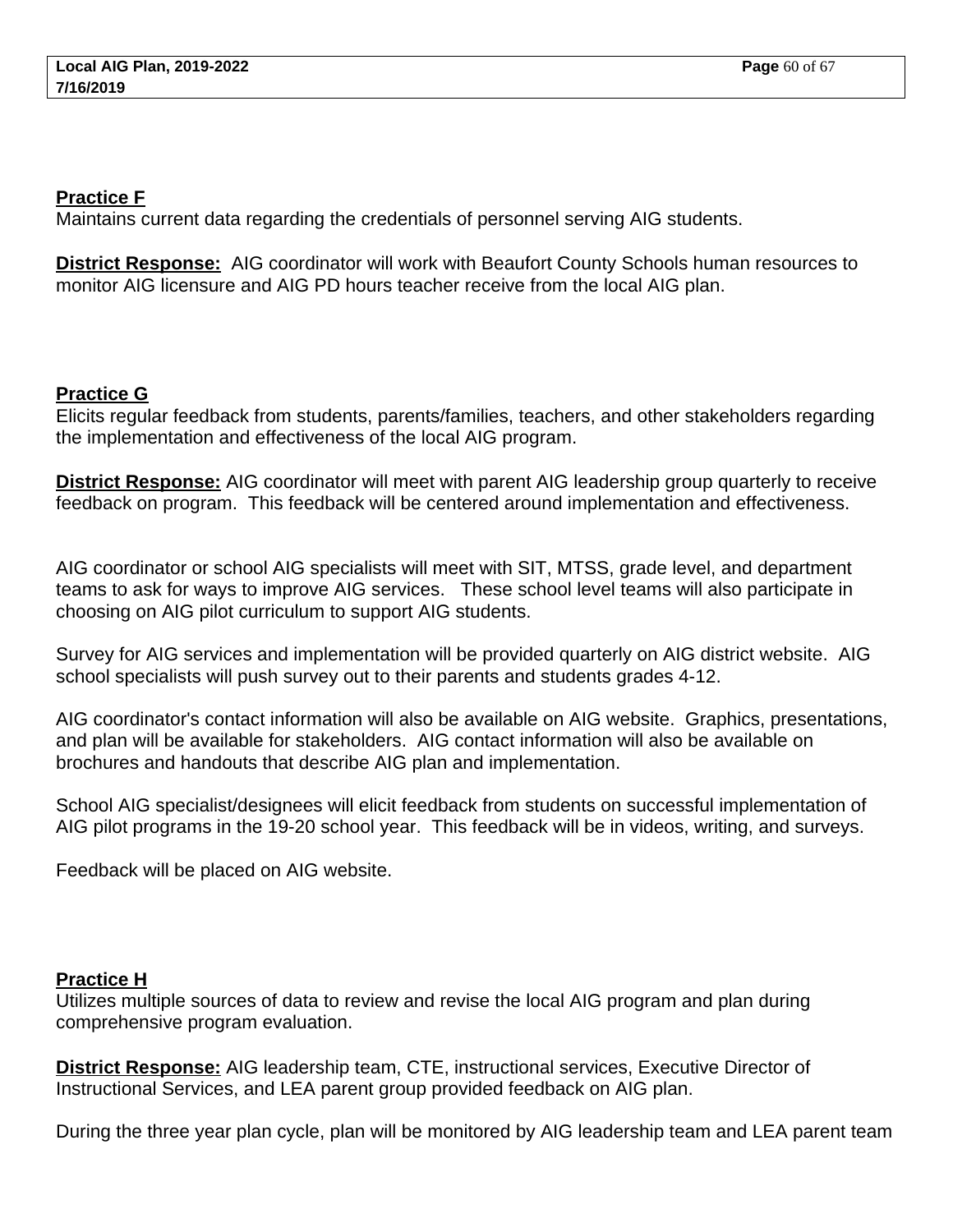**Practice F**
Maintains current data regarding the credentials of personnel serving AIG students.

**District Response:** AIG coordinator will work with Beaufort County Schools human resources to monitor AIG licensure and AIG PD hours teacher receive from the local AIG plan.

**Practice G**
Elicits regular feedback from students, parents/families, teachers, and other stakeholders regarding the implementation and effectiveness of the local AIG program.

**District Response:** AIG coordinator will meet with parent AIG leadership group quarterly to receive feedback on program. This feedback will be centered around implementation and effectiveness.

AIG coordinator or school AIG specialists will meet with SIT, MTSS, grade level, and department teams to ask for ways to improve AIG services. These school level teams will also participate in choosing on AIG pilot curriculum to support AIG students.

Survey for AIG services and implementation will be provided quarterly on AIG district website. AIG school specialists will push survey out to their parents and students grades 4-12.

AIG coordinator's contact information will also be available on AIG website. Graphics, presentations, and plan will be available for stakeholders. AIG contact information will also be available on brochures and handouts that describe AIG plan and implementation.

School AIG specialist/designees will elicit feedback from students on successful implementation of AIG pilot programs in the 19-20 school year. This feedback will be in videos, writing, and surveys.

Feedback will be placed on AIG website.

**Practice H**
Utilizes multiple sources of data to review and revise the local AIG program and plan during comprehensive program evaluation.

**District Response:** AIG leadership team, CTE, instructional services, Executive Director of Instructional Services, and LEA parent group provided feedback on AIG plan.

During the three year plan cycle, plan will be monitored by AIG leadership team and LEA parent team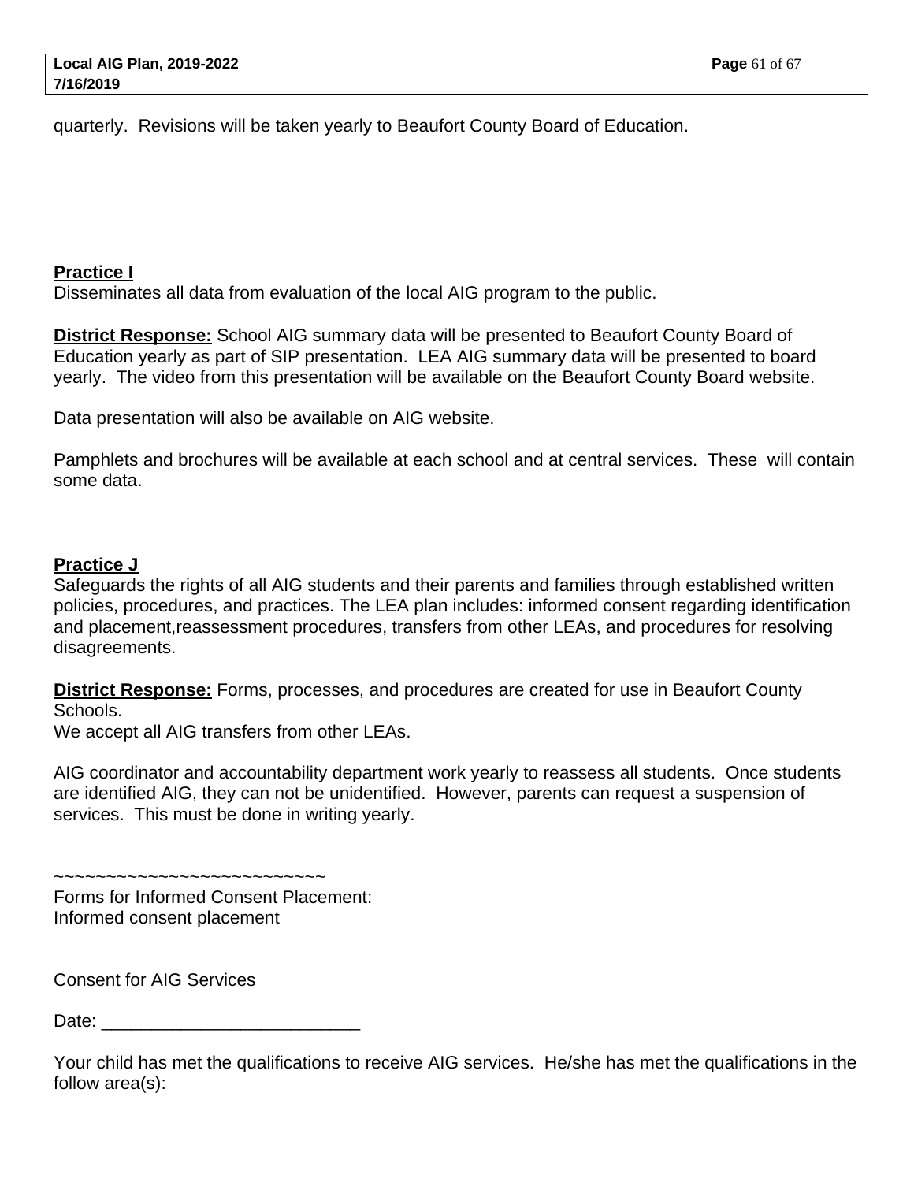quarterly.  Revisions will be taken yearly to Beaufort County Board of Education.

**Practice I**

Disseminates all data from evaluation of the local AIG program to the public.

**District Response:** School AIG summary data will be presented to Beaufort County Board of Education yearly as part of SIP presentation.  LEA AIG summary data will be presented to board yearly.  The video from this presentation will be available on the Beaufort County Board website.

Data presentation will also be available on AIG website.

Pamphlets and brochures will be available at each school and at central services.  These  will contain some data.

**Practice J**

Safeguards the rights of all AIG students and their parents and families through established written policies, procedures, and practices. The LEA plan includes: informed consent regarding identification and placement,reassessment procedures, transfers from other LEAs, and procedures for resolving disagreements.

**District Response:** Forms, processes, and procedures are created for use in Beaufort County Schools.
We accept all AIG transfers from other LEAs.

AIG coordinator and accountability department work yearly to reassess all students.  Once students are identified AIG, they can not be unidentified.  However, parents can request a suspension of services.  This must be done in writing yearly.

~~~~~~~~~~~~~~~~~~~~~~~~~~~
Forms for Informed Consent Placement:
Informed consent placement

Consent for AIG Services

Date: __________________________

Your child has met the qualifications to receive AIG services.  He/she has met the qualifications in the follow area(s):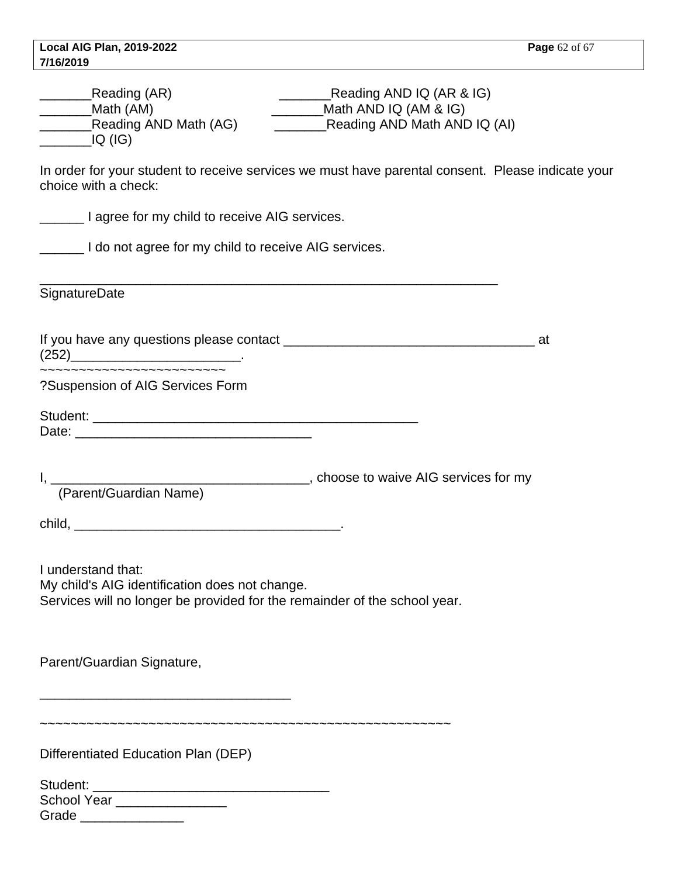_______Reading (AR) _______Reading AND IQ (AR & IG)
_______Math (AM) _______Math AND IQ (AM & IG)
_______Reading AND Math (AG) _______Reading AND Math AND IQ (AI)
_______IQ (IG)

In order for your student to receive services we must have parental consent. Please indicate your choice with a check:

______ I agree for my child to receive AIG services.

______ I do not agree for my child to receive AIG services.

_______________________________________________________________
SignatureDate

If you have any questions please contact __________________________________ at (252)_______________________.

~~~~~~~~~~~~~~~~~~~~~~~~~

?Suspension of AIG Services Form

Student: ____________________________________________
Date: ________________________________

I, ___________________________________, choose to waive AIG services for my
(Parent/Guardian Name)

child, ____________________________________.

I understand that:
My child's AIG identification does not change.
Services will no longer be provided for the remainder of the school year.

Parent/Guardian Signature,

__________________________________

~~~~~~~~~~~~~~~~~~~~~~~~~~~~~~~~~~~~~~~~~~~~~~~~~~~~~~~~

Differentiated Education Plan (DEP)

Student: ________________________________
School Year _______________
Grade ______________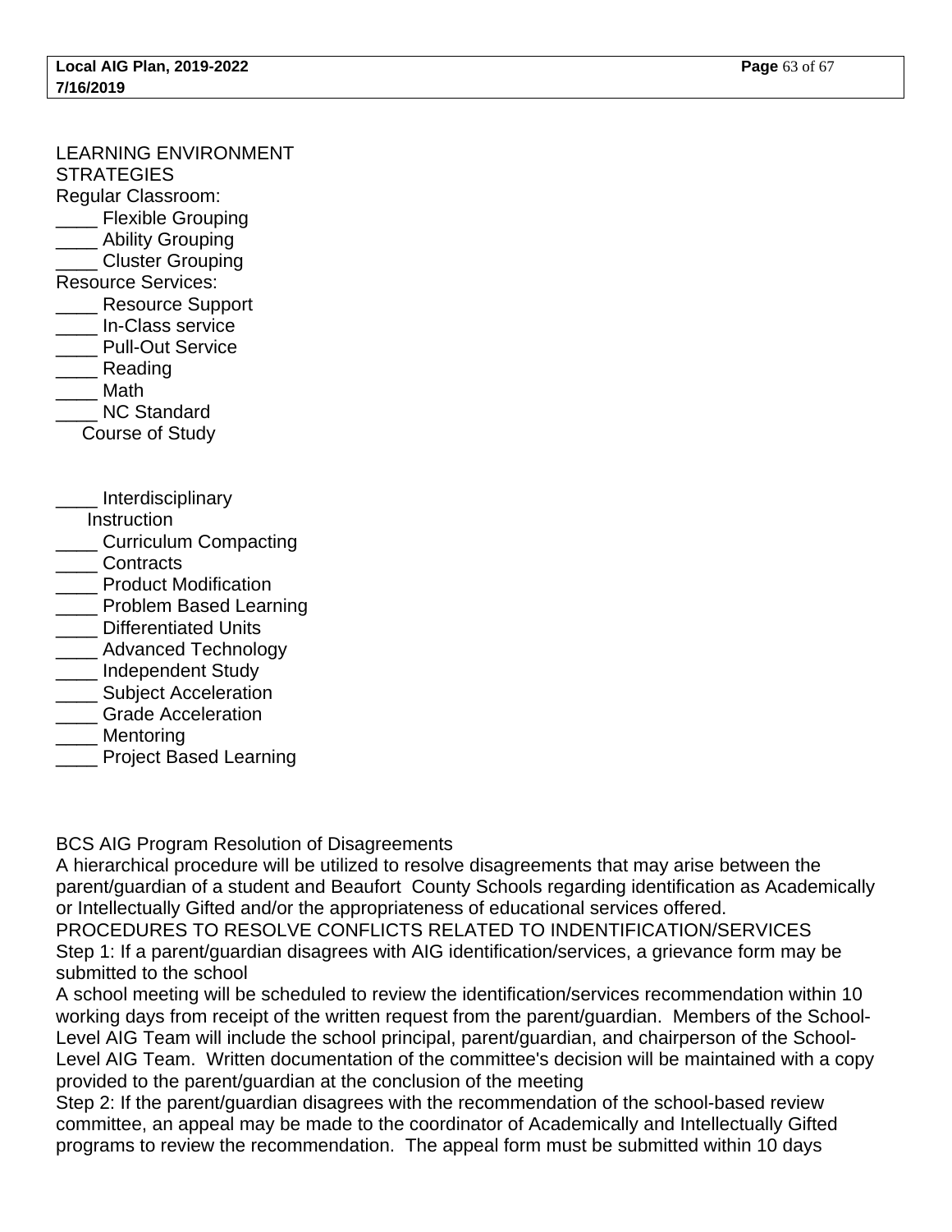LEARNING ENVIRONMENT
STRATEGIES

Regular Classroom:

____ Flexible Grouping
____ Ability Grouping
____ Cluster Grouping

Resource Services:

____ Resource Support
____ In-Class service
____ Pull-Out Service
____ Reading
____ Math
____ NC Standard
Course of Study

____ Interdisciplinary
Instruction
____ Curriculum Compacting
____ Contracts
____ Product Modification
____ Problem Based Learning
____ Differentiated Units
____ Advanced Technology
____ Independent Study
____ Subject Acceleration
____ Grade Acceleration
____ Mentoring
____ Project Based Learning

BCS AIG Program Resolution of Disagreements

A hierarchical procedure will be utilized to resolve disagreements that may arise between the parent/guardian of a student and Beaufort County Schools regarding identification as Academically or Intellectually Gifted and/or the appropriateness of educational services offered.

PROCEDURES TO RESOLVE CONFLICTS RELATED TO INDENTIFICATION/SERVICES

Step 1: If a parent/guardian disagrees with AIG identification/services, a grievance form may be submitted to the school

A school meeting will be scheduled to review the identification/services recommendation within 10 working days from receipt of the written request from the parent/guardian. Members of the School-Level AIG Team will include the school principal, parent/guardian, and chairperson of the School-Level AIG Team. Written documentation of the committee's decision will be maintained with a copy provided to the parent/guardian at the conclusion of the meeting

Step 2: If the parent/guardian disagrees with the recommendation of the school-based review committee, an appeal may be made to the coordinator of Academically and Intellectually Gifted programs to review the recommendation. The appeal form must be submitted within 10 days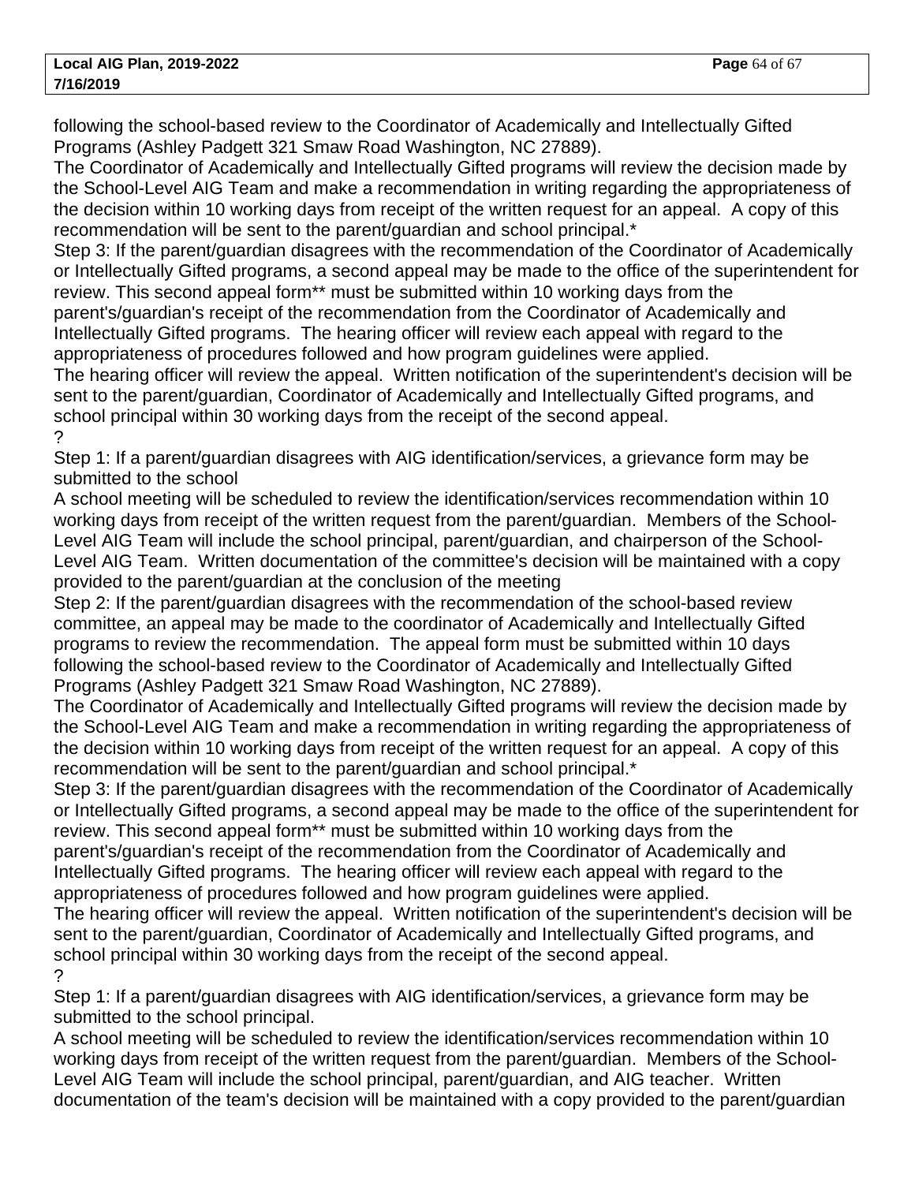following the school-based review to the Coordinator of Academically and Intellectually Gifted Programs (Ashley Padgett 321 Smaw Road Washington, NC 27889).

The Coordinator of Academically and Intellectually Gifted programs will review the decision made by the School-Level AIG Team and make a recommendation in writing regarding the appropriateness of the decision within 10 working days from receipt of the written request for an appeal. A copy of this recommendation will be sent to the parent/guardian and school principal.*

Step 3: If the parent/guardian disagrees with the recommendation of the Coordinator of Academically or Intellectually Gifted programs, a second appeal may be made to the office of the superintendent for review. This second appeal form** must be submitted within 10 working days from the parent's/guardian's receipt of the recommendation from the Coordinator of Academically and Intellectually Gifted programs. The hearing officer will review each appeal with regard to the appropriateness of procedures followed and how program guidelines were applied.

The hearing officer will review the appeal. Written notification of the superintendent's decision will be sent to the parent/guardian, Coordinator of Academically and Intellectually Gifted programs, and school principal within 30 working days from the receipt of the second appeal.

?

Step 1: If a parent/guardian disagrees with AIG identification/services, a grievance form may be submitted to the school

A school meeting will be scheduled to review the identification/services recommendation within 10 working days from receipt of the written request from the parent/guardian. Members of the School-Level AIG Team will include the school principal, parent/guardian, and chairperson of the School-Level AIG Team. Written documentation of the committee's decision will be maintained with a copy provided to the parent/guardian at the conclusion of the meeting

Step 2: If the parent/guardian disagrees with the recommendation of the school-based review committee, an appeal may be made to the coordinator of Academically and Intellectually Gifted programs to review the recommendation. The appeal form must be submitted within 10 days following the school-based review to the Coordinator of Academically and Intellectually Gifted Programs (Ashley Padgett 321 Smaw Road Washington, NC 27889).

The Coordinator of Academically and Intellectually Gifted programs will review the decision made by the School-Level AIG Team and make a recommendation in writing regarding the appropriateness of the decision within 10 working days from receipt of the written request for an appeal. A copy of this recommendation will be sent to the parent/guardian and school principal.*

Step 3: If the parent/guardian disagrees with the recommendation of the Coordinator of Academically or Intellectually Gifted programs, a second appeal may be made to the office of the superintendent for review. This second appeal form** must be submitted within 10 working days from the parent's/guardian's receipt of the recommendation from the Coordinator of Academically and Intellectually Gifted programs. The hearing officer will review each appeal with regard to the appropriateness of procedures followed and how program guidelines were applied.

The hearing officer will review the appeal. Written notification of the superintendent's decision will be sent to the parent/guardian, Coordinator of Academically and Intellectually Gifted programs, and school principal within 30 working days from the receipt of the second appeal.

?

Step 1: If a parent/guardian disagrees with AIG identification/services, a grievance form may be submitted to the school principal.

A school meeting will be scheduled to review the identification/services recommendation within 10 working days from receipt of the written request from the parent/guardian. Members of the School-Level AIG Team will include the school principal, parent/guardian, and AIG teacher. Written documentation of the team's decision will be maintained with a copy provided to the parent/guardian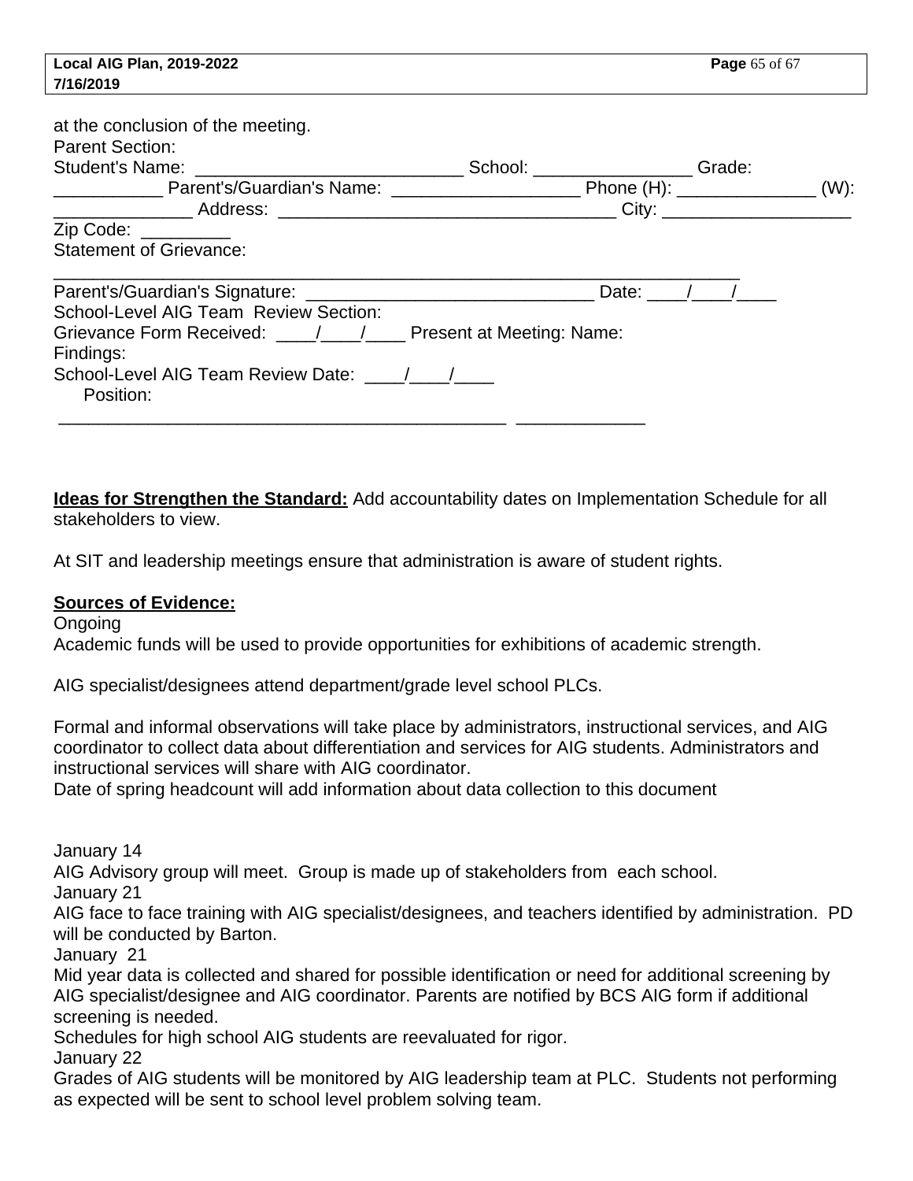at the conclusion of the meeting.
Parent Section:
Student's Name: ___________________________ School: ________________ Grade: ___________ Parent's/Guardian's Name: ___________________ Phone (H): ______________ (W): ______________ Address: __________________________________ City: ___________________
Zip Code: _________
Statement of Grievance:
______________________________________________________________________
Parent's/Guardian's Signature: _____________________________ Date: ____/____/____
School-Level AIG Team Review Section:
Grievance Form Received: ____/____/____ Present at Meeting: Name:
Findings:
School-Level AIG Team Review Date: ____/____/____
Position:
_____________________________________________ _____________

**Ideas for Strengthen the Standard:** Add accountability dates on Implementation Schedule for all stakeholders to view.

At SIT and leadership meetings ensure that administration is aware of student rights.

**Sources of Evidence:**
Ongoing
Academic funds will be used to provide opportunities for exhibitions of academic strength.

AIG specialist/designees attend department/grade level school PLCs.

Formal and informal observations will take place by administrators, instructional services, and AIG coordinator to collect data about differentiation and services for AIG students. Administrators and instructional services will share with AIG coordinator.
Date of spring headcount will add information about data collection to this document

January 14
AIG Advisory group will meet. Group is made up of stakeholders from each school.
January 21
AIG face to face training with AIG specialist/designees, and teachers identified by administration. PD will be conducted by Barton.
January 21
Mid year data is collected and shared for possible identification or need for additional screening by AIG specialist/designee and AIG coordinator. Parents are notified by BCS AIG form if additional screening is needed.
Schedules for high school AIG students are reevaluated for rigor.
January 22
Grades of AIG students will be monitored by AIG leadership team at PLC. Students not performing as expected will be sent to school level problem solving team.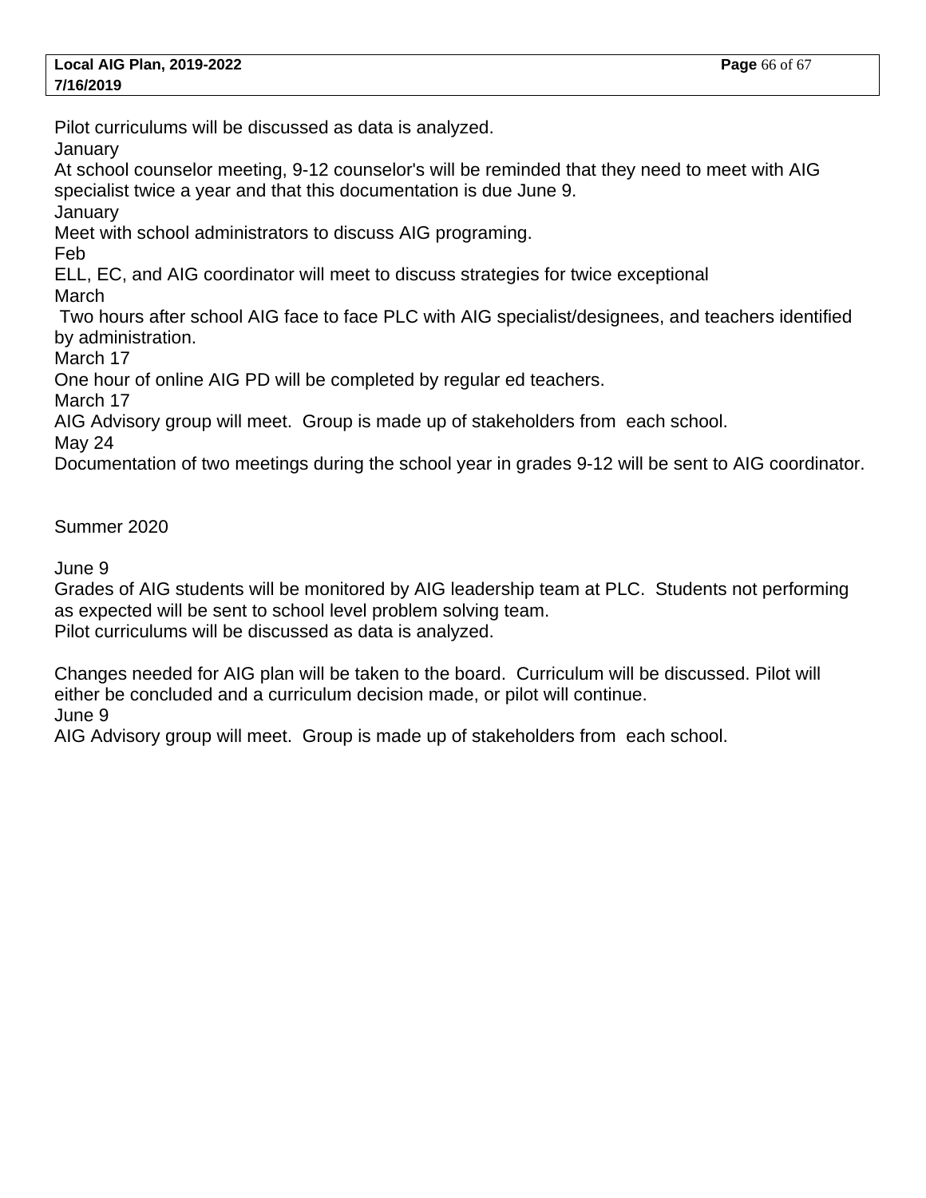Pilot curriculums will be discussed as data is analyzed.
January
At school counselor meeting, 9-12 counselor's will be reminded that they need to meet with AIG specialist twice a year and that this documentation is due June 9.
January
Meet with school administrators to discuss AIG programing.
Feb
ELL, EC, and AIG coordinator will meet to discuss strategies for twice exceptional
March
Two hours after school AIG face to face PLC with AIG specialist/designees, and teachers identified by administration.
March 17
One hour of online AIG PD will be completed by regular ed teachers.
March 17
AIG Advisory group will meet. Group is made up of stakeholders from each school.
May 24
Documentation of two meetings during the school year in grades 9-12 will be sent to AIG coordinator.

Summer 2020

June 9
Grades of AIG students will be monitored by AIG leadership team at PLC. Students not performing as expected will be sent to school level problem solving team.
Pilot curriculums will be discussed as data is analyzed.

Changes needed for AIG plan will be taken to the board. Curriculum will be discussed. Pilot will either be concluded and a curriculum decision made, or pilot will continue.
June 9
AIG Advisory group will meet. Group is made up of stakeholders from each school.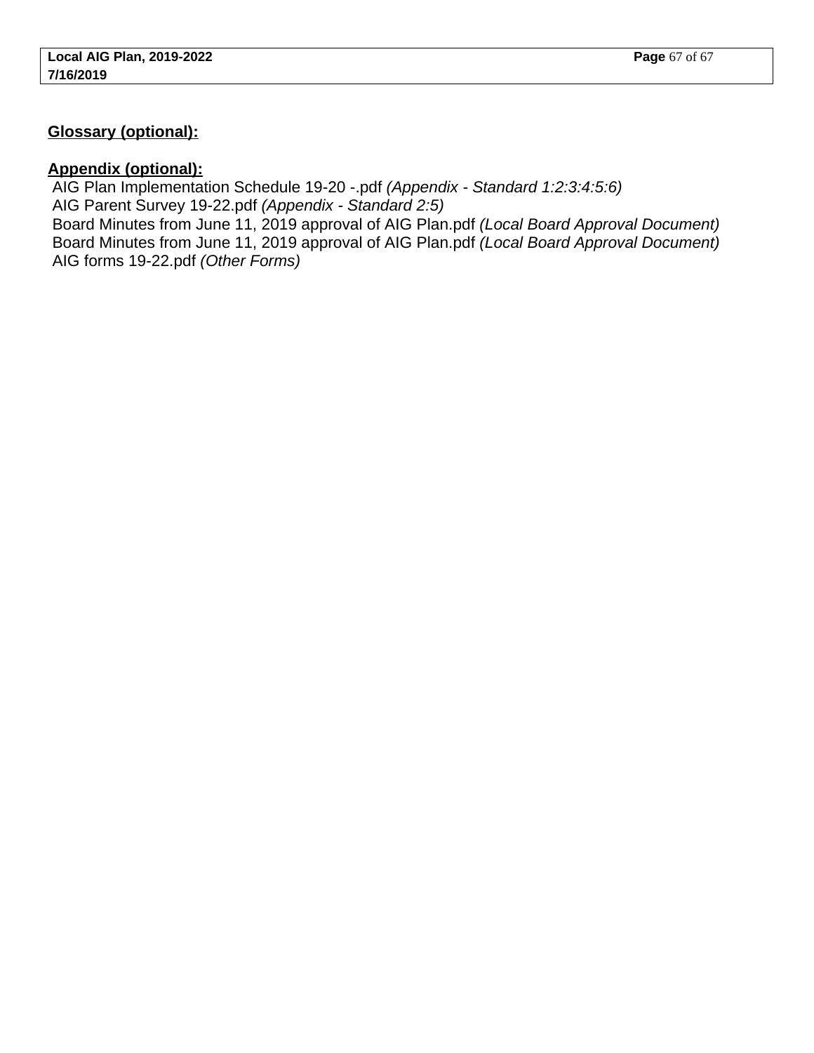**Glossary (optional):**

**Appendix (optional):**

AIG Plan Implementation Schedule 19-20 -.pdf *(Appendix - Standard 1:2:3:4:5:6)*
AIG Parent Survey 19-22.pdf *(Appendix - Standard 2:5)*
Board Minutes from June 11, 2019 approval of AIG Plan.pdf *(Local Board Approval Document)*
Board Minutes from June 11, 2019 approval of AIG Plan.pdf *(Local Board Approval Document)*
AIG forms 19-22.pdf *(Other Forms)*